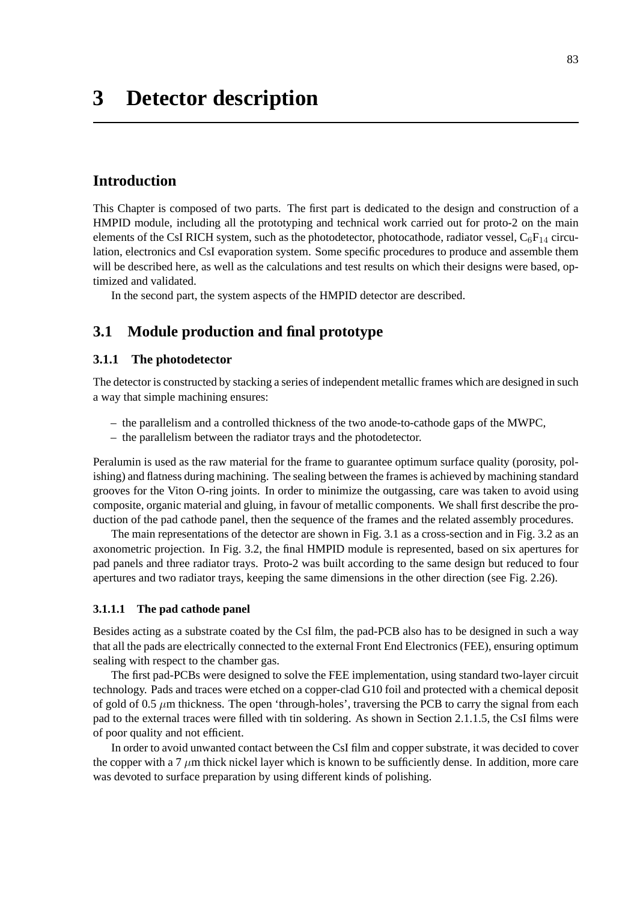# 3 Detector description

## Introduction

This Chapter is composed of two parts. The first part is dedicated to the design and construction of a HMPID module, including all the prototyping and technical work carried out for proto-2 on the main elements of the CsI RICH system, such as the photodetector, photocathode, radiator vessel, $C_6F_{14}$ circulation, electronics and CsI evaporation system. Some specific procedures to produce and assemble them will be described here, as well as the calculations and test results on which their designs were based, optimized and validated.

In the second part, the system aspects of the HMPID detector are described.

## 3.1 Module production and final prototype

### 3.1.1 The photodetector

The detector is constructed by stacking a series of independent metallic frames which are designed in such a way that simple machining ensures:

– the parallelism and a controlled thickness of the two anode-to-cathode gaps of the MWPC,
– the parallelism between the radiator trays and the photodetector.

Peralumin is used as the raw material for the frame to guarantee optimum surface quality (porosity, polishing) and flatness during machining. The sealing between the frames is achieved by machining standard grooves for the Viton O-ring joints. In order to minimize the outgassing, care was taken to avoid using composite, organic material and gluing, in favour of metallic components. We shall first describe the production of the pad cathode panel, then the sequence of the frames and the related assembly procedures.

The main representations of the detector are shown in Fig. 3.1 as a cross-section and in Fig. 3.2 as an axonometric projection. In Fig. 3.2, the final HMPID module is represented, based on six apertures for pad panels and three radiator trays. Proto-2 was built according to the same design but reduced to four apertures and two radiator trays, keeping the same dimensions in the other direction (see Fig. 2.26).

#### 3.1.1.1 The pad cathode panel

Besides acting as a substrate coated by the CsI film, the pad-PCB also has to be designed in such a way that all the pads are electrically connected to the external Front End Electronics (FEE), ensuring optimum sealing with respect to the chamber gas.

The first pad-PCBs were designed to solve the FEE implementation, using standard two-layer circuit technology. Pads and traces were etched on a copper-clad G10 foil and protected with a chemical deposit of gold of 0.5 $\mu$m thickness. The open 'through-holes', traversing the PCB to carry the signal from each pad to the external traces were filled with tin soldering. As shown in Section 2.1.1.5, the CsI films were of poor quality and not efficient.

In order to avoid unwanted contact between the CsI film and copper substrate, it was decided to cover the copper with a 7 $\mu$m thick nickel layer which is known to be sufficiently dense. In addition, more care was devoted to surface preparation by using different kinds of polishing.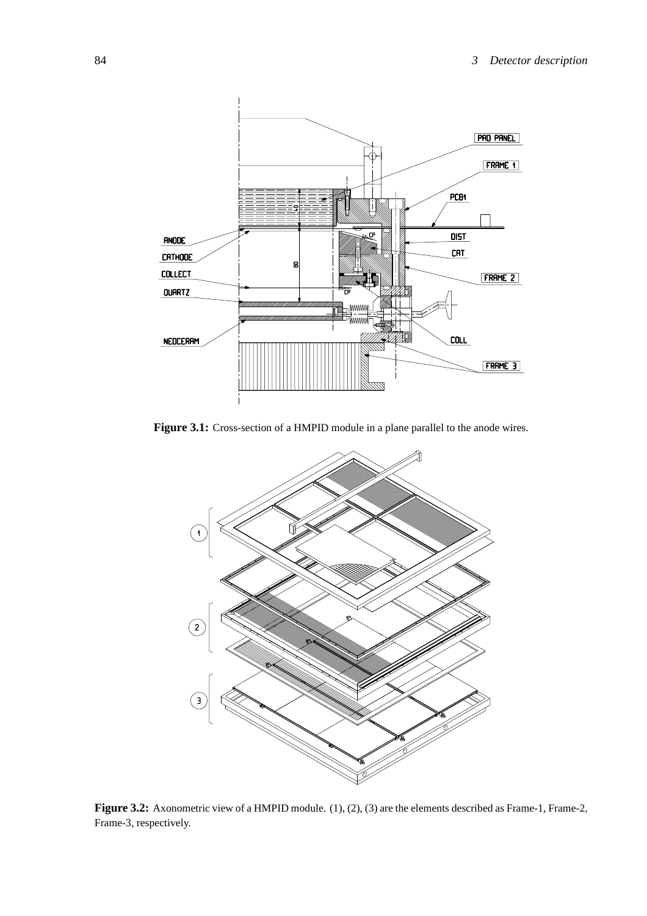**Figure 3.1:** Cross-section of a HMPID module in a plane parallel to the anode wires.

**Figure 3.2:** Axonometric view of a HMPID module. (1), (2), (3) are the elements described as Frame-1, Frame-2, Frame-3, respectively.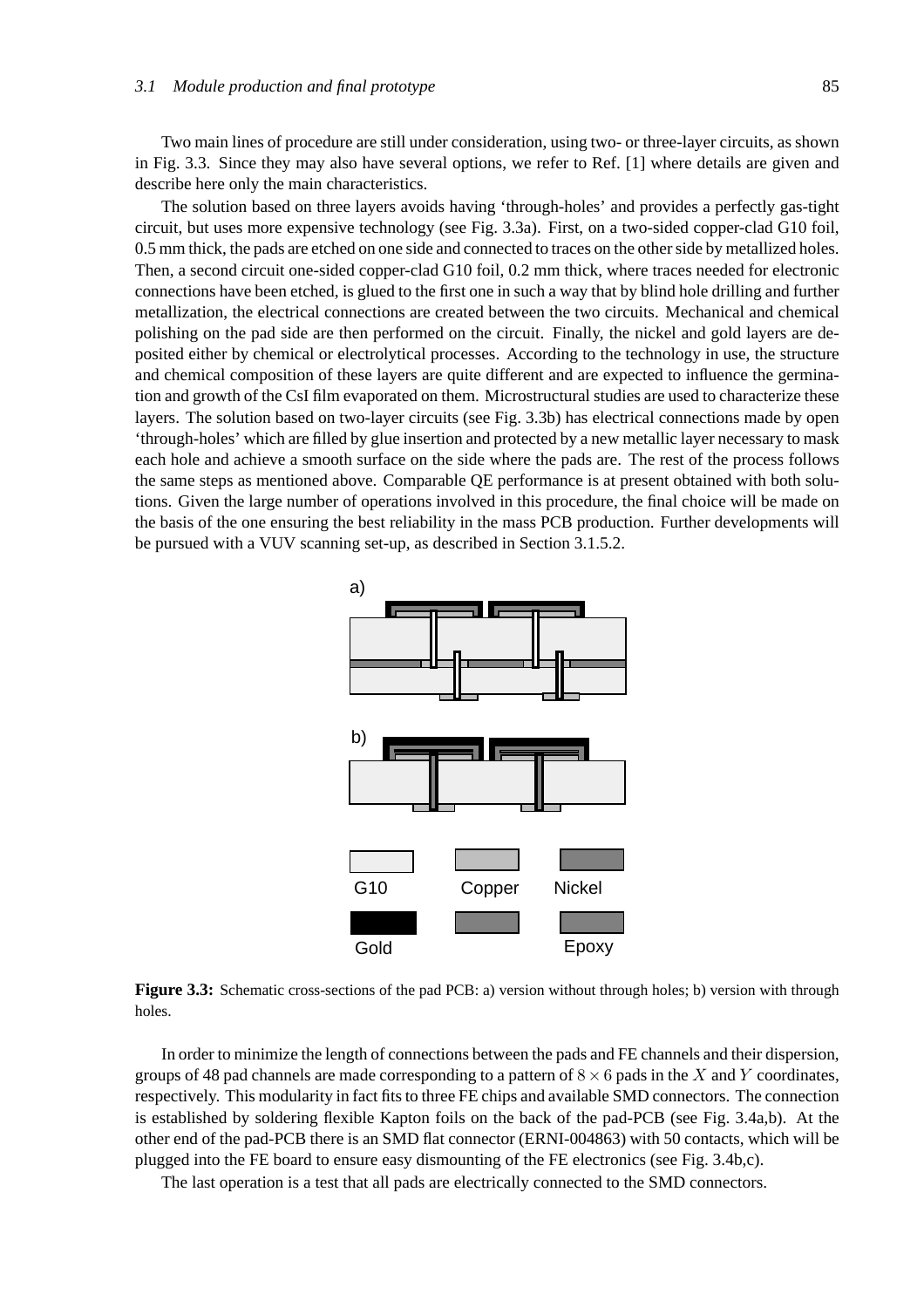Two main lines of procedure are still under consideration, using two- or three-layer circuits, as shown in Fig. 3.3. Since they may also have several options, we refer to Ref. [1] where details are given and describe here only the main characteristics.

The solution based on three layers avoids having 'through-holes' and provides a perfectly gas-tight circuit, but uses more expensive technology (see Fig. 3.3a). First, on a two-sided copper-clad G10 foil, 0.5 mm thick, the pads are etched on one side and connected to traces on the other side by metallized holes. Then, a second circuit one-sided copper-clad G10 foil, 0.2 mm thick, where traces needed for electronic connections have been etched, is glued to the first one in such a way that by blind hole drilling and further metallization, the electrical connections are created between the two circuits. Mechanical and chemical polishing on the pad side are then performed on the circuit. Finally, the nickel and gold layers are deposited either by chemical or electrolytical processes. According to the technology in use, the structure and chemical composition of these layers are quite different and are expected to influence the germination and growth of the CsI film evaporated on them. Microstructural studies are used to characterize these layers. The solution based on two-layer circuits (see Fig. 3.3b) has electrical connections made by open 'through-holes' which are filled by glue insertion and protected by a new metallic layer necessary to mask each hole and achieve a smooth surface on the side where the pads are. The rest of the process follows the same steps as mentioned above. Comparable QE performance is at present obtained with both solutions. Given the large number of operations involved in this procedure, the final choice will be made on the basis of the one ensuring the best reliability in the mass PCB production. Further developments will be pursued with a VUV scanning set-up, as described in Section 3.1.5.2.

**Figure 3.3:** Schematic cross-sections of the pad PCB: a) version without through holes; b) version with through holes.

In order to minimize the length of connections between the pads and FE channels and their dispersion, groups of 48 pad channels are made corresponding to a pattern of $8 \times 6$ pads in the $X$ and $Y$ coordinates, respectively. This modularity in fact fits to three FE chips and available SMD connectors. The connection is established by soldering flexible Kapton foils on the back of the pad-PCB (see Fig. 3.4a,b). At the other end of the pad-PCB there is an SMD flat connector (ERNI-004863) with 50 contacts, which will be plugged into the FE board to ensure easy dismounting of the FE electronics (see Fig. 3.4b,c).

The last operation is a test that all pads are electrically connected to the SMD connectors.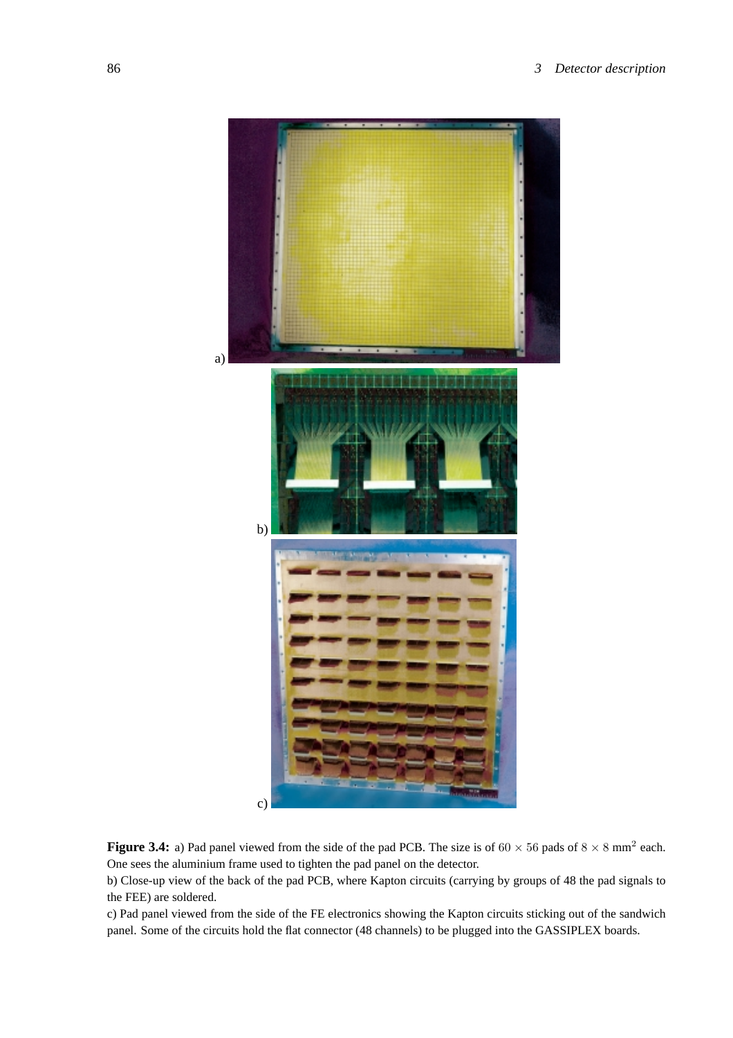a)

b)

c)

**Figure 3.4:** a) Pad panel viewed from the side of the pad PCB. The size is of $60 \times 56$ pads of $8 \times 8$ mm$^2$ each. One sees the aluminium frame used to tighten the pad panel on the detector.

b) Close-up view of the back of the pad PCB, where Kapton circuits (carrying by groups of 48 the pad signals to the FEE) are soldered.

c) Pad panel viewed from the side of the FE electronics showing the Kapton circuits sticking out of the sandwich panel. Some of the circuits hold the flat connector (48 channels) to be plugged into the GASSIPLEX boards.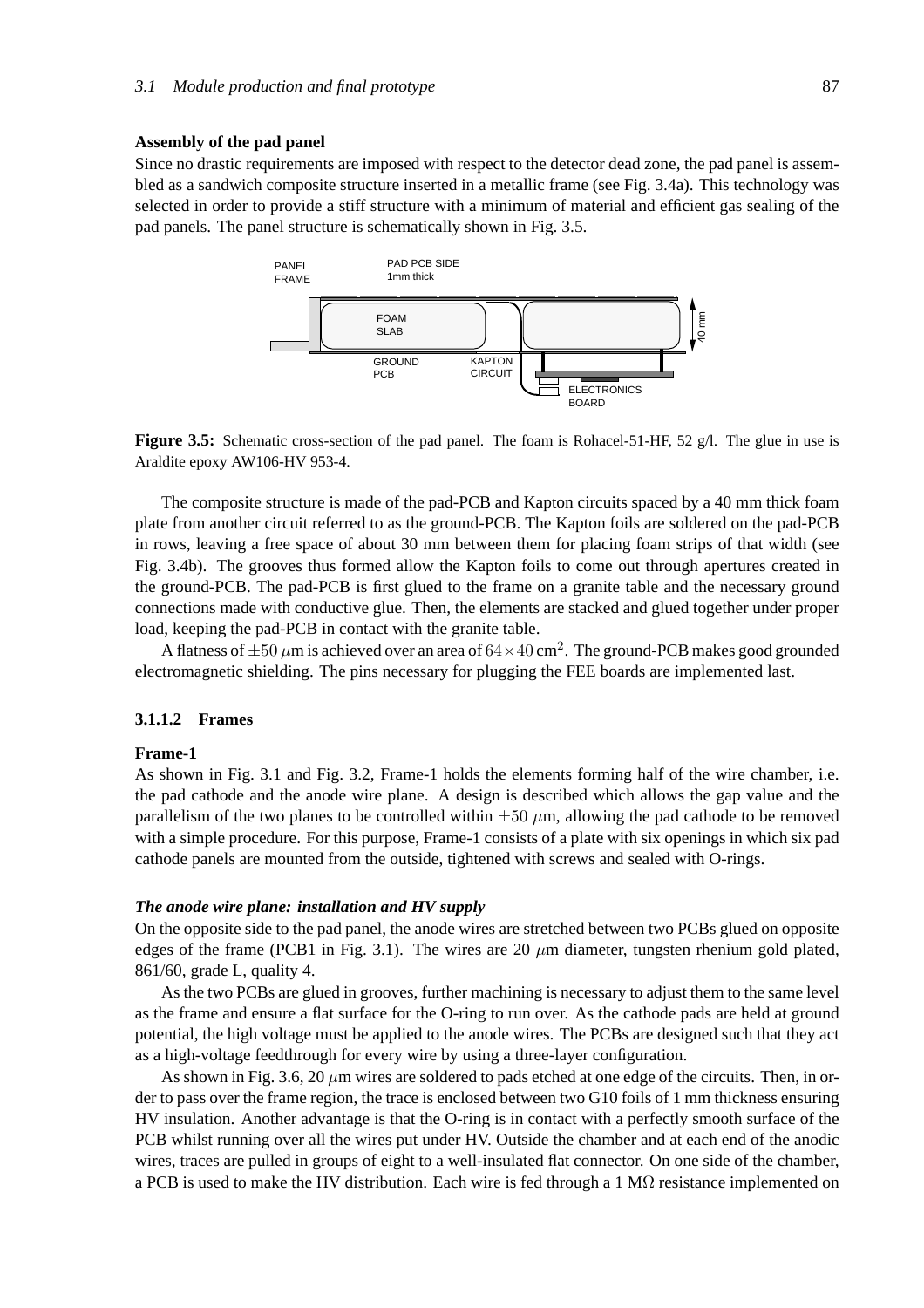**Assembly of the pad panel**

Since no drastic requirements are imposed with respect to the detector dead zone, the pad panel is assembled as a sandwich composite structure inserted in a metallic frame (see Fig. 3.4a). This technology was selected in order to provide a stiff structure with a minimum of material and efficient gas sealing of the pad panels. The panel structure is schematically shown in Fig. 3.5.

**Figure 3.5:** Schematic cross-section of the pad panel. The foam is Rohacel-51-HF, 52 g/l. The glue in use is Araldite epoxy AW106-HV 953-4.

The composite structure is made of the pad-PCB and Kapton circuits spaced by a 40 mm thick foam plate from another circuit referred to as the ground-PCB. The Kapton foils are soldered on the pad-PCB in rows, leaving a free space of about 30 mm between them for placing foam strips of that width (see Fig. 3.4b). The grooves thus formed allow the Kapton foils to come out through apertures created in the ground-PCB. The pad-PCB is first glued to the frame on a granite table and the necessary ground connections made with conductive glue. Then, the elements are stacked and glued together under proper load, keeping the pad-PCB in contact with the granite table.

A flatness of $\pm 50\ \mu$m is achieved over an area of $64 \times 40\ \mathrm{cm}^2$. The ground-PCB makes good grounded electromagnetic shielding. The pins necessary for plugging the FEE boards are implemented last.

### 3.1.1.2 Frames

**Frame-1**

As shown in Fig. 3.1 and Fig. 3.2, Frame-1 holds the elements forming half of the wire chamber, i.e. the pad cathode and the anode wire plane. A design is described which allows the gap value and the parallelism of the two planes to be controlled within $\pm 50\ \mu$m, allowing the pad cathode to be removed with a simple procedure. For this purpose, Frame-1 consists of a plate with six openings in which six pad cathode panels are mounted from the outside, tightened with screws and sealed with O-rings.

***The anode wire plane: installation and HV supply***

On the opposite side to the pad panel, the anode wires are stretched between two PCBs glued on opposite edges of the frame (PCB1 in Fig. 3.1). The wires are 20 $\mu$m diameter, tungsten rhenium gold plated, 861/60, grade L, quality 4.

As the two PCBs are glued in grooves, further machining is necessary to adjust them to the same level as the frame and ensure a flat surface for the O-ring to run over. As the cathode pads are held at ground potential, the high voltage must be applied to the anode wires. The PCBs are designed such that they act as a high-voltage feedthrough for every wire by using a three-layer configuration.

As shown in Fig. 3.6, 20 $\mu$m wires are soldered to pads etched at one edge of the circuits. Then, in order to pass over the frame region, the trace is enclosed between two G10 foils of 1 mm thickness ensuring HV insulation. Another advantage is that the O-ring is in contact with a perfectly smooth surface of the PCB whilst running over all the wires put under HV. Outside the chamber and at each end of the anodic wires, traces are pulled in groups of eight to a well-insulated flat connector. On one side of the chamber, a PCB is used to make the HV distribution. Each wire is fed through a 1 M$\Omega$ resistance implemented on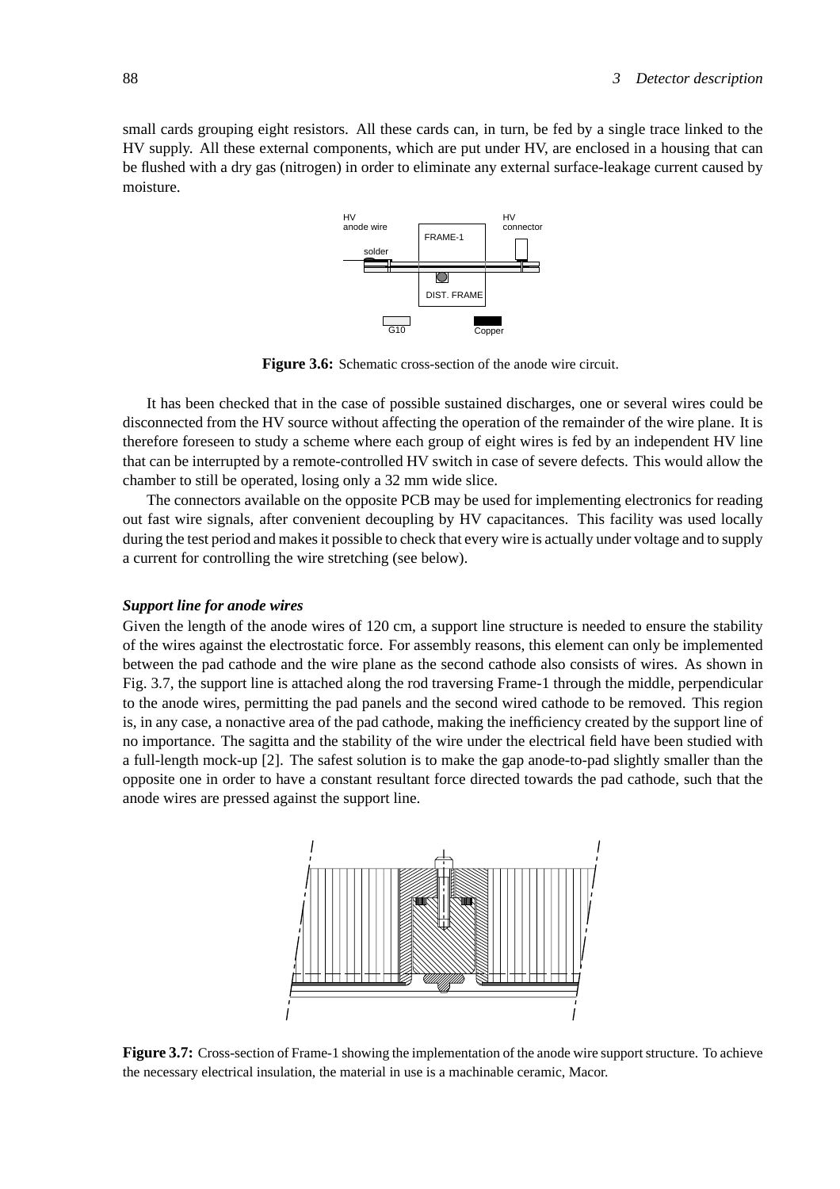small cards grouping eight resistors. All these cards can, in turn, be fed by a single trace linked to the HV supply. All these external components, which are put under HV, are enclosed in a housing that can be flushed with a dry gas (nitrogen) in order to eliminate any external surface-leakage current caused by moisture.

**Figure 3.6:** Schematic cross-section of the anode wire circuit.

It has been checked that in the case of possible sustained discharges, one or several wires could be disconnected from the HV source without affecting the operation of the remainder of the wire plane. It is therefore foreseen to study a scheme where each group of eight wires is fed by an independent HV line that can be interrupted by a remote-controlled HV switch in case of severe defects. This would allow the chamber to still be operated, losing only a 32 mm wide slice.

The connectors available on the opposite PCB may be used for implementing electronics for reading out fast wire signals, after convenient decoupling by HV capacitances. This facility was used locally during the test period and makes it possible to check that every wire is actually under voltage and to supply a current for controlling the wire stretching (see below).

***Support line for anode wires***

Given the length of the anode wires of 120 cm, a support line structure is needed to ensure the stability of the wires against the electrostatic force. For assembly reasons, this element can only be implemented between the pad cathode and the wire plane as the second cathode also consists of wires. As shown in Fig. 3.7, the support line is attached along the rod traversing Frame-1 through the middle, perpendicular to the anode wires, permitting the pad panels and the second wired cathode to be removed. This region is, in any case, a nonactive area of the pad cathode, making the inefficiency created by the support line of no importance. The sagitta and the stability of the wire under the electrical field have been studied with a full-length mock-up [2]. The safest solution is to make the gap anode-to-pad slightly smaller than the opposite one in order to have a constant resultant force directed towards the pad cathode, such that the anode wires are pressed against the support line.

**Figure 3.7:** Cross-section of Frame-1 showing the implementation of the anode wire support structure. To achieve the necessary electrical insulation, the material in use is a machinable ceramic, Macor.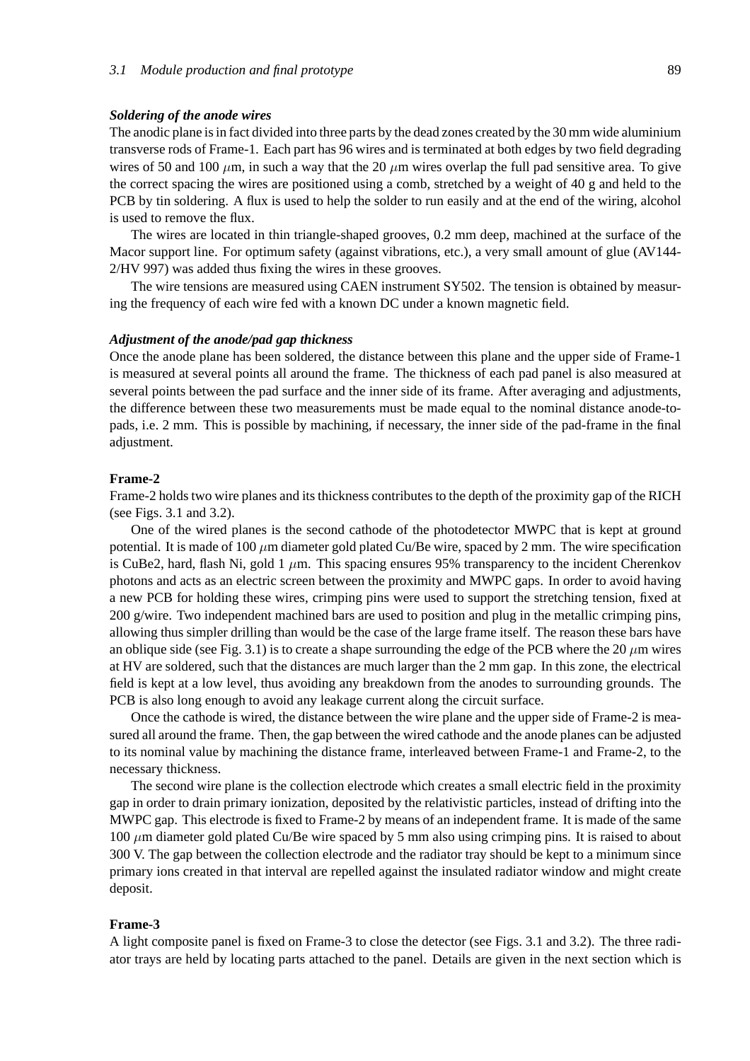***Soldering of the anode wires***

The anodic plane is in fact divided into three parts by the dead zones created by the 30 mm wide aluminium transverse rods of Frame-1. Each part has 96 wires and is terminated at both edges by two field degrading wires of 50 and 100 $\mu$m, in such a way that the 20 $\mu$m wires overlap the full pad sensitive area. To give the correct spacing the wires are positioned using a comb, stretched by a weight of 40 g and held to the PCB by tin soldering. A flux is used to help the solder to run easily and at the end of the wiring, alcohol is used to remove the flux.

The wires are located in thin triangle-shaped grooves, 0.2 mm deep, machined at the surface of the Macor support line. For optimum safety (against vibrations, etc.), a very small amount of glue (AV144-2/HV 997) was added thus fixing the wires in these grooves.

The wire tensions are measured using CAEN instrument SY502. The tension is obtained by measuring the frequency of each wire fed with a known DC under a known magnetic field.

***Adjustment of the anode/pad gap thickness***

Once the anode plane has been soldered, the distance between this plane and the upper side of Frame-1 is measured at several points all around the frame. The thickness of each pad panel is also measured at several points between the pad surface and the inner side of its frame. After averaging and adjustments, the difference between these two measurements must be made equal to the nominal distance anode-to-pads, i.e. 2 mm. This is possible by machining, if necessary, the inner side of the pad-frame in the final adjustment.

**Frame-2**

Frame-2 holds two wire planes and its thickness contributes to the depth of the proximity gap of the RICH (see Figs. 3.1 and 3.2).

One of the wired planes is the second cathode of the photodetector MWPC that is kept at ground potential. It is made of 100 $\mu$m diameter gold plated Cu/Be wire, spaced by 2 mm. The wire specification is CuBe2, hard, flash Ni, gold 1 $\mu$m. This spacing ensures 95% transparency to the incident Cherenkov photons and acts as an electric screen between the proximity and MWPC gaps. In order to avoid having a new PCB for holding these wires, crimping pins were used to support the stretching tension, fixed at 200 g/wire. Two independent machined bars are used to position and plug in the metallic crimping pins, allowing thus simpler drilling than would be the case of the large frame itself. The reason these bars have an oblique side (see Fig. 3.1) is to create a shape surrounding the edge of the PCB where the 20 $\mu$m wires at HV are soldered, such that the distances are much larger than the 2 mm gap. In this zone, the electrical field is kept at a low level, thus avoiding any breakdown from the anodes to surrounding grounds. The PCB is also long enough to avoid any leakage current along the circuit surface.

Once the cathode is wired, the distance between the wire plane and the upper side of Frame-2 is measured all around the frame. Then, the gap between the wired cathode and the anode planes can be adjusted to its nominal value by machining the distance frame, interleaved between Frame-1 and Frame-2, to the necessary thickness.

The second wire plane is the collection electrode which creates a small electric field in the proximity gap in order to drain primary ionization, deposited by the relativistic particles, instead of drifting into the MWPC gap. This electrode is fixed to Frame-2 by means of an independent frame. It is made of the same 100 $\mu$m diameter gold plated Cu/Be wire spaced by 5 mm also using crimping pins. It is raised to about 300 V. The gap between the collection electrode and the radiator tray should be kept to a minimum since primary ions created in that interval are repelled against the insulated radiator window and might create deposit.

**Frame-3**

A light composite panel is fixed on Frame-3 to close the detector (see Figs. 3.1 and 3.2). The three radiator trays are held by locating parts attached to the panel. Details are given in the next section which is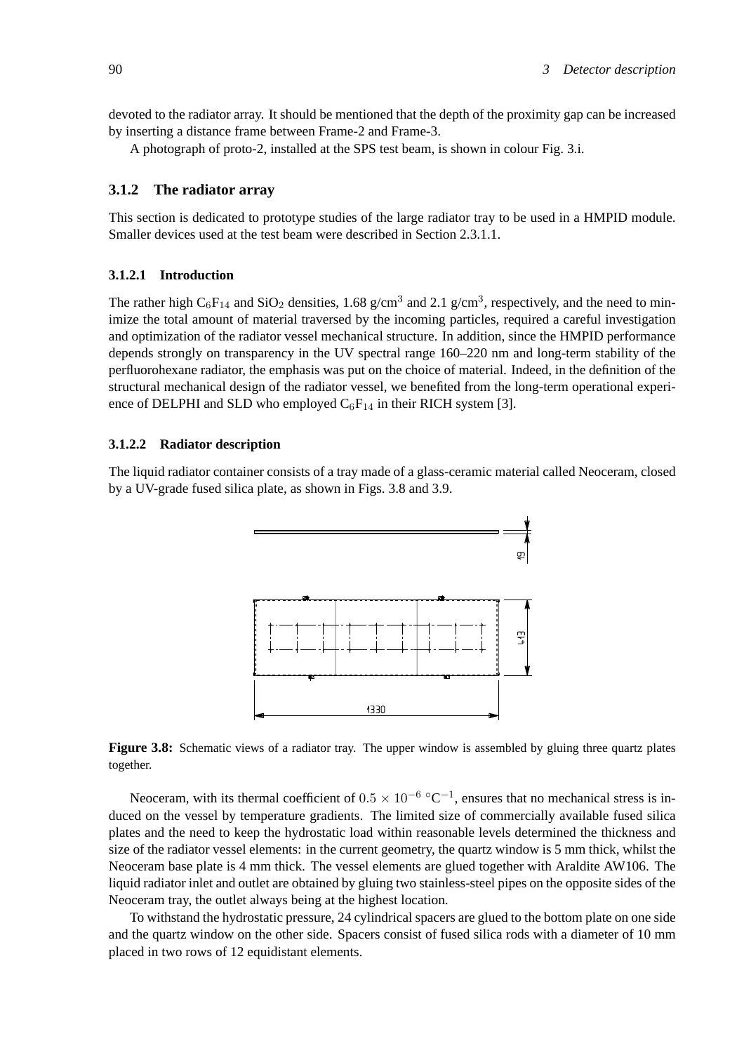devoted to the radiator array. It should be mentioned that the depth of the proximity gap can be increased by inserting a distance frame between Frame-2 and Frame-3.

A photograph of proto-2, installed at the SPS test beam, is shown in colour Fig. 3.i.

### 3.1.2 The radiator array

This section is dedicated to prototype studies of the large radiator tray to be used in a HMPID module. Smaller devices used at the test beam were described in Section 2.3.1.1.

#### 3.1.2.1 Introduction

The rather high $C_6F_{14}$ and $SiO_2$ densities, 1.68 g/cm$^3$ and 2.1 g/cm$^3$, respectively, and the need to minimize the total amount of material traversed by the incoming particles, required a careful investigation and optimization of the radiator vessel mechanical structure. In addition, since the HMPID performance depends strongly on transparency in the UV spectral range 160–220 nm and long-term stability of the perfluorohexane radiator, the emphasis was put on the choice of material. Indeed, in the definition of the structural mechanical design of the radiator vessel, we benefited from the long-term operational experience of DELPHI and SLD who employed $C_6F_{14}$ in their RICH system [3].

#### 3.1.2.2 Radiator description

The liquid radiator container consists of a tray made of a glass-ceramic material called Neoceram, closed by a UV-grade fused silica plate, as shown in Figs. 3.8 and 3.9.

**Figure 3.8:** Schematic views of a radiator tray. The upper window is assembled by gluing three quartz plates together.

Neoceram, with its thermal coefficient of $0.5 \times 10^{-6}$ °C$^{-1}$, ensures that no mechanical stress is induced on the vessel by temperature gradients. The limited size of commercially available fused silica plates and the need to keep the hydrostatic load within reasonable levels determined the thickness and size of the radiator vessel elements: in the current geometry, the quartz window is 5 mm thick, whilst the Neoceram base plate is 4 mm thick. The vessel elements are glued together with Araldite AW106. The liquid radiator inlet and outlet are obtained by gluing two stainless-steel pipes on the opposite sides of the Neoceram tray, the outlet always being at the highest location.

To withstand the hydrostatic pressure, 24 cylindrical spacers are glued to the bottom plate on one side and the quartz window on the other side. Spacers consist of fused silica rods with a diameter of 10 mm placed in two rows of 12 equidistant elements.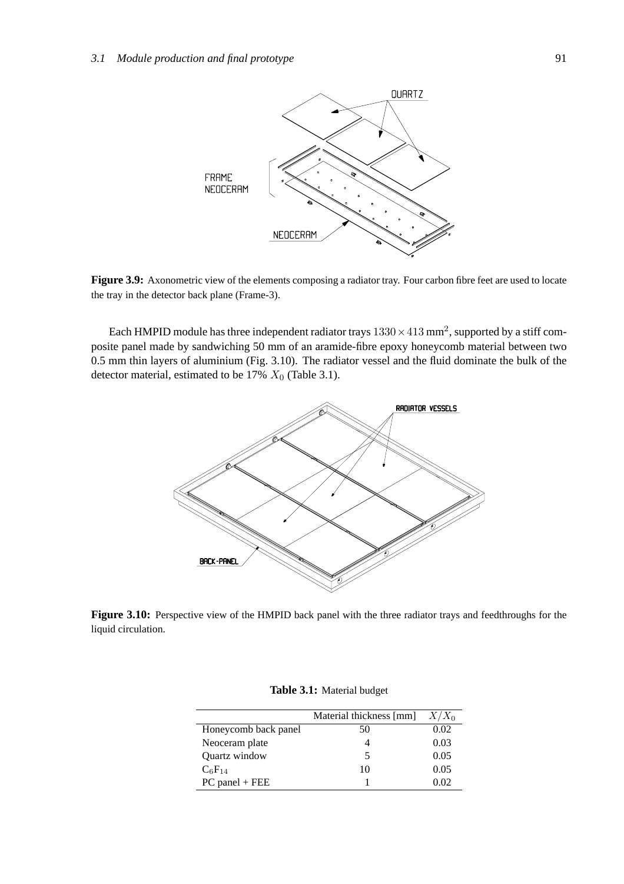**Figure 3.9:** Axonometric view of the elements composing a radiator tray. Four carbon fibre feet are used to locate the tray in the detector back plane (Frame-3).

Each HMPID module has three independent radiator trays $1330 \times 413$ mm$^2$, supported by a stiff composite panel made by sandwiching 50 mm of an aramide-fibre epoxy honeycomb material between two 0.5 mm thin layers of aluminium (Fig. 3.10). The radiator vessel and the fluid dominate the bulk of the detector material, estimated to be 17% $X_0$ (Table 3.1).

**Figure 3.10:** Perspective view of the HMPID back panel with the three radiator trays and feedthroughs for the liquid circulation.

**Table 3.1:** Material budget

| | Material thickness [mm] | $X/X_0$ |
|---|---|---|
| Honeycomb back panel | 50 | 0.02 |
| Neoceram plate | 4 | 0.03 |
| Quartz window | 5 | 0.05 |
| $C_6F_{14}$ | 10 | 0.05 |
| PC panel + FEE | 1 | 0.02 |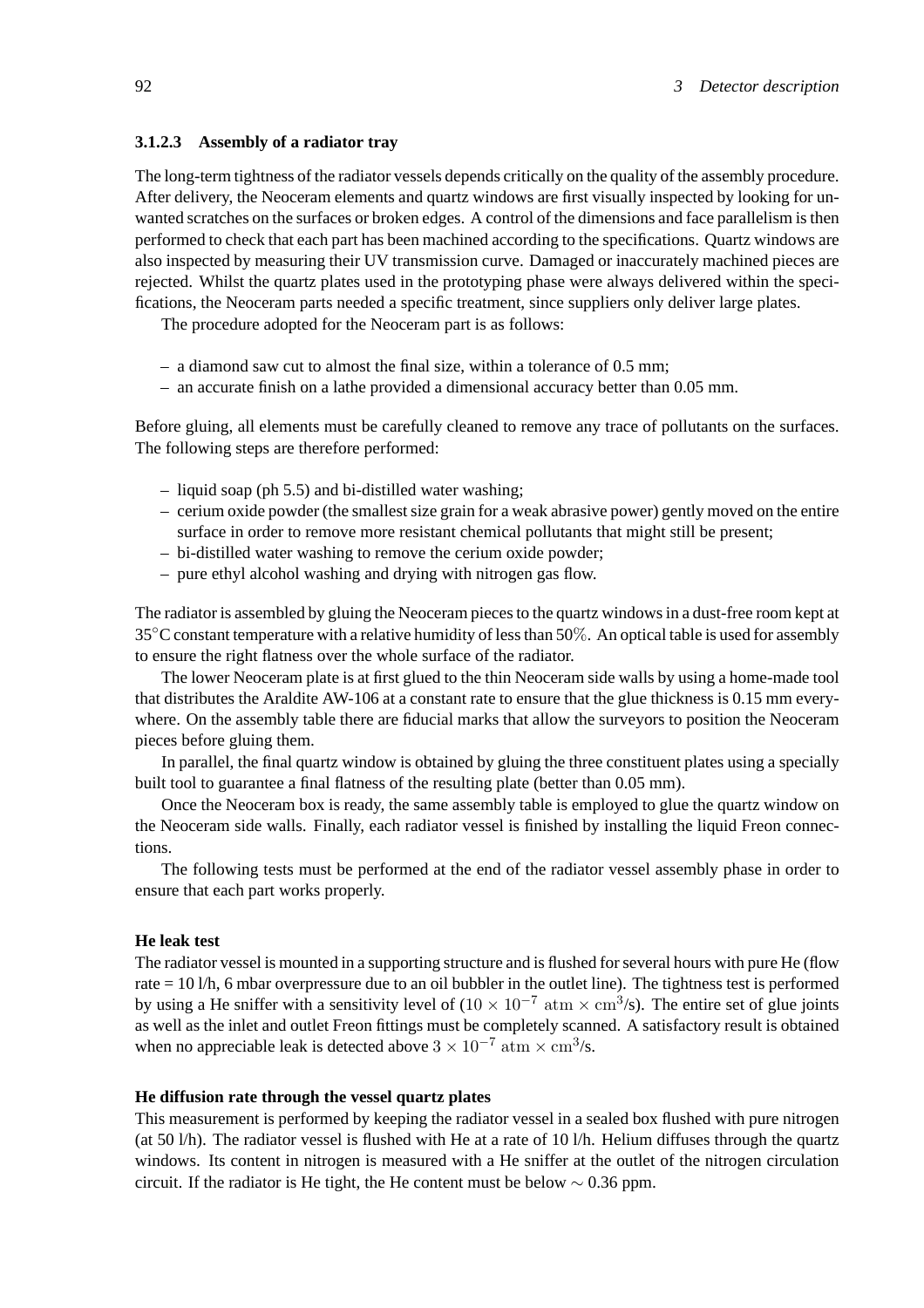#### 3.1.2.3 Assembly of a radiator tray

The long-term tightness of the radiator vessels depends critically on the quality of the assembly procedure. After delivery, the Neoceram elements and quartz windows are first visually inspected by looking for unwanted scratches on the surfaces or broken edges. A control of the dimensions and face parallelism is then performed to check that each part has been machined according to the specifications. Quartz windows are also inspected by measuring their UV transmission curve. Damaged or inaccurately machined pieces are rejected. Whilst the quartz plates used in the prototyping phase were always delivered within the specifications, the Neoceram parts needed a specific treatment, since suppliers only deliver large plates.

The procedure adopted for the Neoceram part is as follows:

- a diamond saw cut to almost the final size, within a tolerance of 0.5 mm;
- an accurate finish on a lathe provided a dimensional accuracy better than 0.05 mm.

Before gluing, all elements must be carefully cleaned to remove any trace of pollutants on the surfaces. The following steps are therefore performed:

- liquid soap (ph 5.5) and bi-distilled water washing;
- cerium oxide powder (the smallest size grain for a weak abrasive power) gently moved on the entire surface in order to remove more resistant chemical pollutants that might still be present;
- bi-distilled water washing to remove the cerium oxide powder;
- pure ethyl alcohol washing and drying with nitrogen gas flow.

The radiator is assembled by gluing the Neoceram pieces to the quartz windows in a dust-free room kept at $35^{\circ}$C constant temperature with a relative humidity of less than $50\%$. An optical table is used for assembly to ensure the right flatness over the whole surface of the radiator.

The lower Neoceram plate is at first glued to the thin Neoceram side walls by using a home-made tool that distributes the Araldite AW-106 at a constant rate to ensure that the glue thickness is 0.15 mm everywhere. On the assembly table there are fiducial marks that allow the surveyors to position the Neoceram pieces before gluing them.

In parallel, the final quartz window is obtained by gluing the three constituent plates using a specially built tool to guarantee a final flatness of the resulting plate (better than 0.05 mm).

Once the Neoceram box is ready, the same assembly table is employed to glue the quartz window on the Neoceram side walls. Finally, each radiator vessel is finished by installing the liquid Freon connections.

The following tests must be performed at the end of the radiator vessel assembly phase in order to ensure that each part works properly.

**He leak test**

The radiator vessel is mounted in a supporting structure and is flushed for several hours with pure He (flow rate = 10 l/h, 6 mbar overpressure due to an oil bubbler in the outlet line). The tightness test is performed by using a He sniffer with a sensitivity level of ($10 \times 10^{-7}$ atm $\times$ cm$^3$/s). The entire set of glue joints as well as the inlet and outlet Freon fittings must be completely scanned. A satisfactory result is obtained when no appreciable leak is detected above $3 \times 10^{-7}$ atm $\times$ cm$^3$/s.

**He diffusion rate through the vessel quartz plates**

This measurement is performed by keeping the radiator vessel in a sealed box flushed with pure nitrogen (at 50 l/h). The radiator vessel is flushed with He at a rate of 10 l/h. Helium diffuses through the quartz windows. Its content in nitrogen is measured with a He sniffer at the outlet of the nitrogen circulation circuit. If the radiator is He tight, the He content must be below $\sim$ 0.36 ppm.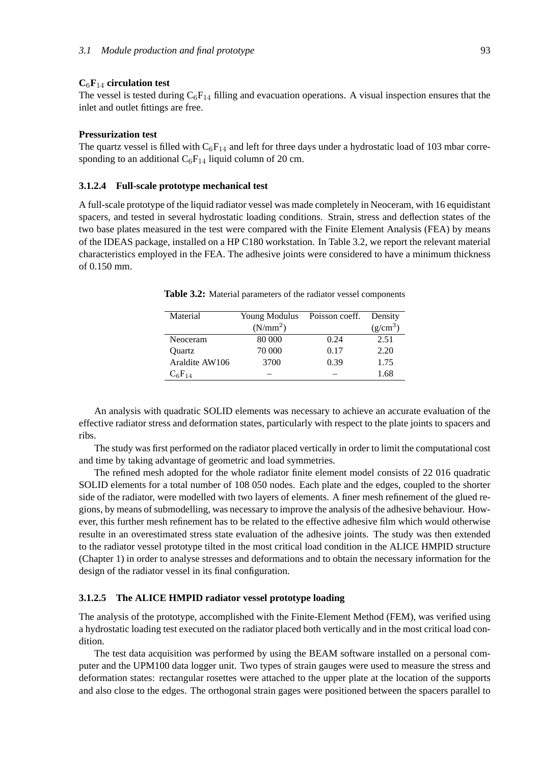**$C_6F_{14}$ circulation test**

The vessel is tested during $C_6F_{14}$ filling and evacuation operations. A visual inspection ensures that the inlet and outlet fittings are free.

**Pressurization test**

The quartz vessel is filled with $C_6F_{14}$ and left for three days under a hydrostatic load of 103 mbar corresponding to an additional $C_6F_{14}$ liquid column of 20 cm.

#### 3.1.2.4 Full-scale prototype mechanical test

A full-scale prototype of the liquid radiator vessel was made completely in Neoceram, with 16 equidistant spacers, and tested in several hydrostatic loading conditions. Strain, stress and deflection states of the two base plates measured in the test were compared with the Finite Element Analysis (FEA) by means of the IDEAS package, installed on a HP C180 workstation. In Table 3.2, we report the relevant material characteristics employed in the FEA. The adhesive joints were considered to have a minimum thickness of 0.150 mm.

**Table 3.2:** Material parameters of the radiator vessel components

| Material | Young Modulus ($N/mm^2$) | Poisson coeff. | Density ($g/cm^3$) |
|---|---|---|---|
| Neoceram | 80 000 | 0.24 | 2.51 |
| Quartz | 70 000 | 0.17 | 2.20 |
| Araldite AW106 | 3700 | 0.39 | 1.75 |
| $C_6F_{14}$ | – | – | 1.68 |

An analysis with quadratic SOLID elements was necessary to achieve an accurate evaluation of the effective radiator stress and deformation states, particularly with respect to the plate joints to spacers and ribs.

The study was first performed on the radiator placed vertically in order to limit the computational cost and time by taking advantage of geometric and load symmetries.

The refined mesh adopted for the whole radiator finite element model consists of 22 016 quadratic SOLID elements for a total number of 108 050 nodes. Each plate and the edges, coupled to the shorter side of the radiator, were modelled with two layers of elements. A finer mesh refinement of the glued regions, by means of submodelling, was necessary to improve the analysis of the adhesive behaviour. However, this further mesh refinement has to be related to the effective adhesive film which would otherwise resulte in an overestimated stress state evaluation of the adhesive joints. The study was then extended to the radiator vessel prototype tilted in the most critical load condition in the ALICE HMPID structure (Chapter 1) in order to analyse stresses and deformations and to obtain the necessary information for the design of the radiator vessel in its final configuration.

#### 3.1.2.5 The ALICE HMPID radiator vessel prototype loading

The analysis of the prototype, accomplished with the Finite-Element Method (FEM), was verified using a hydrostatic loading test executed on the radiator placed both vertically and in the most critical load condition.

The test data acquisition was performed by using the BEAM software installed on a personal computer and the UPM100 data logger unit. Two types of strain gauges were used to measure the stress and deformation states: rectangular rosettes were attached to the upper plate at the location of the supports and also close to the edges. The orthogonal strain gages were positioned between the spacers parallel to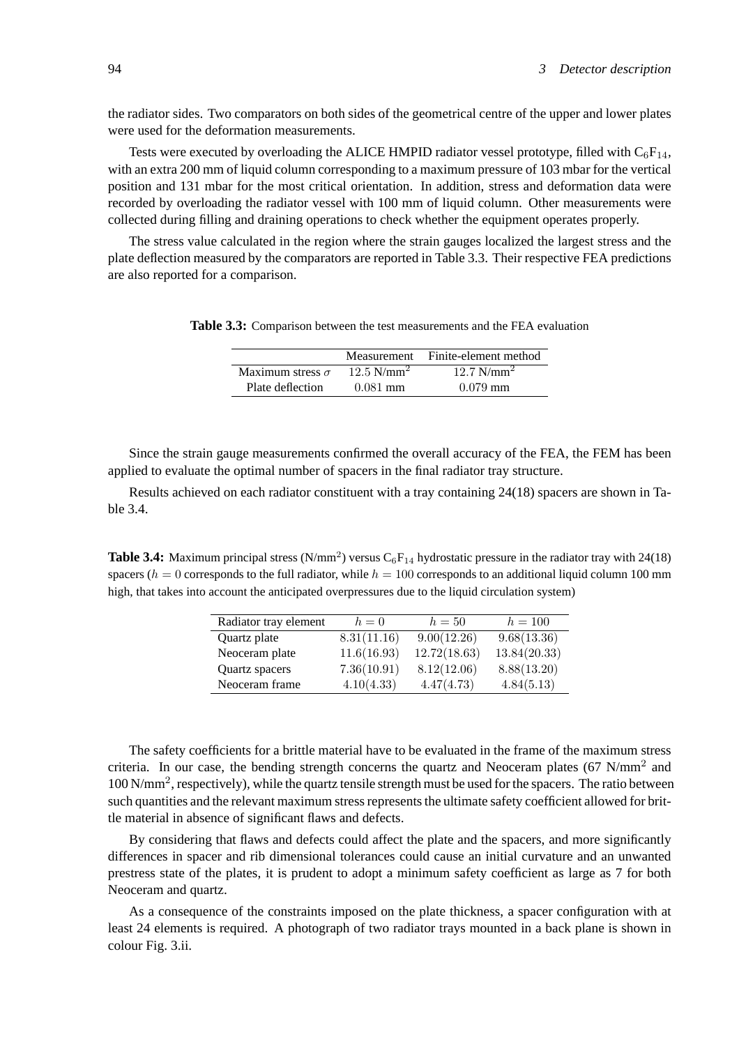the radiator sides. Two comparators on both sides of the geometrical centre of the upper and lower plates were used for the deformation measurements.

Tests were executed by overloading the ALICE HMPID radiator vessel prototype, filled with $C_6F_{14}$, with an extra 200 mm of liquid column corresponding to a maximum pressure of 103 mbar for the vertical position and 131 mbar for the most critical orientation. In addition, stress and deformation data were recorded by overloading the radiator vessel with 100 mm of liquid column. Other measurements were collected during filling and draining operations to check whether the equipment operates properly.

The stress value calculated in the region where the strain gauges localized the largest stress and the plate deflection measured by the comparators are reported in Table 3.3. Their respective FEA predictions are also reported for a comparison.

**Table 3.3:** Comparison between the test measurements and the FEA evaluation

| | Measurement | Finite-element method |
|---|---|---|
| Maximum stress $\sigma$ | 12.5 N/mm$^2$ | 12.7 N/mm$^2$ |
| Plate deflection | 0.081 mm | 0.079 mm |

Since the strain gauge measurements confirmed the overall accuracy of the FEA, the FEM has been applied to evaluate the optimal number of spacers in the final radiator tray structure.

Results achieved on each radiator constituent with a tray containing 24(18) spacers are shown in Table 3.4.

**Table 3.4:** Maximum principal stress (N/mm$^2$) versus $C_6F_{14}$ hydrostatic pressure in the radiator tray with 24(18) spacers ($h = 0$ corresponds to the full radiator, while $h = 100$ corresponds to an additional liquid column 100 mm high, that takes into account the anticipated overpressures due to the liquid circulation system)

| Radiator tray element | $h = 0$ | $h = 50$ | $h = 100$ |
|---|---|---|---|
| Quartz plate | 8.31(11.16) | 9.00(12.26) | 9.68(13.36) |
| Neoceram plate | 11.6(16.93) | 12.72(18.63) | 13.84(20.33) |
| Quartz spacers | 7.36(10.91) | 8.12(12.06) | 8.88(13.20) |
| Neoceram frame | 4.10(4.33) | 4.47(4.73) | 4.84(5.13) |

The safety coefficients for a brittle material have to be evaluated in the frame of the maximum stress criteria. In our case, the bending strength concerns the quartz and Neoceram plates (67 N/mm$^2$ and 100 N/mm$^2$, respectively), while the quartz tensile strength must be used for the spacers. The ratio between such quantities and the relevant maximum stress represents the ultimate safety coefficient allowed for brittle material in absence of significant flaws and defects.

By considering that flaws and defects could affect the plate and the spacers, and more significantly differences in spacer and rib dimensional tolerances could cause an initial curvature and an unwanted prestress state of the plates, it is prudent to adopt a minimum safety coefficient as large as 7 for both Neoceram and quartz.

As a consequence of the constraints imposed on the plate thickness, a spacer configuration with at least 24 elements is required. A photograph of two radiator trays mounted in a back plane is shown in colour Fig. 3.ii.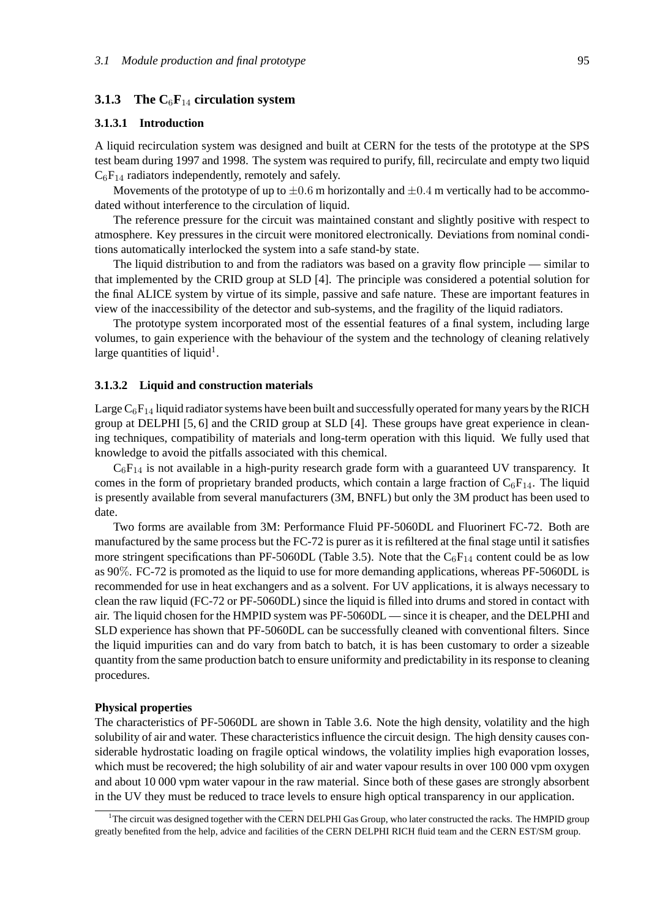### 3.1.3 The $C_6F_{14}$ circulation system

#### 3.1.3.1 Introduction

A liquid recirculation system was designed and built at CERN for the tests of the prototype at the SPS test beam during 1997 and 1998. The system was required to purify, fill, recirculate and empty two liquid $C_6F_{14}$ radiators independently, remotely and safely.

Movements of the prototype of up to $\pm 0.6$ m horizontally and $\pm 0.4$ m vertically had to be accommodated without interference to the circulation of liquid.

The reference pressure for the circuit was maintained constant and slightly positive with respect to atmosphere. Key pressures in the circuit were monitored electronically. Deviations from nominal conditions automatically interlocked the system into a safe stand-by state.

The liquid distribution to and from the radiators was based on a gravity flow principle — similar to that implemented by the CRID group at SLD [4]. The principle was considered a potential solution for the final ALICE system by virtue of its simple, passive and safe nature. These are important features in view of the inaccessibility of the detector and sub-systems, and the fragility of the liquid radiators.

The prototype system incorporated most of the essential features of a final system, including large volumes, to gain experience with the behaviour of the system and the technology of cleaning relatively large quantities of liquid[1].

#### 3.1.3.2 Liquid and construction materials

Large $C_6F_{14}$ liquid radiator systems have been built and successfully operated for many years by the RICH group at DELPHI [5, 6] and the CRID group at SLD [4]. These groups have great experience in cleaning techniques, compatibility of materials and long-term operation with this liquid. We fully used that knowledge to avoid the pitfalls associated with this chemical.

$C_6F_{14}$ is not available in a high-purity research grade form with a guaranteed UV transparency. It comes in the form of proprietary branded products, which contain a large fraction of $C_6F_{14}$. The liquid is presently available from several manufacturers (3M, BNFL) but only the 3M product has been used to date.

Two forms are available from 3M: Performance Fluid PF-5060DL and Fluorinert FC-72. Both are manufactured by the same process but the FC-72 is purer as it is refiltered at the final stage until it satisfies more stringent specifications than PF-5060DL (Table 3.5). Note that the $C_6F_{14}$ content could be as low as 90%. FC-72 is promoted as the liquid to use for more demanding applications, whereas PF-5060DL is recommended for use in heat exchangers and as a solvent. For UV applications, it is always necessary to clean the raw liquid (FC-72 or PF-5060DL) since the liquid is filled into drums and stored in contact with air. The liquid chosen for the HMPID system was PF-5060DL — since it is cheaper, and the DELPHI and SLD experience has shown that PF-5060DL can be successfully cleaned with conventional filters. Since the liquid impurities can and do vary from batch to batch, it is has been customary to order a sizeable quantity from the same production batch to ensure uniformity and predictability in its response to cleaning procedures.

**Physical properties**

The characteristics of PF-5060DL are shown in Table 3.6. Note the high density, volatility and the high solubility of air and water. These characteristics influence the circuit design. The high density causes considerable hydrostatic loading on fragile optical windows, the volatility implies high evaporation losses, which must be recovered; the high solubility of air and water vapour results in over 100 000 vpm oxygen and about 10 000 vpm water vapour in the raw material. Since both of these gases are strongly absorbent in the UV they must be reduced to trace levels to ensure high optical transparency in our application.

[1] The circuit was designed together with the CERN DELPHI Gas Group, who later constructed the racks. The HMPID group greatly benefited from the help, advice and facilities of the CERN DELPHI RICH fluid team and the CERN EST/SM group.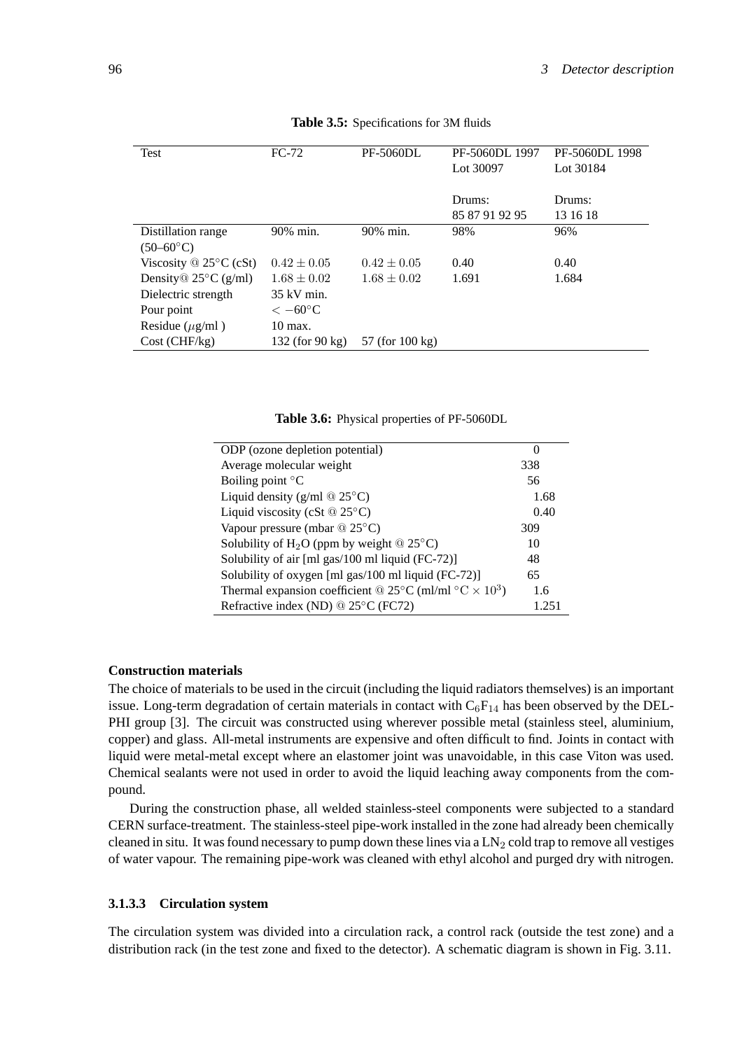**Table 3.5:** Specifications for 3M fluids

| Test | FC-72 | PF-5060DL | PF-5060DL 1997 Lot 30097<br><br>Drums: 85 87 91 92 95 | PF-5060DL 1998 Lot 30184<br><br>Drums: 13 16 18 |
|---|---|---|---|---|
| Distillation range (50–60°C) | 90% min. | 90% min. | 98% | 96% |
| Viscosity @ 25°C (cSt) | $0.42 \pm 0.05$ | $0.42 \pm 0.05$ | 0.40 | 0.40 |
| Density@ 25°C (g/ml) | $1.68 \pm 0.02$ | $1.68 \pm 0.02$ | 1.691 | 1.684 |
| Dielectric strength | 35 kV min. | | | |
| Pour point | $< -60$°C | | | |
| Residue ($\mu$g/ml ) | 10 max. | | | |
| Cost (CHF/kg) | 132 (for 90 kg) | 57 (for 100 kg) | | |

**Table 3.6:** Physical properties of PF-5060DL

| Property | Value |
|---|---|
| ODP (ozone depletion potential) | 0 |
| Average molecular weight | 338 |
| Boiling point °C | 56 |
| Liquid density (g/ml @ 25°C) | 1.68 |
| Liquid viscosity (cSt @ 25°C) | 0.40 |
| Vapour pressure (mbar @ 25°C) | 309 |
| Solubility of $H_2O$ (ppm by weight @ 25°C) | 10 |
| Solubility of air [ml gas/100 ml liquid (FC-72)] | 48 |
| Solubility of oxygen [ml gas/100 ml liquid (FC-72)] | 65 |
| Thermal expansion coefficient @ 25°C (ml/ml °C $\times 10^3$) | 1.6 |
| Refractive index (ND) @ 25°C (FC72) | 1.251 |

**Construction materials**

The choice of materials to be used in the circuit (including the liquid radiators themselves) is an important issue. Long-term degradation of certain materials in contact with $C_6F_{14}$ has been observed by the DELPHI group [3]. The circuit was constructed using wherever possible metal (stainless steel, aluminium, copper) and glass. All-metal instruments are expensive and often difficult to find. Joints in contact with liquid were metal-metal except where an elastomer joint was unavoidable, in this case Viton was used. Chemical sealants were not used in order to avoid the liquid leaching away components from the compound.

During the construction phase, all welded stainless-steel components were subjected to a standard CERN surface-treatment. The stainless-steel pipe-work installed in the zone had already been chemically cleaned in situ. It was found necessary to pump down these lines via a $LN_2$ cold trap to remove all vestiges of water vapour. The remaining pipe-work was cleaned with ethyl alcohol and purged dry with nitrogen.

#### 3.1.3.3 Circulation system

The circulation system was divided into a circulation rack, a control rack (outside the test zone) and a distribution rack (in the test zone and fixed to the detector). A schematic diagram is shown in Fig. 3.11.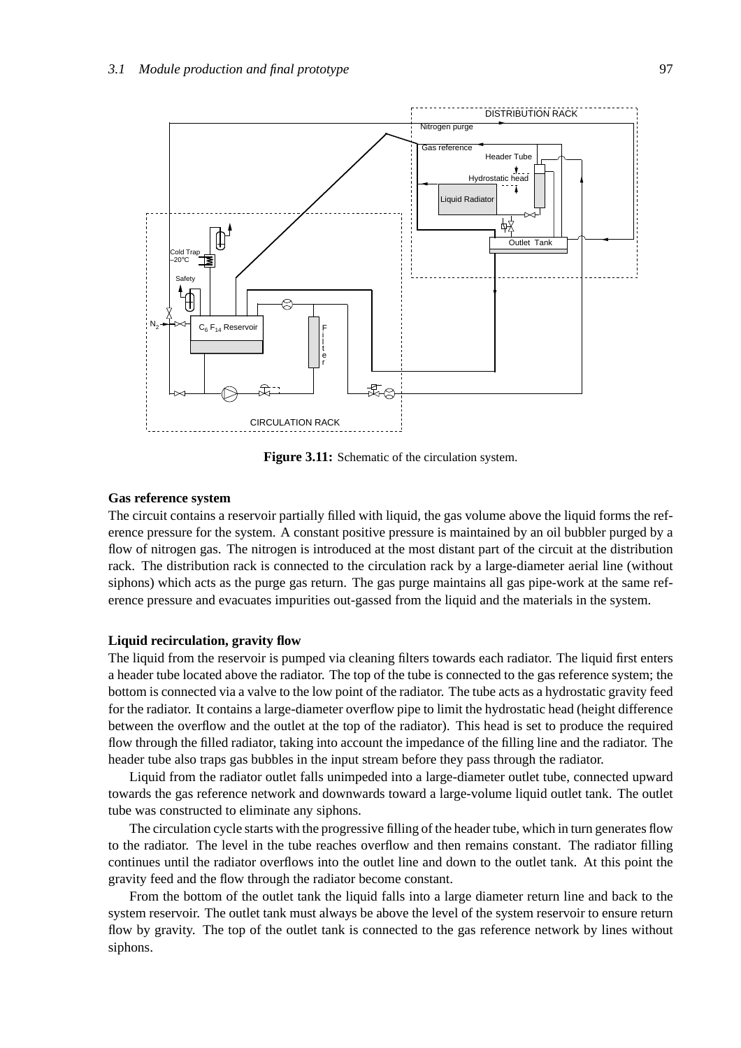Figure 3.11: Schematic of the circulation system.

**Gas reference system**

The circuit contains a reservoir partially filled with liquid, the gas volume above the liquid forms the reference pressure for the system. A constant positive pressure is maintained by an oil bubbler purged by a flow of nitrogen gas. The nitrogen is introduced at the most distant part of the circuit at the distribution rack. The distribution rack is connected to the circulation rack by a large-diameter aerial line (without siphons) which acts as the purge gas return. The gas purge maintains all gas pipe-work at the same reference pressure and evacuates impurities out-gassed from the liquid and the materials in the system.

**Liquid recirculation, gravity flow**

The liquid from the reservoir is pumped via cleaning filters towards each radiator. The liquid first enters a header tube located above the radiator. The top of the tube is connected to the gas reference system; the bottom is connected via a valve to the low point of the radiator. The tube acts as a hydrostatic gravity feed for the radiator. It contains a large-diameter overflow pipe to limit the hydrostatic head (height difference between the overflow and the outlet at the top of the radiator). This head is set to produce the required flow through the filled radiator, taking into account the impedance of the filling line and the radiator. The header tube also traps gas bubbles in the input stream before they pass through the radiator.

Liquid from the radiator outlet falls unimpeded into a large-diameter outlet tube, connected upward towards the gas reference network and downwards toward a large-volume liquid outlet tank. The outlet tube was constructed to eliminate any siphons.

The circulation cycle starts with the progressive filling of the header tube, which in turn generates flow to the radiator. The level in the tube reaches overflow and then remains constant. The radiator filling continues until the radiator overflows into the outlet line and down to the outlet tank. At this point the gravity feed and the flow through the radiator become constant.

From the bottom of the outlet tank the liquid falls into a large diameter return line and back to the system reservoir. The outlet tank must always be above the level of the system reservoir to ensure return flow by gravity. The top of the outlet tank is connected to the gas reference network by lines without siphons.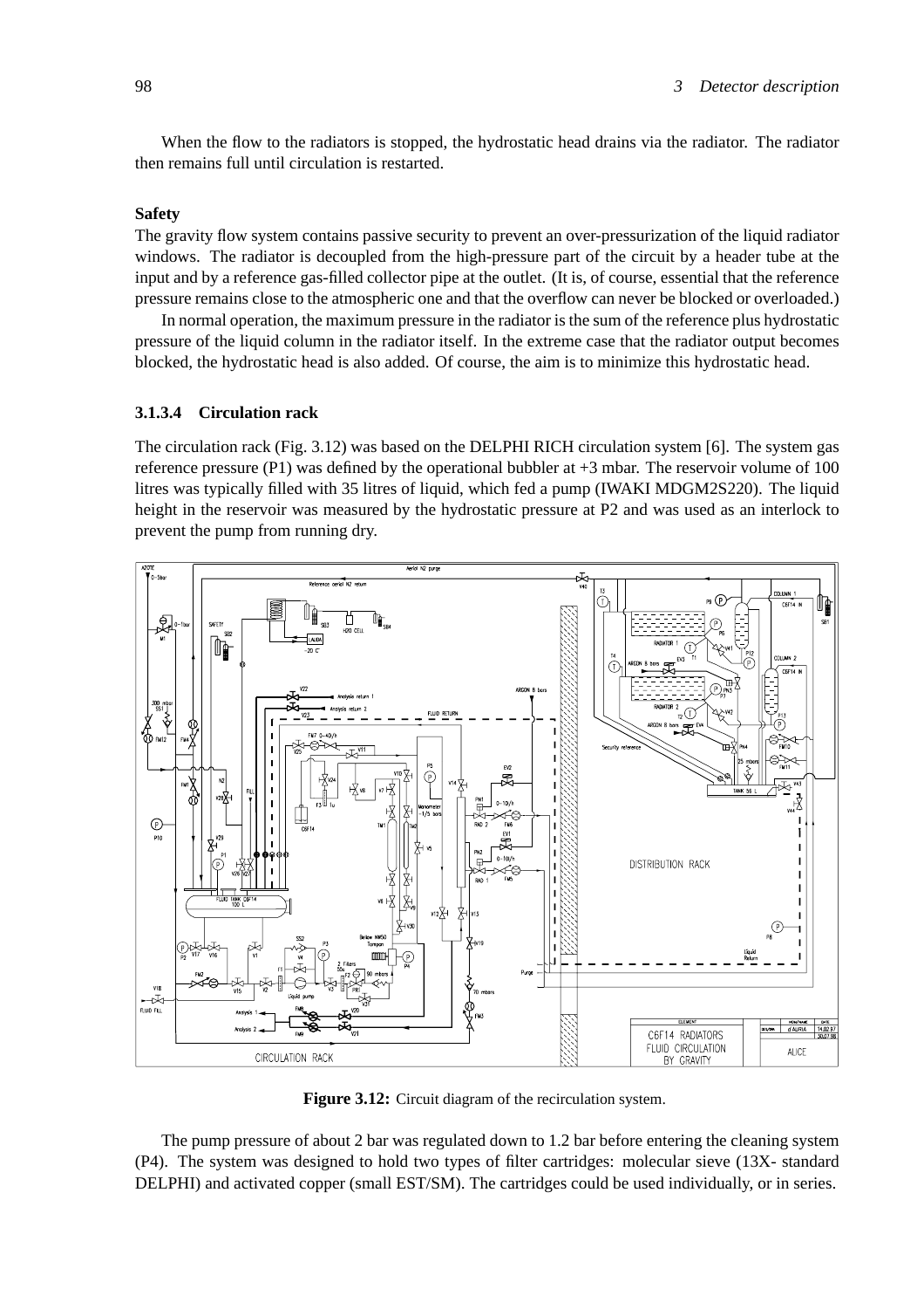When the flow to the radiators is stopped, the hydrostatic head drains via the radiator. The radiator then remains full until circulation is restarted.

**Safety**

The gravity flow system contains passive security to prevent an over-pressurization of the liquid radiator windows. The radiator is decoupled from the high-pressure part of the circuit by a header tube at the input and by a reference gas-filled collector pipe at the outlet. (It is, of course, essential that the reference pressure remains close to the atmospheric one and that the overflow can never be blocked or overloaded.)

In normal operation, the maximum pressure in the radiator is the sum of the reference plus hydrostatic pressure of the liquid column in the radiator itself. In the extreme case that the radiator output becomes blocked, the hydrostatic head is also added. Of course, the aim is to minimize this hydrostatic head.

### 3.1.3.4 Circulation rack

The circulation rack (Fig. 3.12) was based on the DELPHI RICH circulation system [6]. The system gas reference pressure (P1) was defined by the operational bubbler at +3 mbar. The reservoir volume of 100 litres was typically filled with 35 litres of liquid, which fed a pump (IWAKI MDGM2S220). The liquid height in the reservoir was measured by the hydrostatic pressure at P2 and was used as an interlock to prevent the pump from running dry.

**Figure 3.12:** Circuit diagram of the recirculation system.

The pump pressure of about 2 bar was regulated down to 1.2 bar before entering the cleaning system (P4). The system was designed to hold two types of filter cartridges: molecular sieve (13X- standard DELPHI) and activated copper (small EST/SM). The cartridges could be used individually, or in series.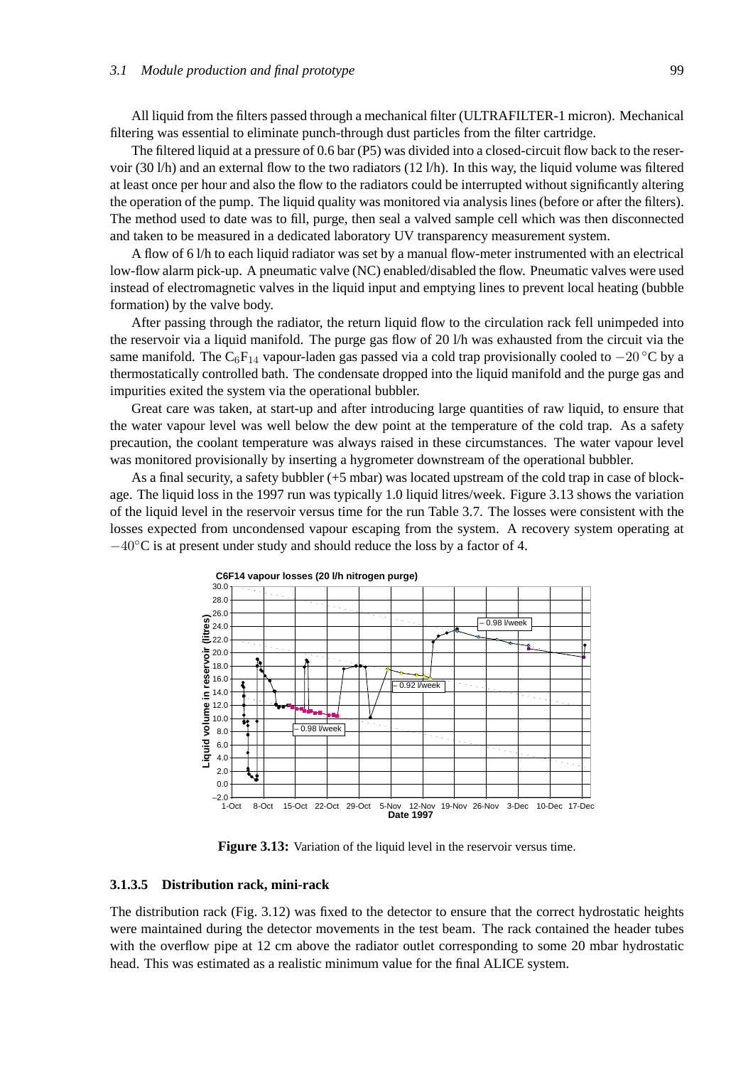All liquid from the filters passed through a mechanical filter (ULTRAFILTER-1 micron). Mechanical filtering was essential to eliminate punch-through dust particles from the filter cartridge.

The filtered liquid at a pressure of 0.6 bar (P5) was divided into a closed-circuit flow back to the reservoir (30 l/h) and an external flow to the two radiators (12 l/h). In this way, the liquid volume was filtered at least once per hour and also the flow to the radiators could be interrupted without significantly altering the operation of the pump. The liquid quality was monitored via analysis lines (before or after the filters). The method used to date was to fill, purge, then seal a valved sample cell which was then disconnected and taken to be measured in a dedicated laboratory UV transparency measurement system.

A flow of 6 l/h to each liquid radiator was set by a manual flow-meter instrumented with an electrical low-flow alarm pick-up. A pneumatic valve (NC) enabled/disabled the flow. Pneumatic valves were used instead of electromagnetic valves in the liquid input and emptying lines to prevent local heating (bubble formation) by the valve body.

After passing through the radiator, the return liquid flow to the circulation rack fell unimpeded into the reservoir via a liquid manifold. The purge gas flow of 20 l/h was exhausted from the circuit via the same manifold. The $C_6F_{14}$ vapour-laden gas passed via a cold trap provisionally cooled to $-20\,^{\circ}$C by a thermostatically controlled bath. The condensate dropped into the liquid manifold and the purge gas and impurities exited the system via the operational bubbler.

Great care was taken, at start-up and after introducing large quantities of raw liquid, to ensure that the water vapour level was well below the dew point at the temperature of the cold trap. As a safety precaution, the coolant temperature was always raised in these circumstances. The water vapour level was monitored provisionally by inserting a hygrometer downstream of the operational bubbler.

As a final security, a safety bubbler (+5 mbar) was located upstream of the cold trap in case of blockage. The liquid loss in the 1997 run was typically 1.0 liquid litres/week. Figure 3.13 shows the variation of the liquid level in the reservoir versus time for the run Table 3.7. The losses were consistent with the losses expected from uncondensed vapour escaping from the system. A recovery system operating at $-40^{\circ}$C is at present under study and should reduce the loss by a factor of 4.

**Figure 3.13:** Variation of the liquid level in the reservoir versus time.

#### 3.1.3.5 Distribution rack, mini-rack

The distribution rack (Fig. 3.12) was fixed to the detector to ensure that the correct hydrostatic heights were maintained during the detector movements in the test beam. The rack contained the header tubes with the overflow pipe at 12 cm above the radiator outlet corresponding to some 20 mbar hydrostatic head. This was estimated as a realistic minimum value for the final ALICE system.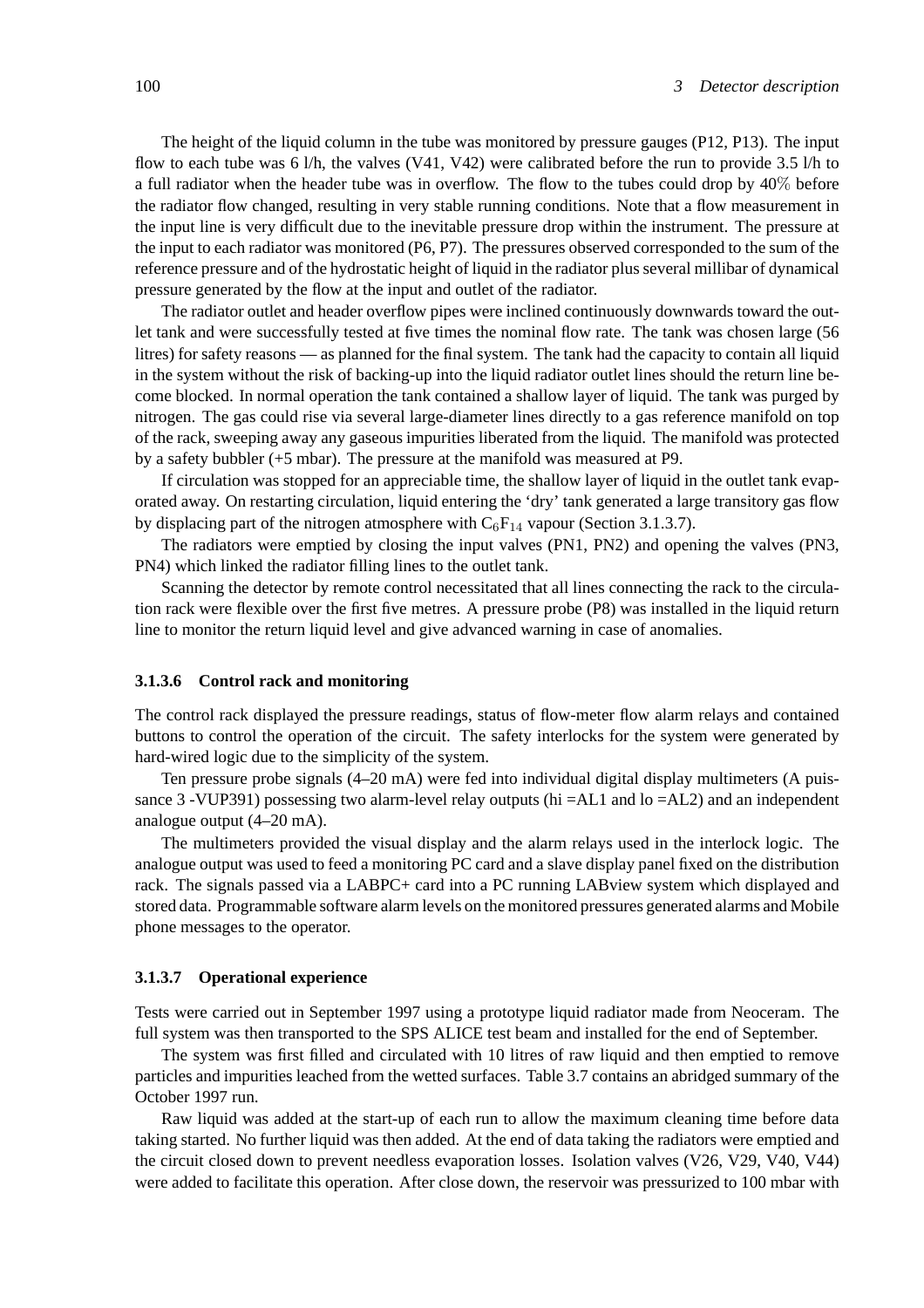The height of the liquid column in the tube was monitored by pressure gauges (P12, P13). The input flow to each tube was 6 l/h, the valves (V41, V42) were calibrated before the run to provide 3.5 l/h to a full radiator when the header tube was in overflow. The flow to the tubes could drop by 40% before the radiator flow changed, resulting in very stable running conditions. Note that a flow measurement in the input line is very difficult due to the inevitable pressure drop within the instrument. The pressure at the input to each radiator was monitored (P6, P7). The pressures observed corresponded to the sum of the reference pressure and of the hydrostatic height of liquid in the radiator plus several millibar of dynamical pressure generated by the flow at the input and outlet of the radiator.

The radiator outlet and header overflow pipes were inclined continuously downwards toward the outlet tank and were successfully tested at five times the nominal flow rate. The tank was chosen large (56 litres) for safety reasons — as planned for the final system. The tank had the capacity to contain all liquid in the system without the risk of backing-up into the liquid radiator outlet lines should the return line become blocked. In normal operation the tank contained a shallow layer of liquid. The tank was purged by nitrogen. The gas could rise via several large-diameter lines directly to a gas reference manifold on top of the rack, sweeping away any gaseous impurities liberated from the liquid. The manifold was protected by a safety bubbler (+5 mbar). The pressure at the manifold was measured at P9.

If circulation was stopped for an appreciable time, the shallow layer of liquid in the outlet tank evaporated away. On restarting circulation, liquid entering the 'dry' tank generated a large transitory gas flow by displacing part of the nitrogen atmosphere with $C_6F_{14}$ vapour (Section 3.1.3.7).

The radiators were emptied by closing the input valves (PN1, PN2) and opening the valves (PN3, PN4) which linked the radiator filling lines to the outlet tank.

Scanning the detector by remote control necessitated that all lines connecting the rack to the circulation rack were flexible over the first five metres. A pressure probe (P8) was installed in the liquid return line to monitor the return liquid level and give advanced warning in case of anomalies.

#### 3.1.3.6 Control rack and monitoring

The control rack displayed the pressure readings, status of flow-meter flow alarm relays and contained buttons to control the operation of the circuit. The safety interlocks for the system were generated by hard-wired logic due to the simplicity of the system.

Ten pressure probe signals (4–20 mA) were fed into individual digital display multimeters (A puissance 3 -VUP391) possessing two alarm-level relay outputs (hi =AL1 and lo =AL2) and an independent analogue output (4–20 mA).

The multimeters provided the visual display and the alarm relays used in the interlock logic. The analogue output was used to feed a monitoring PC card and a slave display panel fixed on the distribution rack. The signals passed via a LABPC+ card into a PC running LABview system which displayed and stored data. Programmable software alarm levels on the monitored pressures generated alarms and Mobile phone messages to the operator.

#### 3.1.3.7 Operational experience

Tests were carried out in September 1997 using a prototype liquid radiator made from Neoceram. The full system was then transported to the SPS ALICE test beam and installed for the end of September.

The system was first filled and circulated with 10 litres of raw liquid and then emptied to remove particles and impurities leached from the wetted surfaces. Table 3.7 contains an abridged summary of the October 1997 run.

Raw liquid was added at the start-up of each run to allow the maximum cleaning time before data taking started. No further liquid was then added. At the end of data taking the radiators were emptied and the circuit closed down to prevent needless evaporation losses. Isolation valves (V26, V29, V40, V44) were added to facilitate this operation. After close down, the reservoir was pressurized to 100 mbar with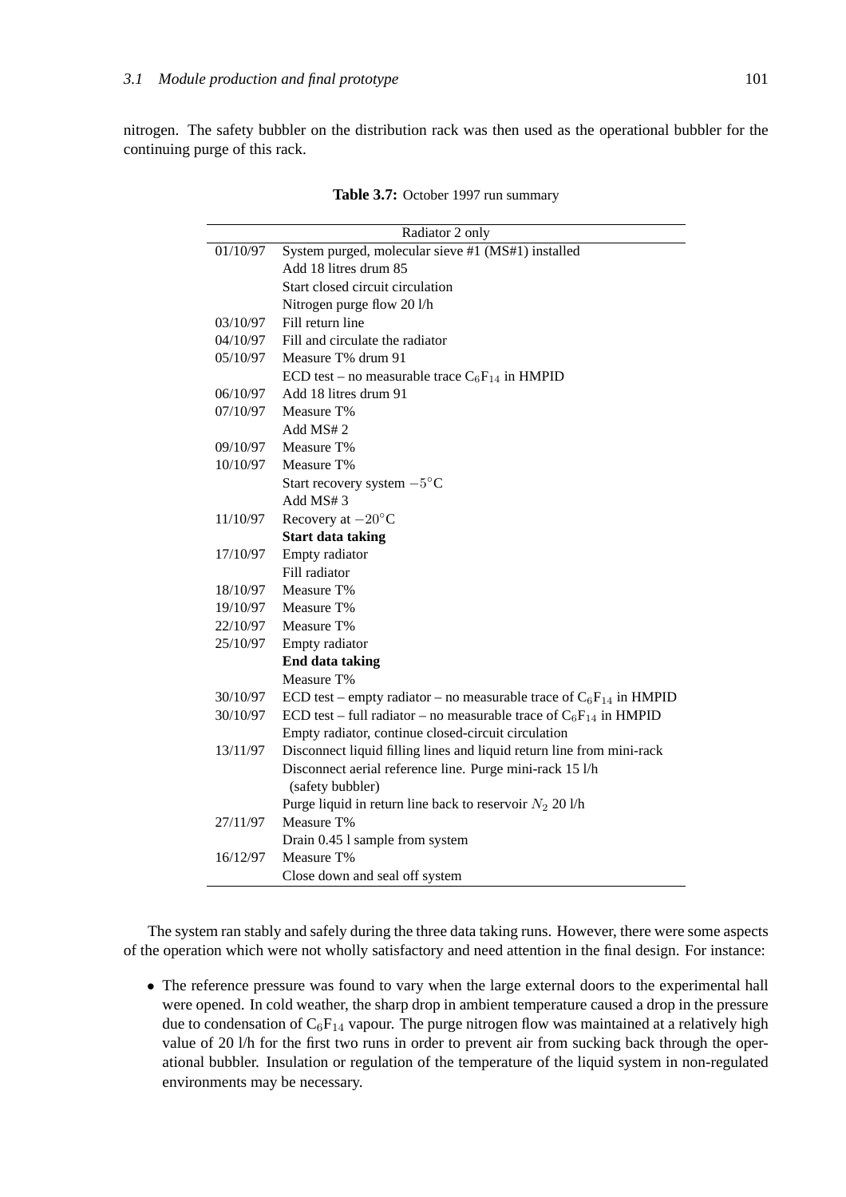nitrogen. The safety bubbler on the distribution rack was then used as the operational bubbler for the continuing purge of this rack.

**Table 3.7:** October 1997 run summary

| Radiator 2 only | |
|---|---|
| 01/10/97 | System purged, molecular sieve #1 (MS#1) installed |
| | Add 18 litres drum 85 |
| | Start closed circuit circulation |
| | Nitrogen purge flow 20 l/h |
| 03/10/97 | Fill return line |
| 04/10/97 | Fill and circulate the radiator |
| 05/10/97 | Measure T% drum 91 |
| | ECD test – no measurable trace $C_6F_{14}$ in HMPID |
| 06/10/97 | Add 18 litres drum 91 |
| 07/10/97 | Measure T% |
| | Add MS# 2 |
| 09/10/97 | Measure T% |
| 10/10/97 | Measure T% |
| | Start recovery system $-5^{\circ}$C |
| | Add MS# 3 |
| 11/10/97 | Recovery at $-20^{\circ}$C |
| | **Start data taking** |
| 17/10/97 | Empty radiator |
| | Fill radiator |
| 18/10/97 | Measure T% |
| 19/10/97 | Measure T% |
| 22/10/97 | Measure T% |
| 25/10/97 | Empty radiator |
| | **End data taking** |
| | Measure T% |
| 30/10/97 | ECD test – empty radiator – no measurable trace of $C_6F_{14}$ in HMPID |
| 30/10/97 | ECD test – full radiator – no measurable trace of $C_6F_{14}$ in HMPID |
| | Empty radiator, continue closed-circuit circulation |
| 13/11/97 | Disconnect liquid filling lines and liquid return line from mini-rack |
| | Disconnect aerial reference line. Purge mini-rack 15 l/h (safety bubbler) |
| | Purge liquid in return line back to reservoir $N_2$ 20 l/h |
| 27/11/97 | Measure T% |
| | Drain 0.45 l sample from system |
| 16/12/97 | Measure T% |
| | Close down and seal off system |

The system ran stably and safely during the three data taking runs. However, there were some aspects of the operation which were not wholly satisfactory and need attention in the final design. For instance:

- The reference pressure was found to vary when the large external doors to the experimental hall were opened. In cold weather, the sharp drop in ambient temperature caused a drop in the pressure due to condensation of $C_6F_{14}$ vapour. The purge nitrogen flow was maintained at a relatively high value of 20 l/h for the first two runs in order to prevent air from sucking back through the operational bubbler. Insulation or regulation of the temperature of the liquid system in non-regulated environments may be necessary.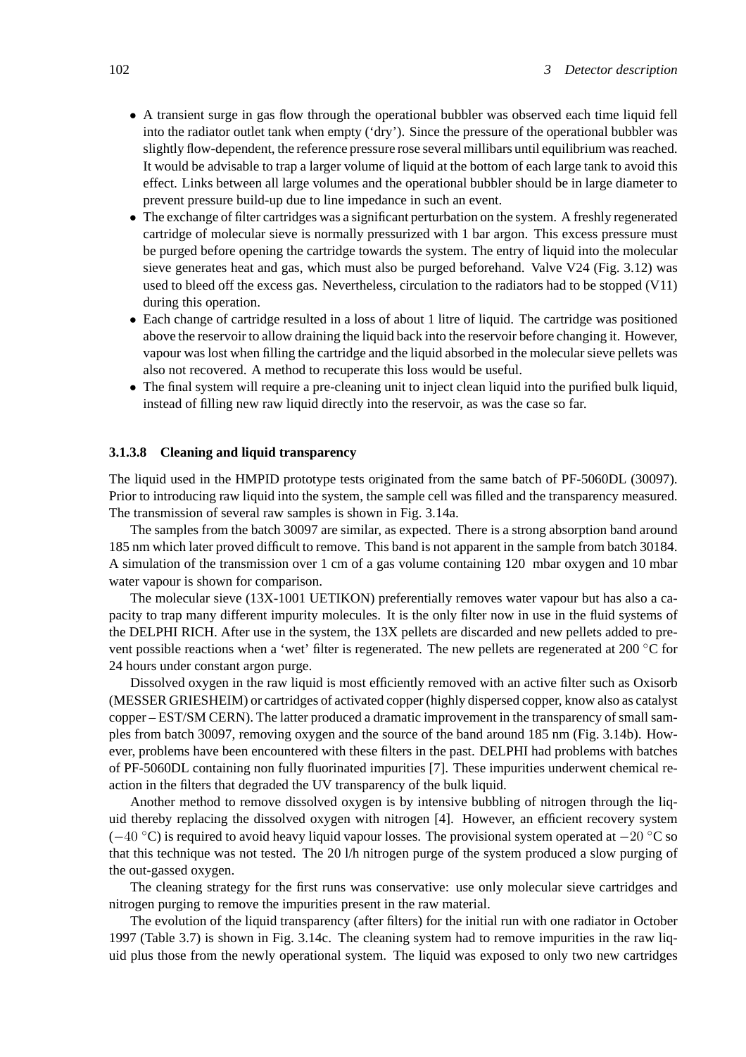- A transient surge in gas flow through the operational bubbler was observed each time liquid fell into the radiator outlet tank when empty ('dry'). Since the pressure of the operational bubbler was slightly flow-dependent, the reference pressure rose several millibars until equilibrium was reached. It would be advisable to trap a larger volume of liquid at the bottom of each large tank to avoid this effect. Links between all large volumes and the operational bubbler should be in large diameter to prevent pressure build-up due to line impedance in such an event.
- The exchange of filter cartridges was a significant perturbation on the system. A freshly regenerated cartridge of molecular sieve is normally pressurized with 1 bar argon. This excess pressure must be purged before opening the cartridge towards the system. The entry of liquid into the molecular sieve generates heat and gas, which must also be purged beforehand. Valve V24 (Fig. 3.12) was used to bleed off the excess gas. Nevertheless, circulation to the radiators had to be stopped (V11) during this operation.
- Each change of cartridge resulted in a loss of about 1 litre of liquid. The cartridge was positioned above the reservoir to allow draining the liquid back into the reservoir before changing it. However, vapour was lost when filling the cartridge and the liquid absorbed in the molecular sieve pellets was also not recovered. A method to recuperate this loss would be useful.
- The final system will require a pre-cleaning unit to inject clean liquid into the purified bulk liquid, instead of filling new raw liquid directly into the reservoir, as was the case so far.

#### 3.1.3.8 Cleaning and liquid transparency

The liquid used in the HMPID prototype tests originated from the same batch of PF-5060DL (30097). Prior to introducing raw liquid into the system, the sample cell was filled and the transparency measured. The transmission of several raw samples is shown in Fig. 3.14a.

The samples from the batch 30097 are similar, as expected. There is a strong absorption band around 185 nm which later proved difficult to remove. This band is not apparent in the sample from batch 30184. A simulation of the transmission over 1 cm of a gas volume containing 120 mbar oxygen and 10 mbar water vapour is shown for comparison.

The molecular sieve (13X-1001 UETIKON) preferentially removes water vapour but has also a capacity to trap many different impurity molecules. It is the only filter now in use in the fluid systems of the DELPHI RICH. After use in the system, the 13X pellets are discarded and new pellets added to prevent possible reactions when a 'wet' filter is regenerated. The new pellets are regenerated at 200 °C for 24 hours under constant argon purge.

Dissolved oxygen in the raw liquid is most efficiently removed with an active filter such as Oxisorb (MESSER GRIESHEIM) or cartridges of activated copper (highly dispersed copper, know also as catalyst copper – EST/SM CERN). The latter produced a dramatic improvement in the transparency of small samples from batch 30097, removing oxygen and the source of the band around 185 nm (Fig. 3.14b). However, problems have been encountered with these filters in the past. DELPHI had problems with batches of PF-5060DL containing non fully fluorinated impurities [7]. These impurities underwent chemical reaction in the filters that degraded the UV transparency of the bulk liquid.

Another method to remove dissolved oxygen is by intensive bubbling of nitrogen through the liquid thereby replacing the dissolved oxygen with nitrogen [4]. However, an efficient recovery system ($-40$ °C) is required to avoid heavy liquid vapour losses. The provisional system operated at $-20$ °C so that this technique was not tested. The 20 l/h nitrogen purge of the system produced a slow purging of the out-gassed oxygen.

The cleaning strategy for the first runs was conservative: use only molecular sieve cartridges and nitrogen purging to remove the impurities present in the raw material.

The evolution of the liquid transparency (after filters) for the initial run with one radiator in October 1997 (Table 3.7) is shown in Fig. 3.14c. The cleaning system had to remove impurities in the raw liquid plus those from the newly operational system. The liquid was exposed to only two new cartridges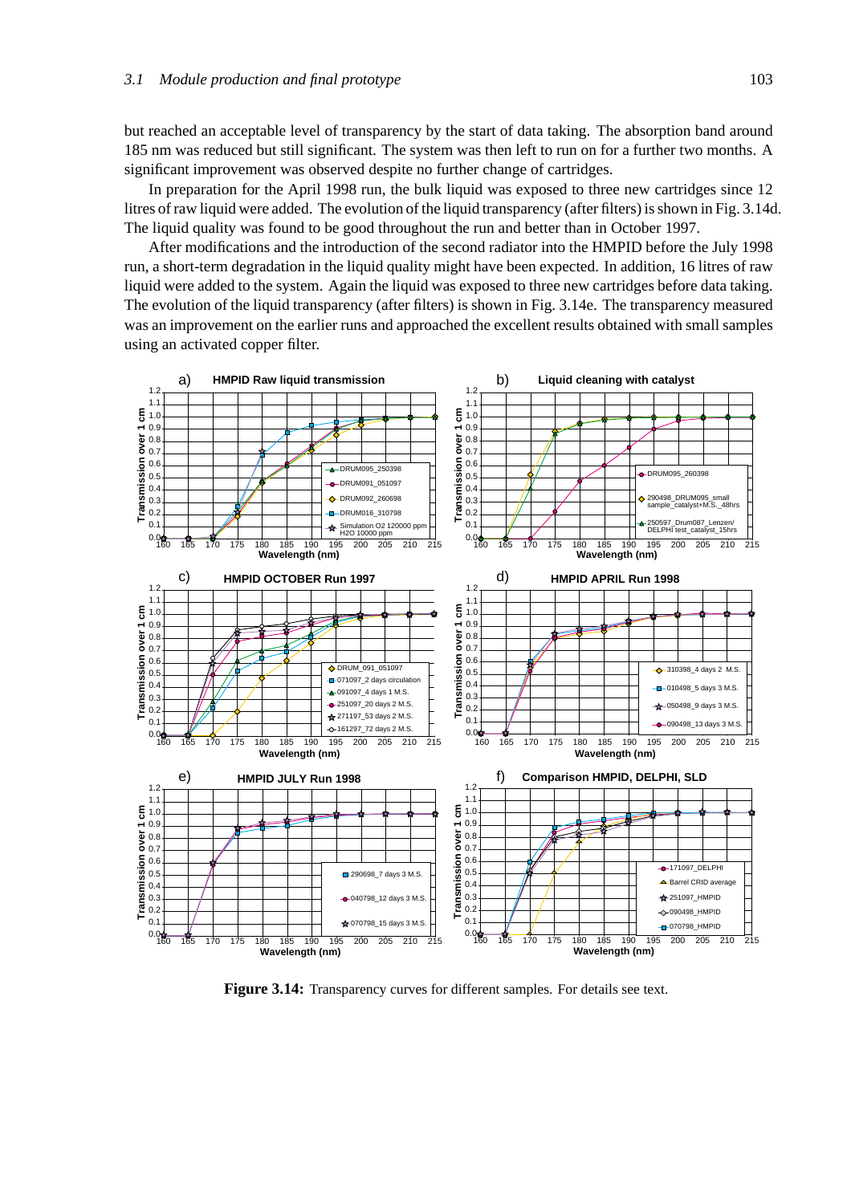but reached an acceptable level of transparency by the start of data taking. The absorption band around 185 nm was reduced but still significant. The system was then left to run on for a further two months. A significant improvement was observed despite no further change of cartridges.

In preparation for the April 1998 run, the bulk liquid was exposed to three new cartridges since 12 litres of raw liquid were added. The evolution of the liquid transparency (after filters) is shown in Fig. 3.14d. The liquid quality was found to be good throughout the run and better than in October 1997.

After modifications and the introduction of the second radiator into the HMPID before the July 1998 run, a short-term degradation in the liquid quality might have been expected. In addition, 16 litres of raw liquid were added to the system. Again the liquid was exposed to three new cartridges before data taking. The evolution of the liquid transparency (after filters) is shown in Fig. 3.14e. The transparency measured was an improvement on the earlier runs and approached the excellent results obtained with small samples using an activated copper filter.

**Figure 3.14:** Transparency curves for different samples. For details see text.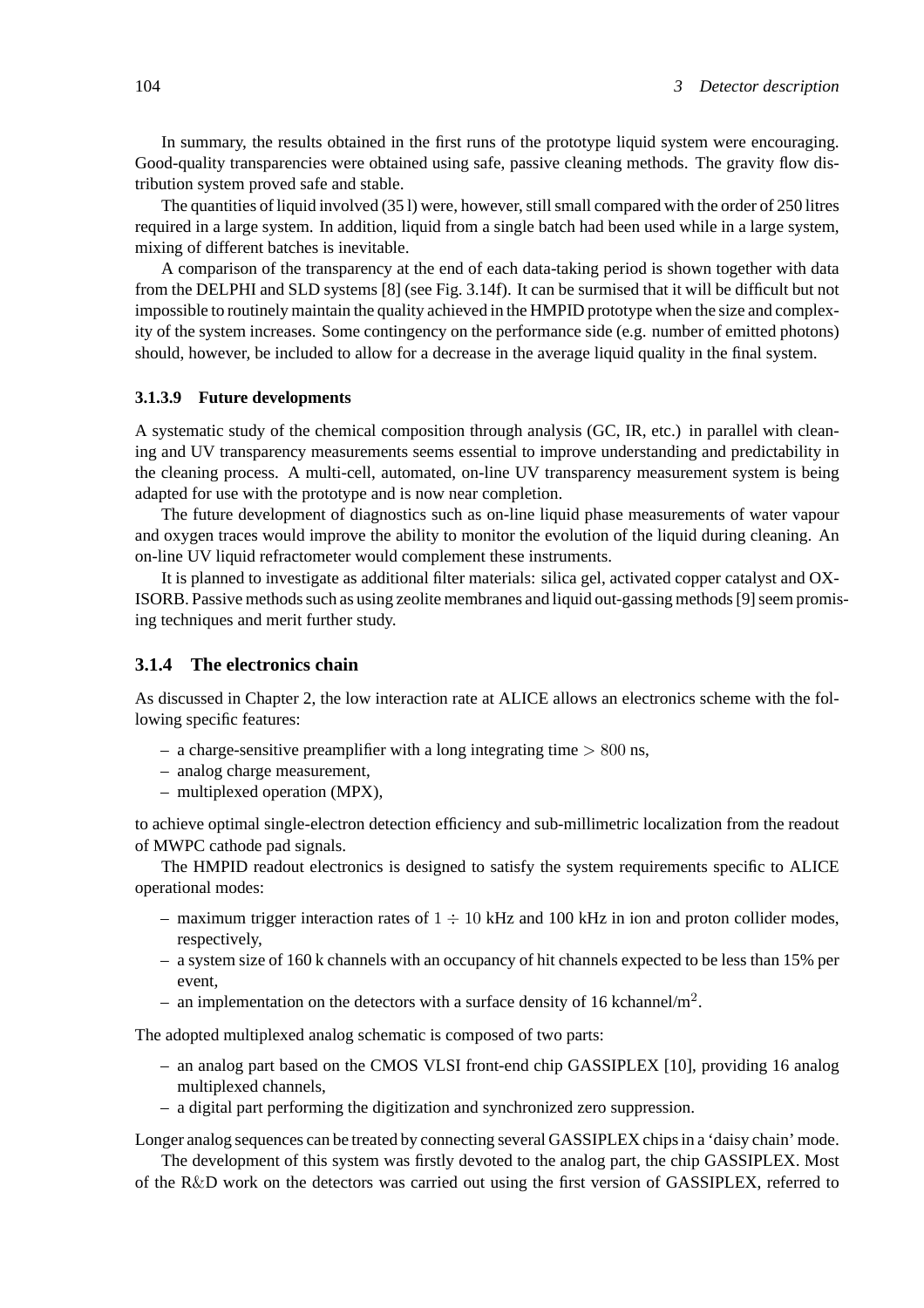In summary, the results obtained in the first runs of the prototype liquid system were encouraging. Good-quality transparencies were obtained using safe, passive cleaning methods. The gravity flow distribution system proved safe and stable.

The quantities of liquid involved (35 l) were, however, still small compared with the order of 250 litres required in a large system. In addition, liquid from a single batch had been used while in a large system, mixing of different batches is inevitable.

A comparison of the transparency at the end of each data-taking period is shown together with data from the DELPHI and SLD systems [8] (see Fig. 3.14f). It can be surmised that it will be difficult but not impossible to routinely maintain the quality achieved in the HMPID prototype when the size and complexity of the system increases. Some contingency on the performance side (e.g. number of emitted photons) should, however, be included to allow for a decrease in the average liquid quality in the final system.

#### 3.1.3.9 Future developments

A systematic study of the chemical composition through analysis (GC, IR, etc.) in parallel with cleaning and UV transparency measurements seems essential to improve understanding and predictability in the cleaning process. A multi-cell, automated, on-line UV transparency measurement system is being adapted for use with the prototype and is now near completion.

The future development of diagnostics such as on-line liquid phase measurements of water vapour and oxygen traces would improve the ability to monitor the evolution of the liquid during cleaning. An on-line UV liquid refractometer would complement these instruments.

It is planned to investigate as additional filter materials: silica gel, activated copper catalyst and OXISORB. Passive methods such as using zeolite membranes and liquid out-gassing methods [9] seem promising techniques and merit further study.

### 3.1.4 The electronics chain

As discussed in Chapter 2, the low interaction rate at ALICE allows an electronics scheme with the following specific features:

– a charge-sensitive preamplifier with a long integrating time $> 800$ ns,
– analog charge measurement,
– multiplexed operation (MPX),

to achieve optimal single-electron detection efficiency and sub-millimetric localization from the readout of MWPC cathode pad signals.

The HMPID readout electronics is designed to satisfy the system requirements specific to ALICE operational modes:

– maximum trigger interaction rates of $1 \div 10$ kHz and 100 kHz in ion and proton collider modes, respectively,
– a system size of 160 k channels with an occupancy of hit channels expected to be less than 15% per event,
– an implementation on the detectors with a surface density of 16 kchannel/m$^2$.

The adopted multiplexed analog schematic is composed of two parts:

– an analog part based on the CMOS VLSI front-end chip GASSIPLEX [10], providing 16 analog multiplexed channels,
– a digital part performing the digitization and synchronized zero suppression.

Longer analog sequences can be treated by connecting several GASSIPLEX chips in a 'daisy chain' mode.

The development of this system was firstly devoted to the analog part, the chip GASSIPLEX. Most of the R&D work on the detectors was carried out using the first version of GASSIPLEX, referred to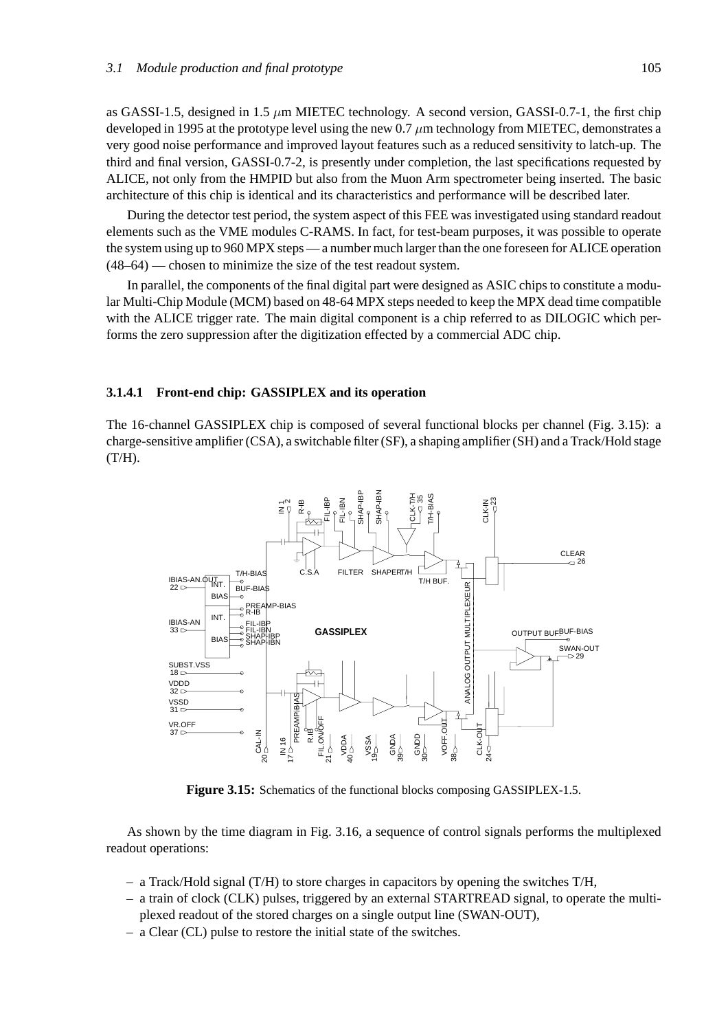as GASSI-1.5, designed in 1.5 $\mu$m MIETEC technology. A second version, GASSI-0.7-1, the first chip developed in 1995 at the prototype level using the new 0.7 $\mu$m technology from MIETEC, demonstrates a very good noise performance and improved layout features such as a reduced sensitivity to latch-up. The third and final version, GASSI-0.7-2, is presently under completion, the last specifications requested by ALICE, not only from the HMPID but also from the Muon Arm spectrometer being inserted. The basic architecture of this chip is identical and its characteristics and performance will be described later.

During the detector test period, the system aspect of this FEE was investigated using standard readout elements such as the VME modules C-RAMS. In fact, for test-beam purposes, it was possible to operate the system using up to 960 MPX steps — a number much larger than the one foreseen for ALICE operation (48–64) — chosen to minimize the size of the test readout system.

In parallel, the components of the final digital part were designed as ASIC chips to constitute a modular Multi-Chip Module (MCM) based on 48-64 MPX steps needed to keep the MPX dead time compatible with the ALICE trigger rate. The main digital component is a chip referred to as DILOGIC which performs the zero suppression after the digitization effected by a commercial ADC chip.

#### 3.1.4.1 Front-end chip: GASSIPLEX and its operation

The 16-channel GASSIPLEX chip is composed of several functional blocks per channel (Fig. 3.15): a charge-sensitive amplifier (CSA), a switchable filter (SF), a shaping amplifier (SH) and a Track/Hold stage (T/H).

**Figure 3.15:** Schematics of the functional blocks composing GASSIPLEX-1.5.

As shown by the time diagram in Fig. 3.16, a sequence of control signals performs the multiplexed readout operations:

- a Track/Hold signal (T/H) to store charges in capacitors by opening the switches T/H,
- a train of clock (CLK) pulses, triggered by an external STARTREAD signal, to operate the multiplexed readout of the stored charges on a single output line (SWAN-OUT),
- a Clear (CL) pulse to restore the initial state of the switches.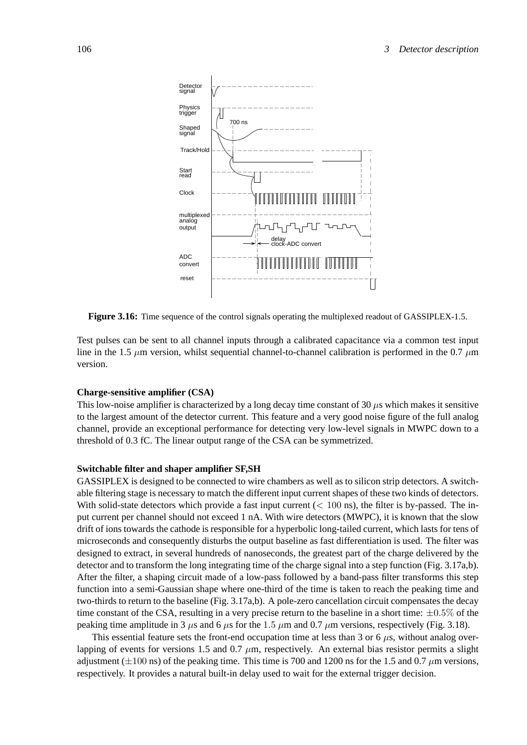**Figure 3.16:** Time sequence of the control signals operating the multiplexed readout of GASSIPLEX-1.5.

Test pulses can be sent to all channel inputs through a calibrated capacitance via a common test input line in the 1.5 $\mu$m version, whilst sequential channel-to-channel calibration is performed in the 0.7 $\mu$m version.

**Charge-sensitive amplifier (CSA)**

This low-noise amplifier is characterized by a long decay time constant of 30 $\mu$s which makes it sensitive to the largest amount of the detector current. This feature and a very good noise figure of the full analog channel, provide an exceptional performance for detecting very low-level signals in MWPC down to a threshold of 0.3 fC. The linear output range of the CSA can be symmetrized.

**Switchable filter and shaper amplifier SF,SH**

GASSIPLEX is designed to be connected to wire chambers as well as to silicon strip detectors. A switchable filtering stage is necessary to match the different input current shapes of these two kinds of detectors. With solid-state detectors which provide a fast input current ($< 100$ ns), the filter is by-passed. The input current per channel should not exceed 1 nA. With wire detectors (MWPC), it is known that the slow drift of ions towards the cathode is responsible for a hyperbolic long-tailed current, which lasts for tens of microseconds and consequently disturbs the output baseline as fast differentiation is used. The filter was designed to extract, in several hundreds of nanoseconds, the greatest part of the charge delivered by the detector and to transform the long integrating time of the charge signal into a step function (Fig. 3.17a,b). After the filter, a shaping circuit made of a low-pass followed by a band-pass filter transforms this step function into a semi-Gaussian shape where one-third of the time is taken to reach the peaking time and two-thirds to return to the baseline (Fig. 3.17a,b). A pole-zero cancellation circuit compensates the decay time constant of the CSA, resulting in a very precise return to the baseline in a short time: $\pm 0.5\%$ of the peaking time amplitude in 3 $\mu$s and 6 $\mu$s for the $1.5$ $\mu$m and 0.7 $\mu$m versions, respectively (Fig. 3.18).

This essential feature sets the front-end occupation time at less than 3 or 6 $\mu$s, without analog overlapping of events for versions 1.5 and 0.7 $\mu$m, respectively. An external bias resistor permits a slight adjustment ($\pm 100$ ns) of the peaking time. This time is 700 and 1200 ns for the 1.5 and 0.7 $\mu$m versions, respectively. It provides a natural built-in delay used to wait for the external trigger decision.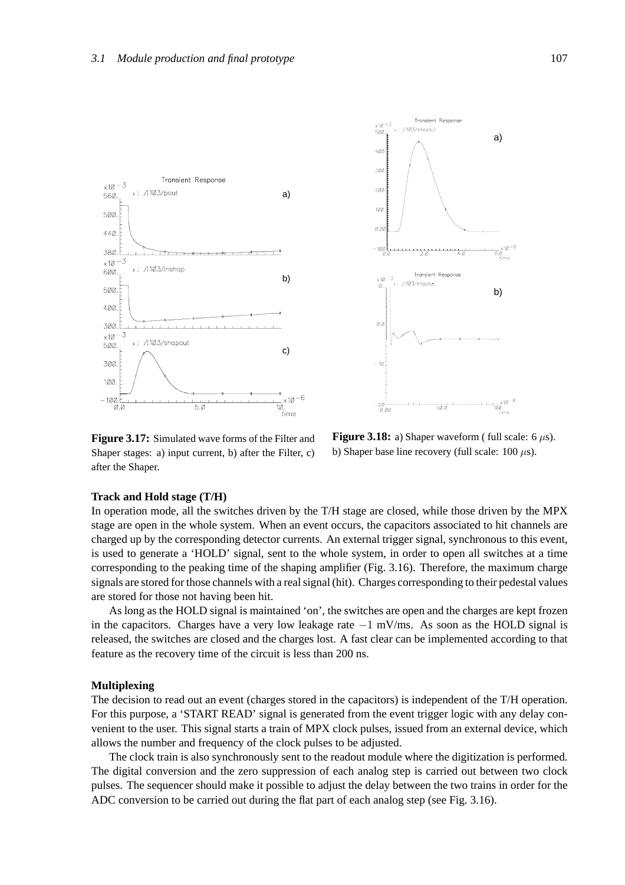**Figure 3.17:** Simulated wave forms of the Filter and Shaper stages: a) input current, b) after the Filter, c) after the Shaper.

**Figure 3.18:** a) Shaper waveform ( full scale: 6 $\mu$s). b) Shaper base line recovery (full scale: 100 $\mu$s).

**Track and Hold stage (T/H)**

In operation mode, all the switches driven by the T/H stage are closed, while those driven by the MPX stage are open in the whole system. When an event occurs, the capacitors associated to hit channels are charged up by the corresponding detector currents. An external trigger signal, synchronous to this event, is used to generate a 'HOLD' signal, sent to the whole system, in order to open all switches at a time corresponding to the peaking time of the shaping amplifier (Fig. 3.16). Therefore, the maximum charge signals are stored for those channels with a real signal (hit). Charges corresponding to their pedestal values are stored for those not having been hit.

As long as the HOLD signal is maintained 'on', the switches are open and the charges are kept frozen in the capacitors. Charges have a very low leakage rate $-1$ mV/ms. As soon as the HOLD signal is released, the switches are closed and the charges lost. A fast clear can be implemented according to that feature as the recovery time of the circuit is less than 200 ns.

**Multiplexing**

The decision to read out an event (charges stored in the capacitors) is independent of the T/H operation. For this purpose, a 'START READ' signal is generated from the event trigger logic with any delay convenient to the user. This signal starts a train of MPX clock pulses, issued from an external device, which allows the number and frequency of the clock pulses to be adjusted.

The clock train is also synchronously sent to the readout module where the digitization is performed. The digital conversion and the zero suppression of each analog step is carried out between two clock pulses. The sequencer should make it possible to adjust the delay between the two trains in order for the ADC conversion to be carried out during the flat part of each analog step (see Fig. 3.16).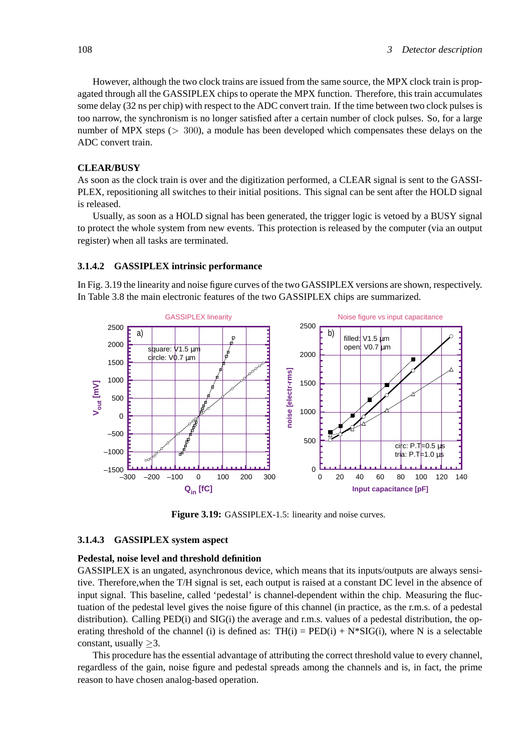However, although the two clock trains are issued from the same source, the MPX clock train is propagated through all the GASSIPLEX chips to operate the MPX function. Therefore, this train accumulates some delay (32 ns per chip) with respect to the ADC convert train. If the time between two clock pulses is too narrow, the synchronism is no longer satisfied after a certain number of clock pulses. So, for a large number of MPX steps ($> 300$), a module has been developed which compensates these delays on the ADC convert train.

**CLEAR/BUSY**

As soon as the clock train is over and the digitization performed, a CLEAR signal is sent to the GASSIPLEX, repositioning all switches to their initial positions. This signal can be sent after the HOLD signal is released.

Usually, as soon as a HOLD signal has been generated, the trigger logic is vetoed by a BUSY signal to protect the whole system from new events. This protection is released by the computer (via an output register) when all tasks are terminated.

### 3.1.4.2 GASSIPLEX intrinsic performance

In Fig. 3.19 the linearity and noise figure curves of the two GASSIPLEX versions are shown, respectively. In Table 3.8 the main electronic features of the two GASSIPLEX chips are summarized.

**Figure 3.19:** GASSIPLEX-1.5: linearity and noise curves.

### 3.1.4.3 GASSIPLEX system aspect

**Pedestal, noise level and threshold definition**

GASSIPLEX is an ungated, asynchronous device, which means that its inputs/outputs are always sensitive. Therefore,when the T/H signal is set, each output is raised at a constant DC level in the absence of input signal. This baseline, called 'pedestal' is channel-dependent within the chip. Measuring the fluctuation of the pedestal level gives the noise figure of this channel (in practice, as the r.m.s. of a pedestal distribution). Calling PED(i) and SIG(i) the average and r.m.s. values of a pedestal distribution, the operating threshold of the channel (i) is defined as: TH(i) = PED(i) + N*SIG(i), where N is a selectable constant, usually $\geq 3$.

This procedure has the essential advantage of attributing the correct threshold value to every channel, regardless of the gain, noise figure and pedestal spreads among the channels and is, in fact, the prime reason to have chosen analog-based operation.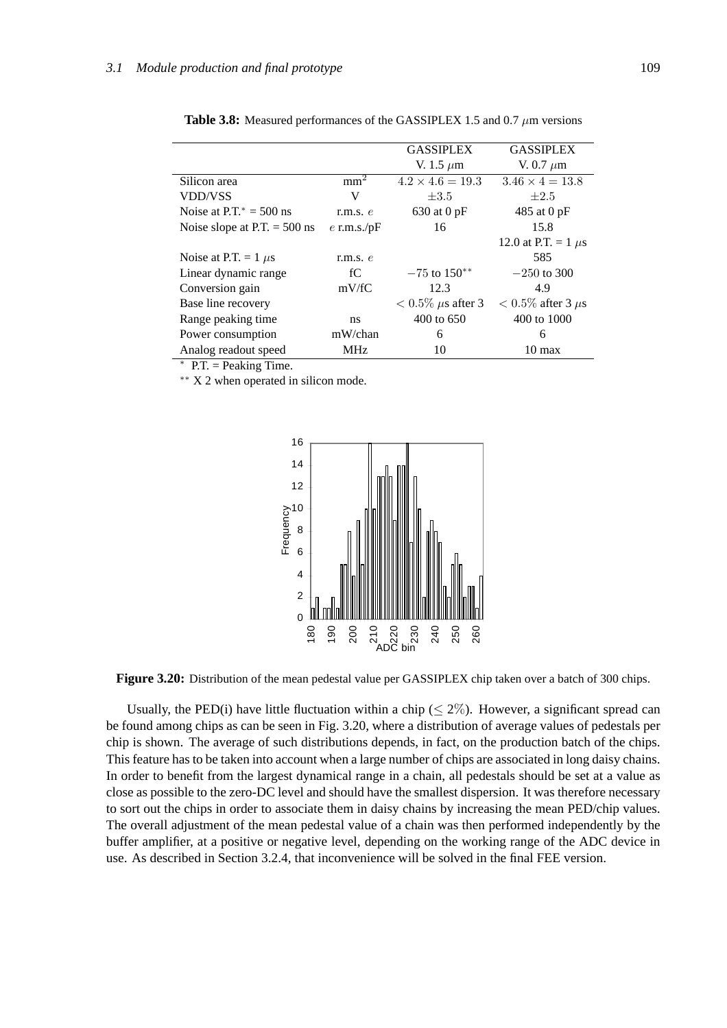**Table 3.8:** Measured performances of the GASSIPLEX 1.5 and 0.7 $\mu$m versions

| | | GASSIPLEX V. 1.5 $\mu$m | GASSIPLEX V. 0.7 $\mu$m |
|---|---|---|---|
| Silicon area | mm$^2$ | $4.2 \times 4.6 = 19.3$ | $3.46 \times 4 = 13.8$ |
| VDD/VSS | V | $\pm 3.5$ | $\pm 2.5$ |
| Noise at P.T.$^*$ = 500 ns | r.m.s. $e$ | 630 at 0 pF | 485 at 0 pF |
| Noise slope at P.T. = 500 ns | $e$ r.m.s./pF | 16 | 15.8 |
| | | | 12.0 at P.T. = 1 $\mu$s |
| Noise at P.T. = 1 $\mu$s | r.m.s. $e$ | | 585 |
| Linear dynamic range | fC | $-75$ to $150^{**}$ | $-250$ to 300 |
| Conversion gain | mV/fC | 12.3 | 4.9 |
| Base line recovery | | $< 0.5\%$ $\mu$s after 3 | $< 0.5\%$ after 3 $\mu$s |
| Range peaking time | ns | 400 to 650 | 400 to 1000 |
| Power consumption | mW/chan | 6 | 6 |
| Analog readout speed | MHz | 10 | 10 max |

$^*$ P.T. = Peaking Time.

$^{**}$ X 2 when operated in silicon mode.

**Figure 3.20:** Distribution of the mean pedestal value per GASSIPLEX chip taken over a batch of 300 chips.

Usually, the PED(i) have little fluctuation within a chip ($\leq 2\%$). However, a significant spread can be found among chips as can be seen in Fig. 3.20, where a distribution of average values of pedestals per chip is shown. The average of such distributions depends, in fact, on the production batch of the chips. This feature has to be taken into account when a large number of chips are associated in long daisy chains. In order to benefit from the largest dynamical range in a chain, all pedestals should be set at a value as close as possible to the zero-DC level and should have the smallest dispersion. It was therefore necessary to sort out the chips in order to associate them in daisy chains by increasing the mean PED/chip values. The overall adjustment of the mean pedestal value of a chain was then performed independently by the buffer amplifier, at a positive or negative level, depending on the working range of the ADC device in use. As described in Section 3.2.4, that inconvenience will be solved in the final FEE version.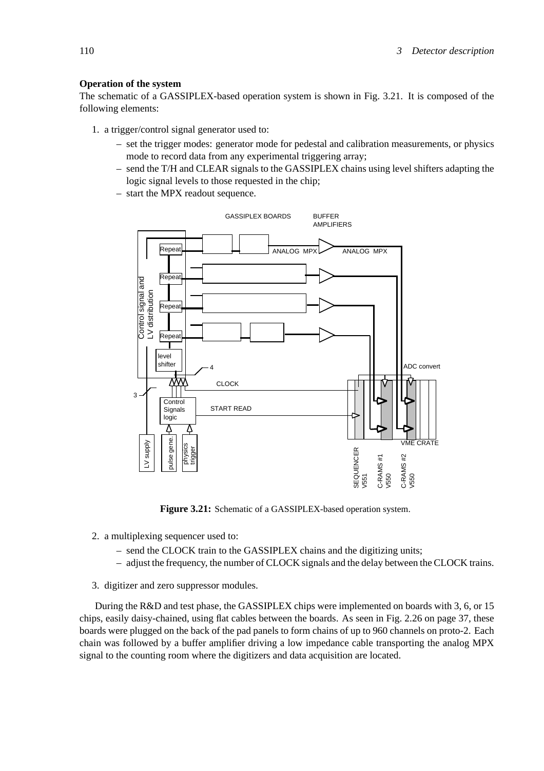**Operation of the system**

The schematic of a GASSIPLEX-based operation system is shown in Fig. 3.21. It is composed of the following elements:

1. a trigger/control signal generator used to:
   - set the trigger modes: generator mode for pedestal and calibration measurements, or physics mode to record data from any experimental triggering array;
   - send the T/H and CLEAR signals to the GASSIPLEX chains using level shifters adapting the logic signal levels to those requested in the chip;
   - start the MPX readout sequence.

**Figure 3.21:** Schematic of a GASSIPLEX-based operation system.

2. a multiplexing sequencer used to:
   - send the CLOCK train to the GASSIPLEX chains and the digitizing units;
   - adjust the frequency, the number of CLOCK signals and the delay between the CLOCK trains.

3. digitizer and zero suppressor modules.

During the R&D and test phase, the GASSIPLEX chips were implemented on boards with 3, 6, or 15 chips, easily daisy-chained, using flat cables between the boards. As seen in Fig. 2.26 on page 37, these boards were plugged on the back of the pad panels to form chains of up to 960 channels on proto-2. Each chain was followed by a buffer amplifier driving a low impedance cable transporting the analog MPX signal to the counting room where the digitizers and data acquisition are located.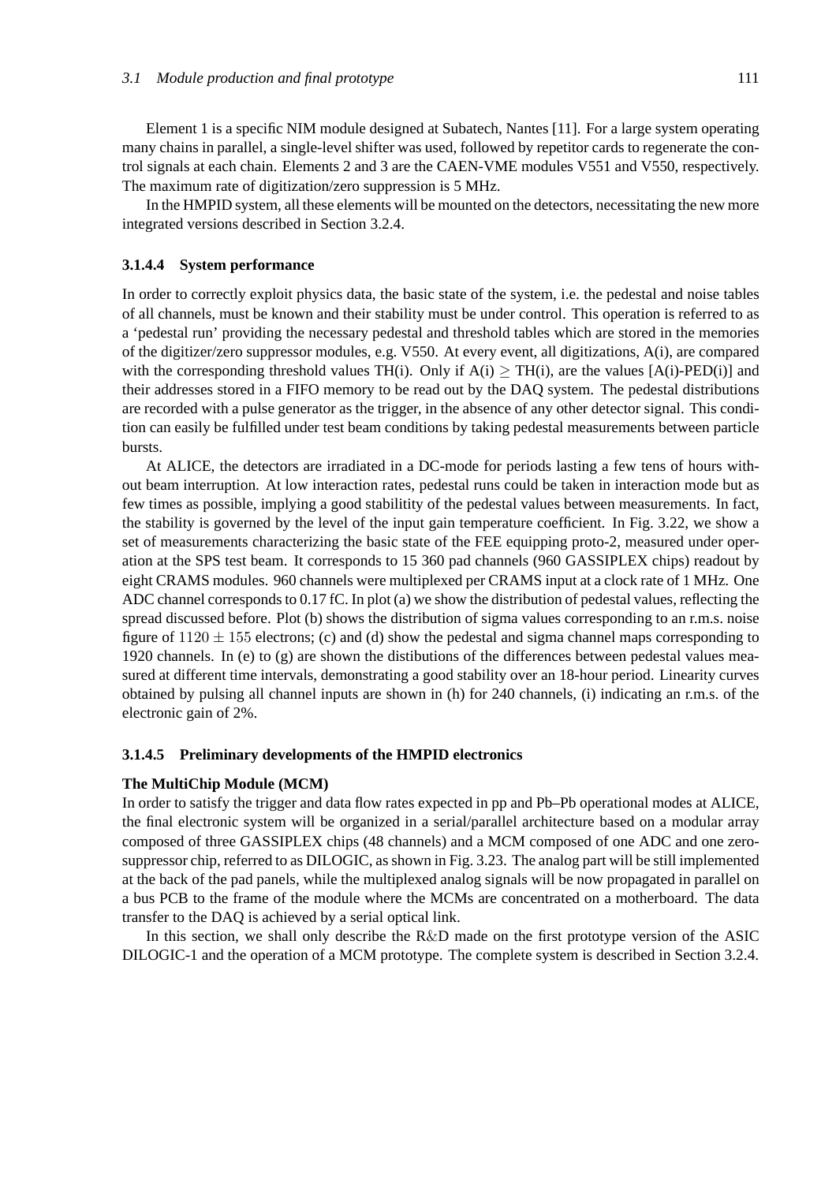Element 1 is a specific NIM module designed at Subatech, Nantes [11]. For a large system operating many chains in parallel, a single-level shifter was used, followed by repetitor cards to regenerate the control signals at each chain. Elements 2 and 3 are the CAEN-VME modules V551 and V550, respectively. The maximum rate of digitization/zero suppression is 5 MHz.

In the HMPID system, all these elements will be mounted on the detectors, necessitating the new more integrated versions described in Section 3.2.4.

#### 3.1.4.4 System performance

In order to correctly exploit physics data, the basic state of the system, i.e. the pedestal and noise tables of all channels, must be known and their stability must be under control. This operation is referred to as a 'pedestal run' providing the necessary pedestal and threshold tables which are stored in the memories of the digitizer/zero suppressor modules, e.g. V550. At every event, all digitizations, A(i), are compared with the corresponding threshold values TH(i). Only if A(i) $\geq$ TH(i), are the values [A(i)-PED(i)] and their addresses stored in a FIFO memory to be read out by the DAQ system. The pedestal distributions are recorded with a pulse generator as the trigger, in the absence of any other detector signal. This condition can easily be fulfilled under test beam conditions by taking pedestal measurements between particle bursts.

At ALICE, the detectors are irradiated in a DC-mode for periods lasting a few tens of hours without beam interruption. At low interaction rates, pedestal runs could be taken in interaction mode but as few times as possible, implying a good stabilitity of the pedestal values between measurements. In fact, the stability is governed by the level of the input gain temperature coefficient. In Fig. 3.22, we show a set of measurements characterizing the basic state of the FEE equipping proto-2, measured under operation at the SPS test beam. It corresponds to 15 360 pad channels (960 GASSIPLEX chips) readout by eight CRAMS modules. 960 channels were multiplexed per CRAMS input at a clock rate of 1 MHz. One ADC channel corresponds to 0.17 fC. In plot (a) we show the distribution of pedestal values, reflecting the spread discussed before. Plot (b) shows the distribution of sigma values corresponding to an r.m.s. noise figure of $1120 \pm 155$ electrons; (c) and (d) show the pedestal and sigma channel maps corresponding to 1920 channels. In (e) to (g) are shown the distibutions of the differences between pedestal values measured at different time intervals, demonstrating a good stability over an 18-hour period. Linearity curves obtained by pulsing all channel inputs are shown in (h) for 240 channels, (i) indicating an r.m.s. of the electronic gain of 2%.

#### 3.1.4.5 Preliminary developments of the HMPID electronics

**The MultiChip Module (MCM)**

In order to satisfy the trigger and data flow rates expected in pp and Pb–Pb operational modes at ALICE, the final electronic system will be organized in a serial/parallel architecture based on a modular array composed of three GASSIPLEX chips (48 channels) and a MCM composed of one ADC and one zero-suppressor chip, referred to as DILOGIC, as shown in Fig. 3.23. The analog part will be still implemented at the back of the pad panels, while the multiplexed analog signals will be now propagated in parallel on a bus PCB to the frame of the module where the MCMs are concentrated on a motherboard. The data transfer to the DAQ is achieved by a serial optical link.

In this section, we shall only describe the R&D made on the first prototype version of the ASIC DILOGIC-1 and the operation of a MCM prototype. The complete system is described in Section 3.2.4.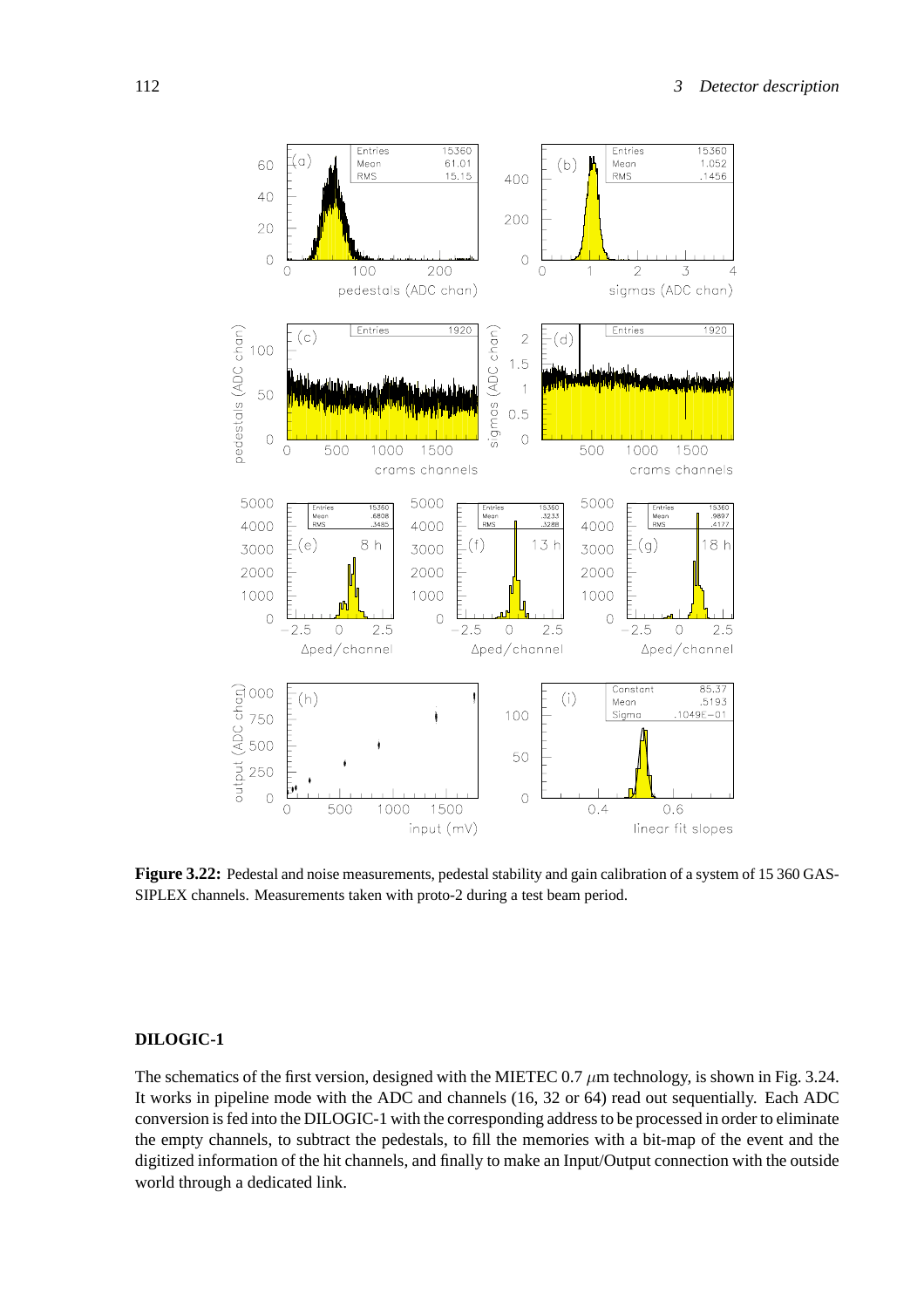**Figure 3.22:** Pedestal and noise measurements, pedestal stability and gain calibration of a system of 15 360 GASSIPLEX channels. Measurements taken with proto-2 during a test beam period.

### DILOGIC-1

The schematics of the first version, designed with the MIETEC 0.7 $\mu$m technology, is shown in Fig. 3.24. It works in pipeline mode with the ADC and channels (16, 32 or 64) read out sequentially. Each ADC conversion is fed into the DILOGIC-1 with the corresponding address to be processed in order to eliminate the empty channels, to subtract the pedestals, to fill the memories with a bit-map of the event and the digitized information of the hit channels, and finally to make an Input/Output connection with the outside world through a dedicated link.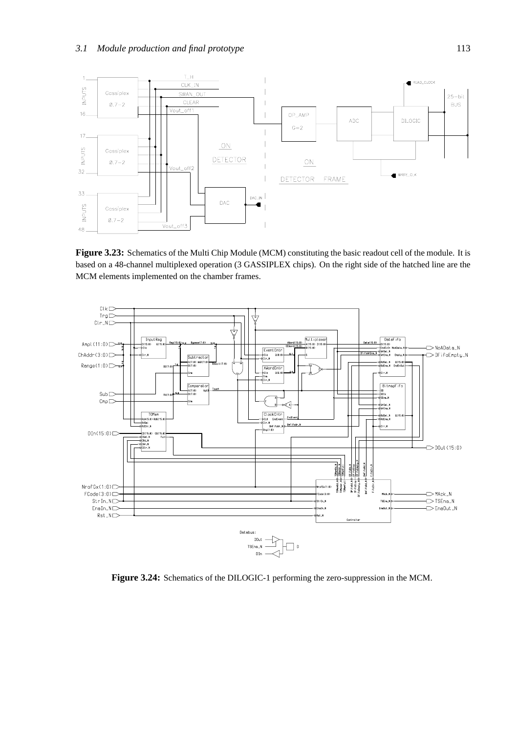Figure 3.23: Schematics of the Multi Chip Module (MCM) constituting the basic readout cell of the module. It is based on a 48-channel multiplexed operation (3 GASSIPLEX chips). On the right side of the hatched line are the MCM elements implemented on the chamber frames.

Figure 3.24: Schematics of the DILOGIC-1 performing the zero-suppression in the MCM.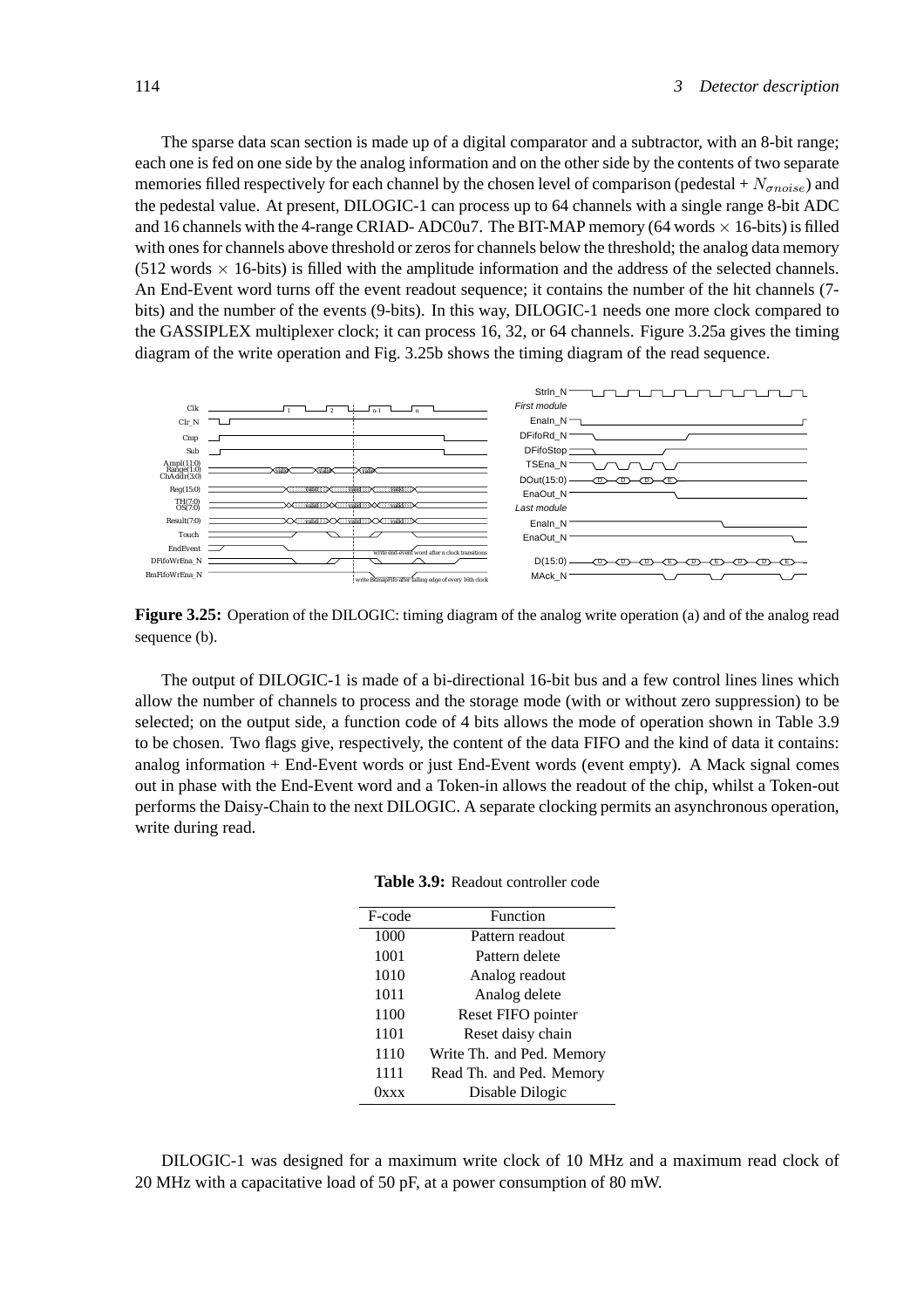The sparse data scan section is made up of a digital comparator and a subtractor, with an 8-bit range; each one is fed on one side by the analog information and on the other side by the contents of two separate memories filled respectively for each channel by the chosen level of comparison (pedestal + $N_{\sigma noise}$) and the pedestal value. At present, DILOGIC-1 can process up to 64 channels with a single range 8-bit ADC and 16 channels with the 4-range CRIAD- ADC0u7. The BIT-MAP memory (64 words $\times$ 16-bits) is filled with ones for channels above threshold or zeros for channels below the threshold; the analog data memory (512 words $\times$ 16-bits) is filled with the amplitude information and the address of the selected channels. An End-Event word turns off the event readout sequence; it contains the number of the hit channels (7-bits) and the number of the events (9-bits). In this way, DILOGIC-1 needs one more clock compared to the GASSIPLEX multiplexer clock; it can process 16, 32, or 64 channels. Figure 3.25a gives the timing diagram of the write operation and Fig. 3.25b shows the timing diagram of the read sequence.

**Figure 3.25:** Operation of the DILOGIC: timing diagram of the analog write operation (a) and of the analog read sequence (b).

The output of DILOGIC-1 is made of a bi-directional 16-bit bus and a few control lines lines which allow the number of channels to process and the storage mode (with or without zero suppression) to be selected; on the output side, a function code of 4 bits allows the mode of operation shown in Table 3.9 to be chosen. Two flags give, respectively, the content of the data FIFO and the kind of data it contains: analog information + End-Event words or just End-Event words (event empty). A Mack signal comes out in phase with the End-Event word and a Token-in allows the readout of the chip, whilst a Token-out performs the Daisy-Chain to the next DILOGIC. A separate clocking permits an asynchronous operation, write during read.

**Table 3.9:** Readout controller code

| F-code | Function |
|---|---|
| 1000 | Pattern readout |
| 1001 | Pattern delete |
| 1010 | Analog readout |
| 1011 | Analog delete |
| 1100 | Reset FIFO pointer |
| 1101 | Reset daisy chain |
| 1110 | Write Th. and Ped. Memory |
| 1111 | Read Th. and Ped. Memory |
| 0xxx | Disable Dilogic |

DILOGIC-1 was designed for a maximum write clock of 10 MHz and a maximum read clock of 20 MHz with a capacitative load of 50 pF, at a power consumption of 80 mW.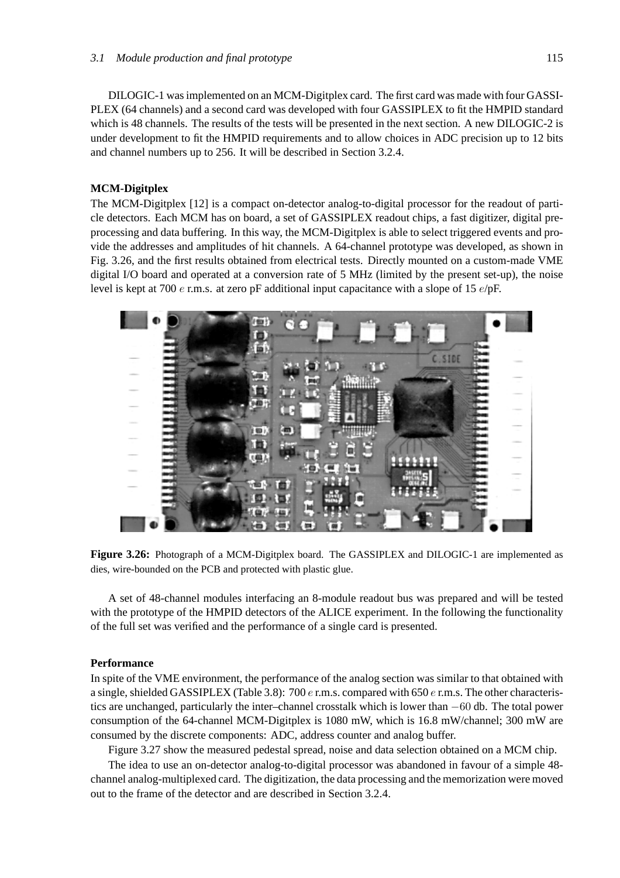DILOGIC-1 was implemented on an MCM-Digitplex card. The first card was made with four GASSIPLEX (64 channels) and a second card was developed with four GASSIPLEX to fit the HMPID standard which is 48 channels. The results of the tests will be presented in the next section. A new DILOGIC-2 is under development to fit the HMPID requirements and to allow choices in ADC precision up to 12 bits and channel numbers up to 256. It will be described in Section 3.2.4.

**MCM-Digitplex**

The MCM-Digitplex [12] is a compact on-detector analog-to-digital processor for the readout of particle detectors. Each MCM has on board, a set of GASSIPLEX readout chips, a fast digitizer, digital preprocessing and data buffering. In this way, the MCM-Digitplex is able to select triggered events and provide the addresses and amplitudes of hit channels. A 64-channel prototype was developed, as shown in Fig. 3.26, and the first results obtained from electrical tests. Directly mounted on a custom-made VME digital I/O board and operated at a conversion rate of 5 MHz (limited by the present set-up), the noise level is kept at 700 $e$ r.m.s. at zero pF additional input capacitance with a slope of 15 $e$/pF.

**Figure 3.26:** Photograph of a MCM-Digitplex board. The GASSIPLEX and DILOGIC-1 are implemented as dies, wire-bounded on the PCB and protected with plastic glue.

A set of 48-channel modules interfacing an 8-module readout bus was prepared and will be tested with the prototype of the HMPID detectors of the ALICE experiment. In the following the functionality of the full set was verified and the performance of a single card is presented.

**Performance**

In spite of the VME environment, the performance of the analog section was similar to that obtained with a single, shielded GASSIPLEX (Table 3.8): 700 $e$ r.m.s. compared with 650 $e$ r.m.s. The other characteristics are unchanged, particularly the inter–channel crosstalk which is lower than $-60$ db. The total power consumption of the 64-channel MCM-Digitplex is 1080 mW, which is 16.8 mW/channel; 300 mW are consumed by the discrete components: ADC, address counter and analog buffer.

Figure 3.27 show the measured pedestal spread, noise and data selection obtained on a MCM chip.

The idea to use an on-detector analog-to-digital processor was abandoned in favour of a simple 48-channel analog-multiplexed card. The digitization, the data processing and the memorization were moved out to the frame of the detector and are described in Section 3.2.4.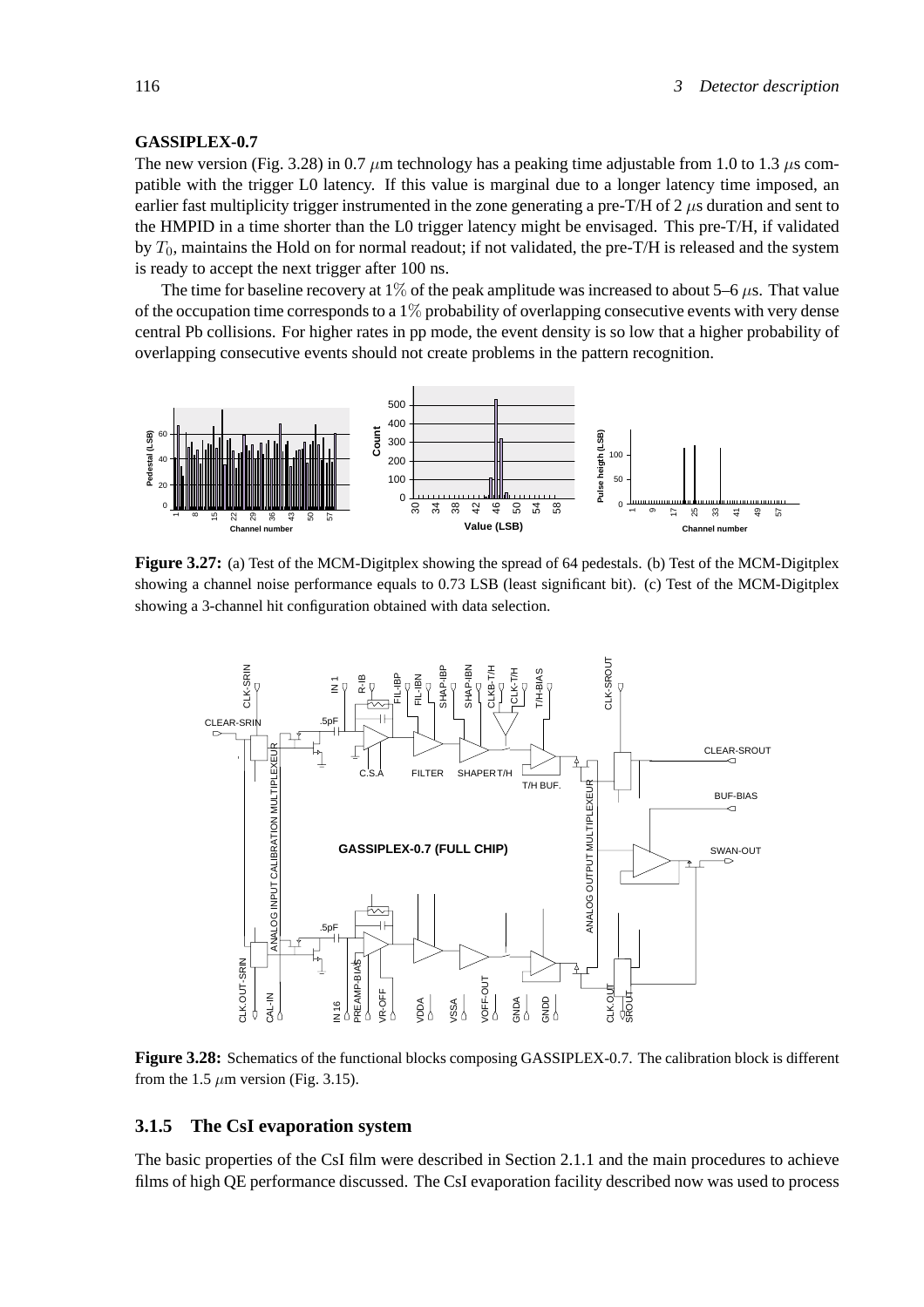**GASSIPLEX-0.7**

The new version (Fig. 3.28) in 0.7 $\mu$m technology has a peaking time adjustable from 1.0 to 1.3 $\mu$s compatible with the trigger L0 latency. If this value is marginal due to a longer latency time imposed, an earlier fast multiplicity trigger instrumented in the zone generating a pre-T/H of 2 $\mu$s duration and sent to the HMPID in a time shorter than the L0 trigger latency might be envisaged. This pre-T/H, if validated by $T_0$, maintains the Hold on for normal readout; if not validated, the pre-T/H is released and the system is ready to accept the next trigger after 100 ns.

The time for baseline recovery at $1\%$ of the peak amplitude was increased to about 5–6 $\mu$s. That value of the occupation time corresponds to a $1\%$ probability of overlapping consecutive events with very dense central Pb collisions. For higher rates in pp mode, the event density is so low that a higher probability of overlapping consecutive events should not create problems in the pattern recognition.

**Figure 3.27:** (a) Test of the MCM-Digitplex showing the spread of 64 pedestals. (b) Test of the MCM-Digitplex showing a channel noise performance equals to 0.73 LSB (least significant bit). (c) Test of the MCM-Digitplex showing a 3-channel hit configuration obtained with data selection.

**Figure 3.28:** Schematics of the functional blocks composing GASSIPLEX-0.7. The calibration block is different from the 1.5 $\mu$m version (Fig. 3.15).

### 3.1.5 The CsI evaporation system

The basic properties of the CsI film were described in Section 2.1.1 and the main procedures to achieve films of high QE performance discussed. The CsI evaporation facility described now was used to process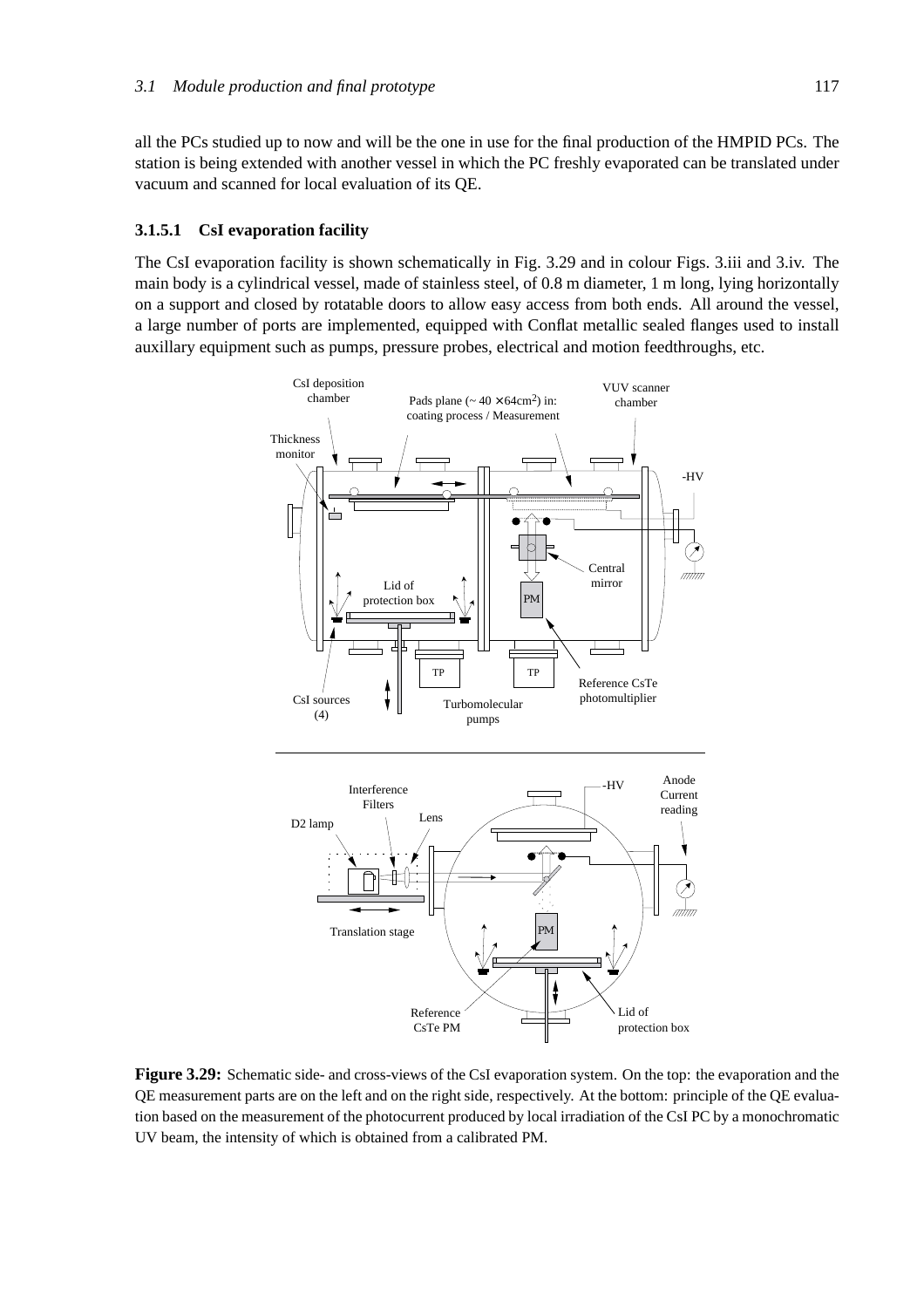all the PCs studied up to now and will be the one in use for the final production of the HMPID PCs. The station is being extended with another vessel in which the PC freshly evaporated can be translated under vacuum and scanned for local evaluation of its QE.

#### 3.1.5.1 CsI evaporation facility

The CsI evaporation facility is shown schematically in Fig. 3.29 and in colour Figs. 3.iii and 3.iv. The main body is a cylindrical vessel, made of stainless steel, of 0.8 m diameter, 1 m long, lying horizontally on a support and closed by rotatable doors to allow easy access from both ends. All around the vessel, a large number of ports are implemented, equipped with Conflat metallic sealed flanges used to install auxillary equipment such as pumps, pressure probes, electrical and motion feedthroughs, etc.

**Figure 3.29:** Schematic side- and cross-views of the CsI evaporation system. On the top: the evaporation and the QE measurement parts are on the left and on the right side, respectively. At the bottom: principle of the QE evaluation based on the measurement of the photocurrent produced by local irradiation of the CsI PC by a monochromatic UV beam, the intensity of which is obtained from a calibrated PM.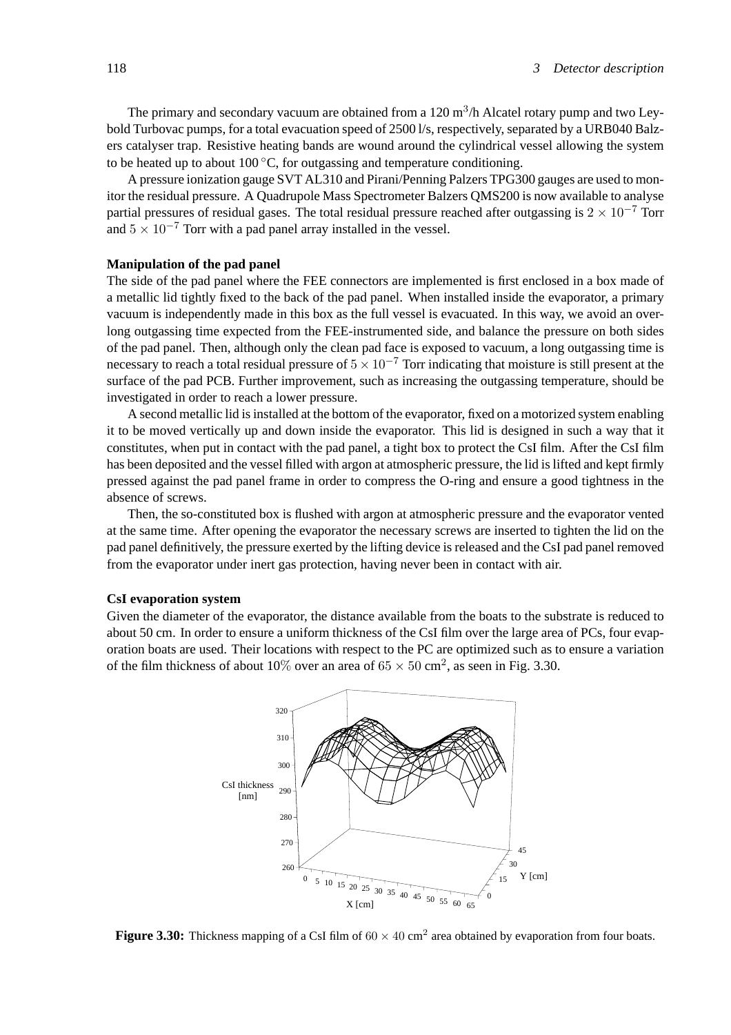The primary and secondary vacuum are obtained from a 120 m$^3$/h Alcatel rotary pump and two Leybold Turbovac pumps, for a total evacuation speed of 2500 l/s, respectively, separated by a URB040 Balzers catalyser trap. Resistive heating bands are wound around the cylindrical vessel allowing the system to be heated up to about 100 °C, for outgassing and temperature conditioning.

A pressure ionization gauge SVT AL310 and Pirani/Penning Palzers TPG300 gauges are used to monitor the residual pressure. A Quadrupole Mass Spectrometer Balzers QMS200 is now available to analyse partial pressures of residual gases. The total residual pressure reached after outgassing is $2 \times 10^{-7}$ Torr and $5 \times 10^{-7}$ Torr with a pad panel array installed in the vessel.

**Manipulation of the pad panel**

The side of the pad panel where the FEE connectors are implemented is first enclosed in a box made of a metallic lid tightly fixed to the back of the pad panel. When installed inside the evaporator, a primary vacuum is independently made in this box as the full vessel is evacuated. In this way, we avoid an overlong outgassing time expected from the FEE-instrumented side, and balance the pressure on both sides of the pad panel. Then, although only the clean pad face is exposed to vacuum, a long outgassing time is necessary to reach a total residual pressure of $5 \times 10^{-7}$ Torr indicating that moisture is still present at the surface of the pad PCB. Further improvement, such as increasing the outgassing temperature, should be investigated in order to reach a lower pressure.

A second metallic lid is installed at the bottom of the evaporator, fixed on a motorized system enabling it to be moved vertically up and down inside the evaporator. This lid is designed in such a way that it constitutes, when put in contact with the pad panel, a tight box to protect the CsI film. After the CsI film has been deposited and the vessel filled with argon at atmospheric pressure, the lid is lifted and kept firmly pressed against the pad panel frame in order to compress the O-ring and ensure a good tightness in the absence of screws.

Then, the so-constituted box is flushed with argon at atmospheric pressure and the evaporator vented at the same time. After opening the evaporator the necessary screws are inserted to tighten the lid on the pad panel definitively, the pressure exerted by the lifting device is released and the CsI pad panel removed from the evaporator under inert gas protection, having never been in contact with air.

**CsI evaporation system**

Given the diameter of the evaporator, the distance available from the boats to the substrate is reduced to about 50 cm. In order to ensure a uniform thickness of the CsI film over the large area of PCs, four evaporation boats are used. Their locations with respect to the PC are optimized such as to ensure a variation of the film thickness of about 10% over an area of $65 \times 50$ cm$^2$, as seen in Fig. 3.30.

**Figure 3.30:** Thickness mapping of a CsI film of $60 \times 40$ cm$^2$ area obtained by evaporation from four boats.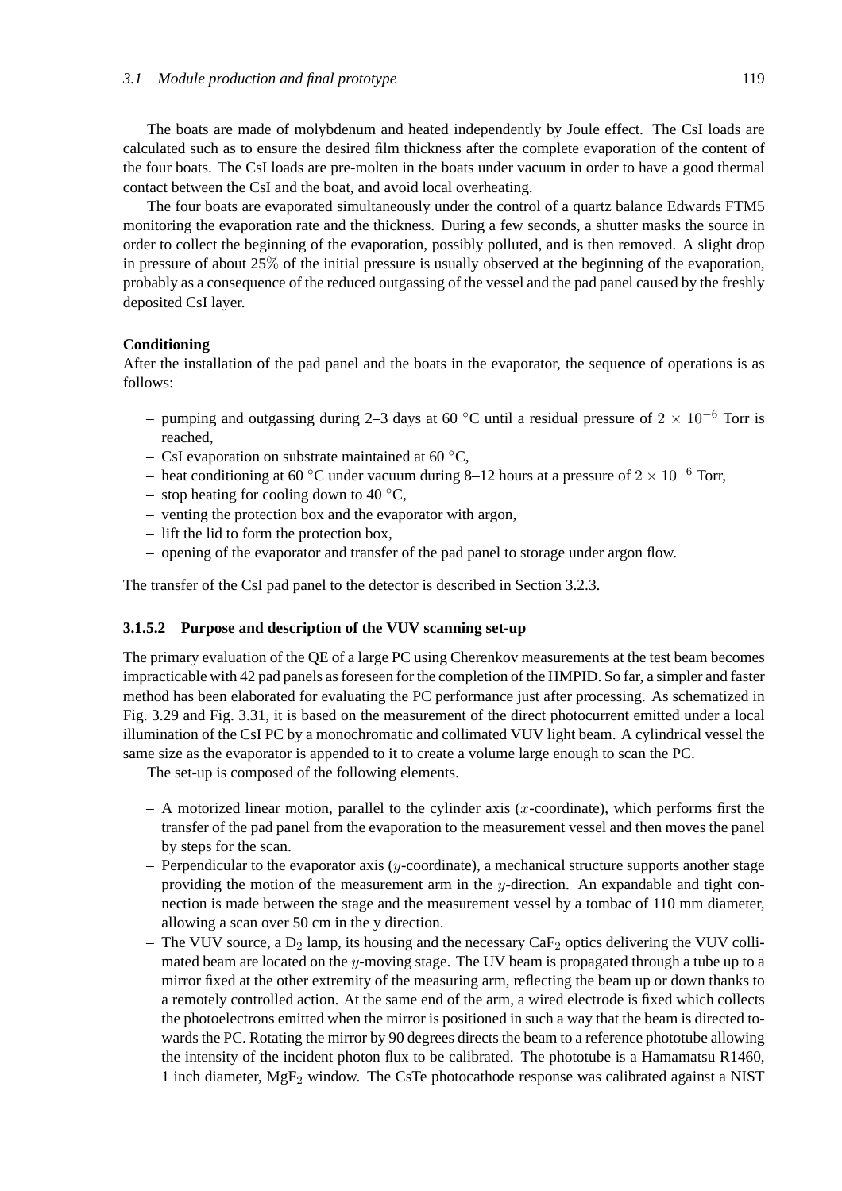The boats are made of molybdenum and heated independently by Joule effect. The CsI loads are calculated such as to ensure the desired film thickness after the complete evaporation of the content of the four boats. The CsI loads are pre-molten in the boats under vacuum in order to have a good thermal contact between the CsI and the boat, and avoid local overheating.

The four boats are evaporated simultaneously under the control of a quartz balance Edwards FTM5 monitoring the evaporation rate and the thickness. During a few seconds, a shutter masks the source in order to collect the beginning of the evaporation, possibly polluted, and is then removed. A slight drop in pressure of about 25% of the initial pressure is usually observed at the beginning of the evaporation, probably as a consequence of the reduced outgassing of the vessel and the pad panel caused by the freshly deposited CsI layer.

**Conditioning**

After the installation of the pad panel and the boats in the evaporator, the sequence of operations is as follows:

- pumping and outgassing during 2–3 days at 60 °C until a residual pressure of $2 \times 10^{-6}$ Torr is reached,
- CsI evaporation on substrate maintained at 60 °C,
- heat conditioning at 60 °C under vacuum during 8–12 hours at a pressure of $2 \times 10^{-6}$ Torr,
- stop heating for cooling down to 40 °C,
- venting the protection box and the evaporator with argon,
- lift the lid to form the protection box,
- opening of the evaporator and transfer of the pad panel to storage under argon flow.

The transfer of the CsI pad panel to the detector is described in Section 3.2.3.

### 3.1.5.2 Purpose and description of the VUV scanning set-up

The primary evaluation of the QE of a large PC using Cherenkov measurements at the test beam becomes impracticable with 42 pad panels as foreseen for the completion of the HMPID. So far, a simpler and faster method has been elaborated for evaluating the PC performance just after processing. As schematized in Fig. 3.29 and Fig. 3.31, it is based on the measurement of the direct photocurrent emitted under a local illumination of the CsI PC by a monochromatic and collimated VUV light beam. A cylindrical vessel the same size as the evaporator is appended to it to create a volume large enough to scan the PC.

The set-up is composed of the following elements.

- A motorized linear motion, parallel to the cylinder axis ($x$-coordinate), which performs first the transfer of the pad panel from the evaporation to the measurement vessel and then moves the panel by steps for the scan.
- Perpendicular to the evaporator axis ($y$-coordinate), a mechanical structure supports another stage providing the motion of the measurement arm in the $y$-direction. An expandable and tight connection is made between the stage and the measurement vessel by a tombac of 110 mm diameter, allowing a scan over 50 cm in the y direction.
- The VUV source, a $D_2$ lamp, its housing and the necessary $CaF_2$ optics delivering the VUV collimated beam are located on the $y$-moving stage. The UV beam is propagated through a tube up to a mirror fixed at the other extremity of the measuring arm, reflecting the beam up or down thanks to a remotely controlled action. At the same end of the arm, a wired electrode is fixed which collects the photoelectrons emitted when the mirror is positioned in such a way that the beam is directed towards the PC. Rotating the mirror by 90 degrees directs the beam to a reference phototube allowing the intensity of the incident photon flux to be calibrated. The phototube is a Hamamatsu R1460, 1 inch diameter, $MgF_2$ window. The CsTe photocathode response was calibrated against a NIST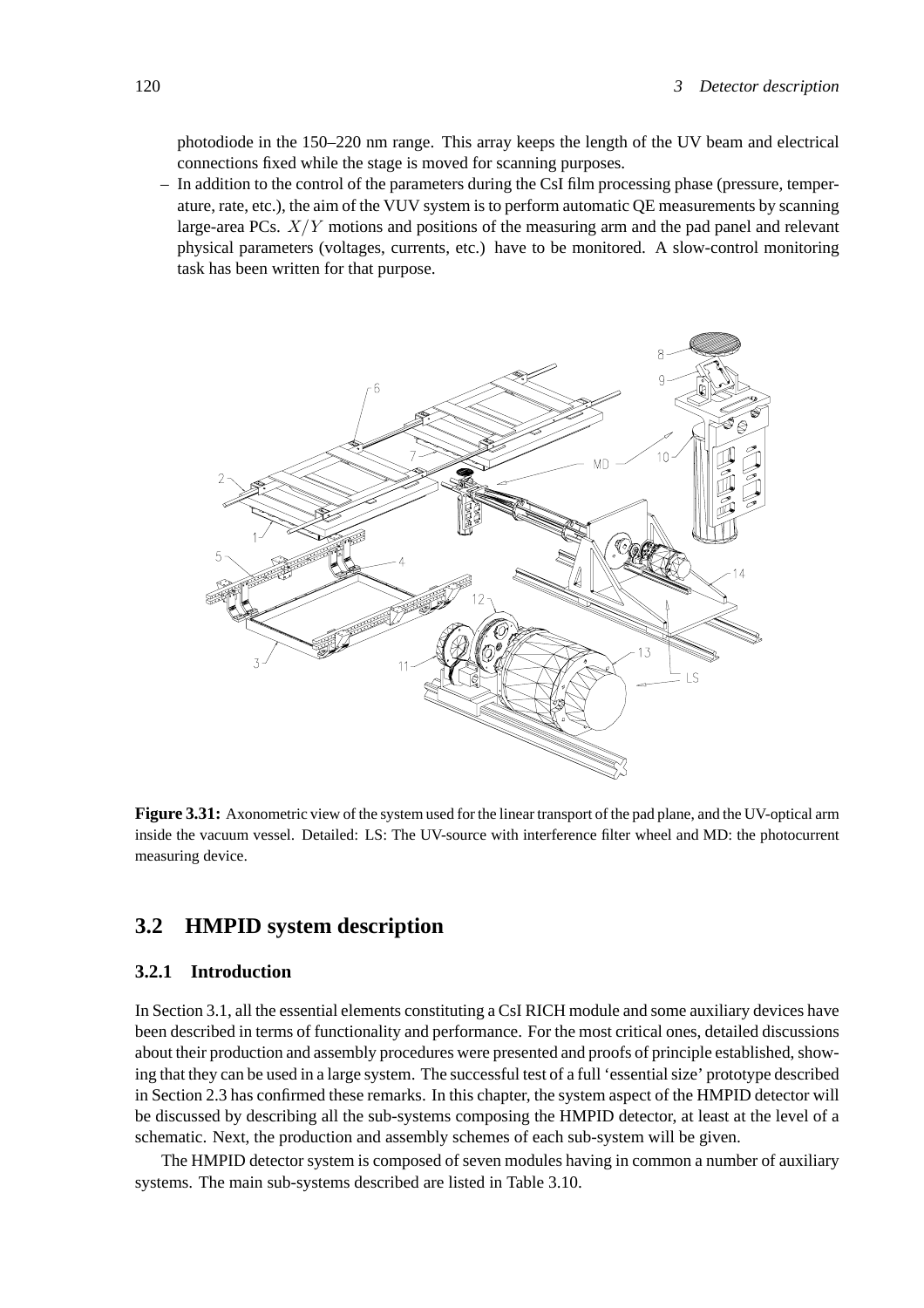photodiode in the 150–220 nm range. This array keeps the length of the UV beam and electrical connections fixed while the stage is moved for scanning purposes.

– In addition to the control of the parameters during the CsI film processing phase (pressure, temperature, rate, etc.), the aim of the VUV system is to perform automatic QE measurements by scanning large-area PCs. $X/Y$ motions and positions of the measuring arm and the pad panel and relevant physical parameters (voltages, currents, etc.) have to be monitored. A slow-control monitoring task has been written for that purpose.

**Figure 3.31:** Axonometric view of the system used for the linear transport of the pad plane, and the UV-optical arm inside the vacuum vessel. Detailed: LS: The UV-source with interference filter wheel and MD: the photocurrent measuring device.

## 3.2 HMPID system description

### 3.2.1 Introduction

In Section 3.1, all the essential elements constituting a CsI RICH module and some auxiliary devices have been described in terms of functionality and performance. For the most critical ones, detailed discussions about their production and assembly procedures were presented and proofs of principle established, showing that they can be used in a large system. The successful test of a full 'essential size' prototype described in Section 2.3 has confirmed these remarks. In this chapter, the system aspect of the HMPID detector will be discussed by describing all the sub-systems composing the HMPID detector, at least at the level of a schematic. Next, the production and assembly schemes of each sub-system will be given.

The HMPID detector system is composed of seven modules having in common a number of auxiliary systems. The main sub-systems described are listed in Table 3.10.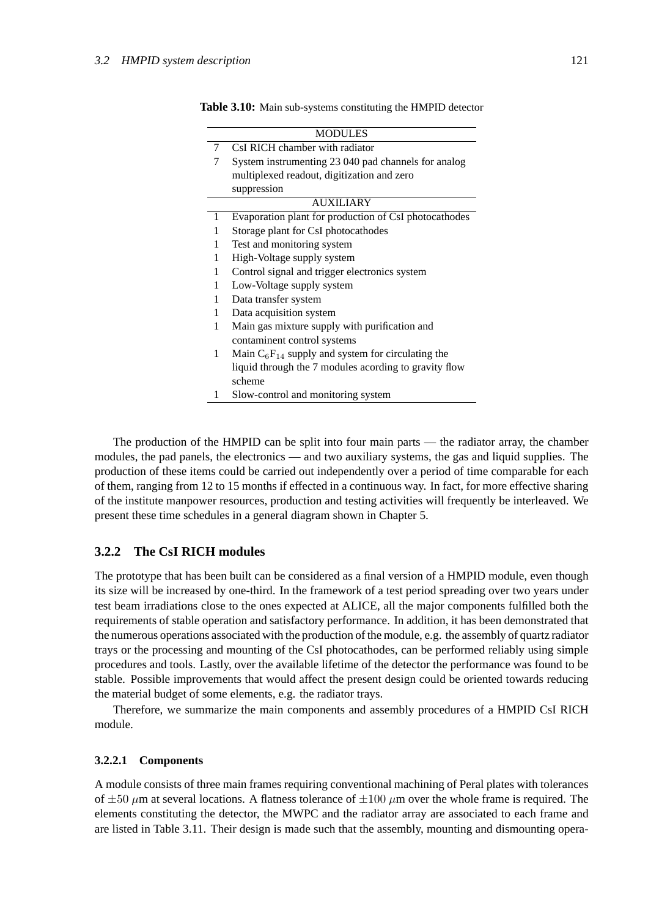**Table 3.10:** Main sub-systems constituting the HMPID detector

| | MODULES |
|---|---|
| 7 | CsI RICH chamber with radiator |
| 7 | System instrumenting 23 040 pad channels for analog multiplexed readout, digitization and zero suppression |
| | AUXILIARY |
| 1 | Evaporation plant for production of CsI photocathodes |
| 1 | Storage plant for CsI photocathodes |
| 1 | Test and monitoring system |
| 1 | High-Voltage supply system |
| 1 | Control signal and trigger electronics system |
| 1 | Low-Voltage supply system |
| 1 | Data transfer system |
| 1 | Data acquisition system |
| 1 | Main gas mixture supply with purification and contaminent control systems |
| 1 | Main $C_6F_{14}$ supply and system for circulating the liquid through the 7 modules acording to gravity flow scheme |
| 1 | Slow-control and monitoring system |

The production of the HMPID can be split into four main parts — the radiator array, the chamber modules, the pad panels, the electronics — and two auxiliary systems, the gas and liquid supplies. The production of these items could be carried out independently over a period of time comparable for each of them, ranging from 12 to 15 months if effected in a continuous way. In fact, for more effective sharing of the institute manpower resources, production and testing activities will frequently be interleaved. We present these time schedules in a general diagram shown in Chapter 5.

### 3.2.2 The CsI RICH modules

The prototype that has been built can be considered as a final version of a HMPID module, even though its size will be increased by one-third. In the framework of a test period spreading over two years under test beam irradiations close to the ones expected at ALICE, all the major components fulfilled both the requirements of stable operation and satisfactory performance. In addition, it has been demonstrated that the numerous operations associated with the production of the module, e.g. the assembly of quartz radiator trays or the processing and mounting of the CsI photocathodes, can be performed reliably using simple procedures and tools. Lastly, over the available lifetime of the detector the performance was found to be stable. Possible improvements that would affect the present design could be oriented towards reducing the material budget of some elements, e.g. the radiator trays.

Therefore, we summarize the main components and assembly procedures of a HMPID CsI RICH module.

#### 3.2.2.1 Components

A module consists of three main frames requiring conventional machining of Peral plates with tolerances of $\pm 50$ $\mu$m at several locations. A flatness tolerance of $\pm 100$ $\mu$m over the whole frame is required. The elements constituting the detector, the MWPC and the radiator array are associated to each frame and are listed in Table 3.11. Their design is made such that the assembly, mounting and dismounting opera-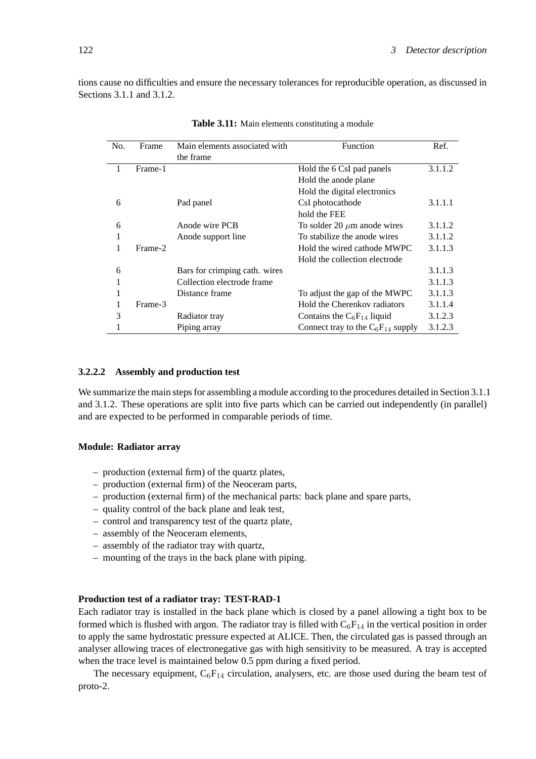tions cause no difficulties and ensure the necessary tolerances for reproducible operation, as discussed in Sections 3.1.1 and 3.1.2.

**Table 3.11:** Main elements constituting a module

| No. | Frame | Main elements associated with the frame | Function | Ref. |
|---|---|---|---|---|
| 1 | Frame-1 | | Hold the 6 CsI pad panels<br>Hold the anode plane<br>Hold the digital electronics | 3.1.1.2 |
| 6 | | Pad panel | CsI photocathode<br>hold the FEE | 3.1.1.1 |
| 6 | | Anode wire PCB | To solder 20 $\mu$m anode wires | 3.1.1.2 |
| 1 | | Anode support line | To stabilize the anode wires | 3.1.1.2 |
| 1 | Frame-2 | | Hold the wired cathode MWPC<br>Hold the collection electrode | 3.1.1.3 |
| 6 | | Bars for crimping cath. wires | | 3.1.1.3 |
| 1 | | Collection electrode frame | | 3.1.1.3 |
| 1 | | Distance frame | To adjust the gap of the MWPC | 3.1.1.3 |
| 1 | Frame-3 | | Hold the Cherenkov radiators | 3.1.1.4 |
| 3 | | Radiator tray | Contains the $C_6F_{14}$ liquid | 3.1.2.3 |
| 1 | | Piping array | Connect tray to the $C_6F_{14}$ supply | 3.1.2.3 |

#### 3.2.2.2 Assembly and production test

We summarize the main steps for assembling a module according to the procedures detailed in Section 3.1.1 and 3.1.2. These operations are split into five parts which can be carried out independently (in parallel) and are expected to be performed in comparable periods of time.

**Module: Radiator array**

- production (external firm) of the quartz plates,
- production (external firm) of the Neoceram parts,
- production (external firm) of the mechanical parts: back plane and spare parts,
- quality control of the back plane and leak test,
- control and transparency test of the quartz plate,
- assembly of the Neoceram elements,
- assembly of the radiator tray with quartz,
- mounting of the trays in the back plane with piping.

**Production test of a radiator tray: TEST-RAD-1**

Each radiator tray is installed in the back plane which is closed by a panel allowing a tight box to be formed which is flushed with argon. The radiator tray is filled with $C_6F_{14}$ in the vertical position in order to apply the same hydrostatic pressure expected at ALICE. Then, the circulated gas is passed through an analyser allowing traces of electronegative gas with high sensitivity to be measured. A tray is accepted when the trace level is maintained below 0.5 ppm during a fixed period.

The necessary equipment, $C_6F_{14}$ circulation, analysers, etc. are those used during the beam test of proto-2.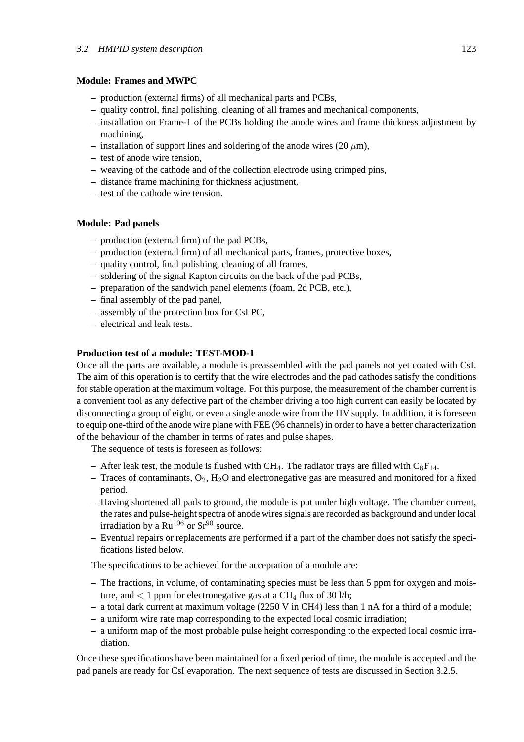**Module: Frames and MWPC**

- production (external firms) of all mechanical parts and PCBs,
- quality control, final polishing, cleaning of all frames and mechanical components,
- installation on Frame-1 of the PCBs holding the anode wires and frame thickness adjustment by machining,
- installation of support lines and soldering of the anode wires (20 $\mu$m),
- test of anode wire tension,
- weaving of the cathode and of the collection electrode using crimped pins,
- distance frame machining for thickness adjustment,
- test of the cathode wire tension.

**Module: Pad panels**

- production (external firm) of the pad PCBs,
- production (external firm) of all mechanical parts, frames, protective boxes,
- quality control, final polishing, cleaning of all frames,
- soldering of the signal Kapton circuits on the back of the pad PCBs,
- preparation of the sandwich panel elements (foam, 2d PCB, etc.),
- final assembly of the pad panel,
- assembly of the protection box for CsI PC,
- electrical and leak tests.

**Production test of a module: TEST-MOD-1**

Once all the parts are available, a module is preassembled with the pad panels not yet coated with CsI. The aim of this operation is to certify that the wire electrodes and the pad cathodes satisfy the conditions for stable operation at the maximum voltage. For this purpose, the measurement of the chamber current is a convenient tool as any defective part of the chamber driving a too high current can easily be located by disconnecting a group of eight, or even a single anode wire from the HV supply. In addition, it is foreseen to equip one-third of the anode wire plane with FEE (96 channels) in order to have a better characterization of the behaviour of the chamber in terms of rates and pulse shapes.

The sequence of tests is foreseen as follows:

- After leak test, the module is flushed with $CH_4$. The radiator trays are filled with $C_6F_{14}$.
- Traces of contaminants, $O_2$, $H_2O$ and electronegative gas are measured and monitored for a fixed period.
- Having shortened all pads to ground, the module is put under high voltage. The chamber current, the rates and pulse-height spectra of anode wires signals are recorded as background and under local irradiation by a $Ru^{106}$ or $Sr^{90}$ source.
- Eventual repairs or replacements are performed if a part of the chamber does not satisfy the specifications listed below.

The specifications to be achieved for the acceptation of a module are:

- The fractions, in volume, of contaminating species must be less than 5 ppm for oxygen and moisture, and $< 1$ ppm for electronegative gas at a $CH_4$ flux of 30 l/h;
- a total dark current at maximum voltage (2250 V in CH4) less than 1 nA for a third of a module;
- a uniform wire rate map corresponding to the expected local cosmic irradiation;
- a uniform map of the most probable pulse height corresponding to the expected local cosmic irradiation.

Once these specifications have been maintained for a fixed period of time, the module is accepted and the pad panels are ready for CsI evaporation. The next sequence of tests are discussed in Section 3.2.5.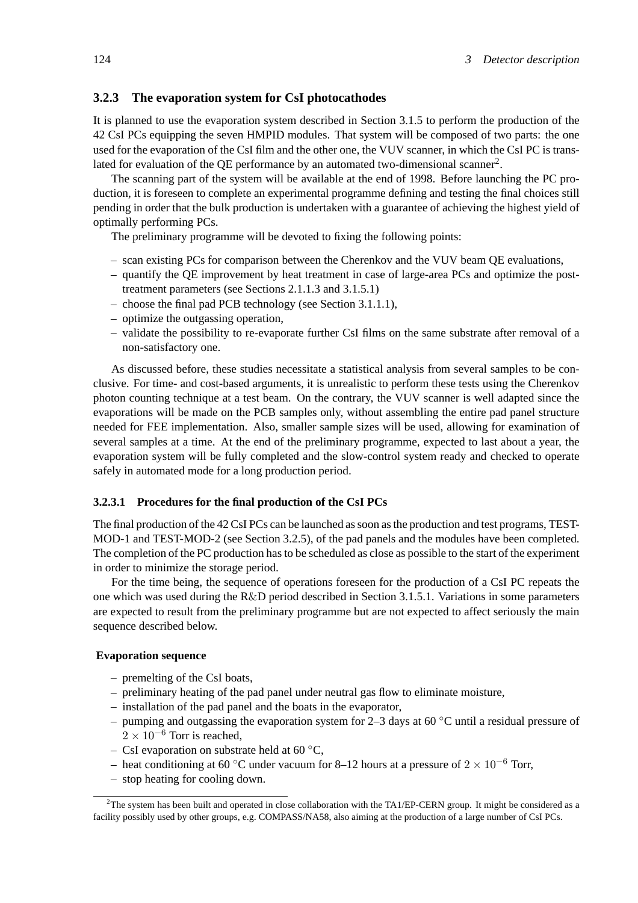### 3.2.3 The evaporation system for CsI photocathodes

It is planned to use the evaporation system described in Section 3.1.5 to perform the production of the 42 CsI PCs equipping the seven HMPID modules. That system will be composed of two parts: the one used for the evaporation of the CsI film and the other one, the VUV scanner, in which the CsI PC is translated for evaluation of the QE performance by an automated two-dimensional scanner[2].

The scanning part of the system will be available at the end of 1998. Before launching the PC production, it is foreseen to complete an experimental programme defining and testing the final choices still pending in order that the bulk production is undertaken with a guarantee of achieving the highest yield of optimally performing PCs.

The preliminary programme will be devoted to fixing the following points:

- scan existing PCs for comparison between the Cherenkov and the VUV beam QE evaluations,
- quantify the QE improvement by heat treatment in case of large-area PCs and optimize the post-treatment parameters (see Sections 2.1.1.3 and 3.1.5.1)
- choose the final pad PCB technology (see Section 3.1.1.1),
- optimize the outgassing operation,
- validate the possibility to re-evaporate further CsI films on the same substrate after removal of a non-satisfactory one.

As discussed before, these studies necessitate a statistical analysis from several samples to be conclusive. For time- and cost-based arguments, it is unrealistic to perform these tests using the Cherenkov photon counting technique at a test beam. On the contrary, the VUV scanner is well adapted since the evaporations will be made on the PCB samples only, without assembling the entire pad panel structure needed for FEE implementation. Also, smaller sample sizes will be used, allowing for examination of several samples at a time. At the end of the preliminary programme, expected to last about a year, the evaporation system will be fully completed and the slow-control system ready and checked to operate safely in automated mode for a long production period.

#### 3.2.3.1 Procedures for the final production of the CsI PCs

The final production of the 42 CsI PCs can be launched as soon as the production and test programs, TEST-MOD-1 and TEST-MOD-2 (see Section 3.2.5), of the pad panels and the modules have been completed. The completion of the PC production has to be scheduled as close as possible to the start of the experiment in order to minimize the storage period.

For the time being, the sequence of operations foreseen for the production of a CsI PC repeats the one which was used during the R&D period described in Section 3.1.5.1. Variations in some parameters are expected to result from the preliminary programme but are not expected to affect seriously the main sequence described below.

**Evaporation sequence**

- premelting of the CsI boats,
- preliminary heating of the pad panel under neutral gas flow to eliminate moisture,
- installation of the pad panel and the boats in the evaporator,
- pumping and outgassing the evaporation system for 2–3 days at 60 °C until a residual pressure of $2 \times 10^{-6}$ Torr is reached,
- CsI evaporation on substrate held at 60 °C,
- heat conditioning at 60 °C under vacuum for 8–12 hours at a pressure of $2 \times 10^{-6}$ Torr,
- stop heating for cooling down.

[2] The system has been built and operated in close collaboration with the TA1/EP-CERN group. It might be considered as a facility possibly used by other groups, e.g. COMPASS/NA58, also aiming at the production of a large number of CsI PCs.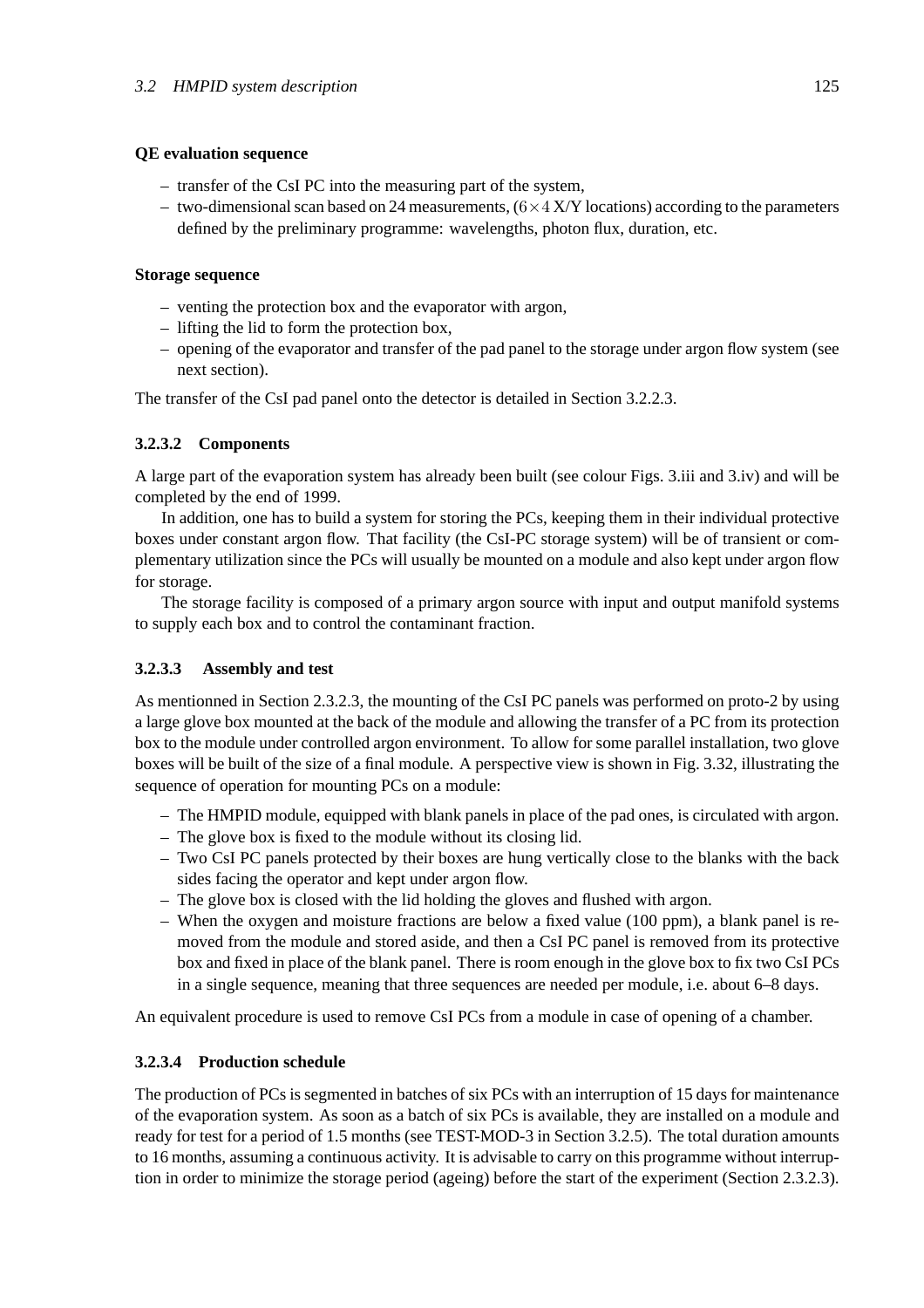**QE evaluation sequence**

- transfer of the CsI PC into the measuring part of the system,
- two-dimensional scan based on 24 measurements, ($6 \times 4$ X/Y locations) according to the parameters defined by the preliminary programme: wavelengths, photon flux, duration, etc.

**Storage sequence**

- venting the protection box and the evaporator with argon,
- lifting the lid to form the protection box,
- opening of the evaporator and transfer of the pad panel to the storage under argon flow system (see next section).

The transfer of the CsI pad panel onto the detector is detailed in Section 3.2.2.3.

#### 3.2.3.2 Components

A large part of the evaporation system has already been built (see colour Figs. 3.iii and 3.iv) and will be completed by the end of 1999.

In addition, one has to build a system for storing the PCs, keeping them in their individual protective boxes under constant argon flow. That facility (the CsI-PC storage system) will be of transient or complementary utilization since the PCs will usually be mounted on a module and also kept under argon flow for storage.

The storage facility is composed of a primary argon source with input and output manifold systems to supply each box and to control the contaminant fraction.

#### 3.2.3.3 Assembly and test

As mentionned in Section 2.3.2.3, the mounting of the CsI PC panels was performed on proto-2 by using a large glove box mounted at the back of the module and allowing the transfer of a PC from its protection box to the module under controlled argon environment. To allow for some parallel installation, two glove boxes will be built of the size of a final module. A perspective view is shown in Fig. 3.32, illustrating the sequence of operation for mounting PCs on a module:

- The HMPID module, equipped with blank panels in place of the pad ones, is circulated with argon.
- The glove box is fixed to the module without its closing lid.
- Two CsI PC panels protected by their boxes are hung vertically close to the blanks with the back sides facing the operator and kept under argon flow.
- The glove box is closed with the lid holding the gloves and flushed with argon.
- When the oxygen and moisture fractions are below a fixed value (100 ppm), a blank panel is removed from the module and stored aside, and then a CsI PC panel is removed from its protective box and fixed in place of the blank panel. There is room enough in the glove box to fix two CsI PCs in a single sequence, meaning that three sequences are needed per module, i.e. about 6–8 days.

An equivalent procedure is used to remove CsI PCs from a module in case of opening of a chamber.

#### 3.2.3.4 Production schedule

The production of PCs is segmented in batches of six PCs with an interruption of 15 days for maintenance of the evaporation system. As soon as a batch of six PCs is available, they are installed on a module and ready for test for a period of 1.5 months (see TEST-MOD-3 in Section 3.2.5). The total duration amounts to 16 months, assuming a continuous activity. It is advisable to carry on this programme without interruption in order to minimize the storage period (ageing) before the start of the experiment (Section 2.3.2.3).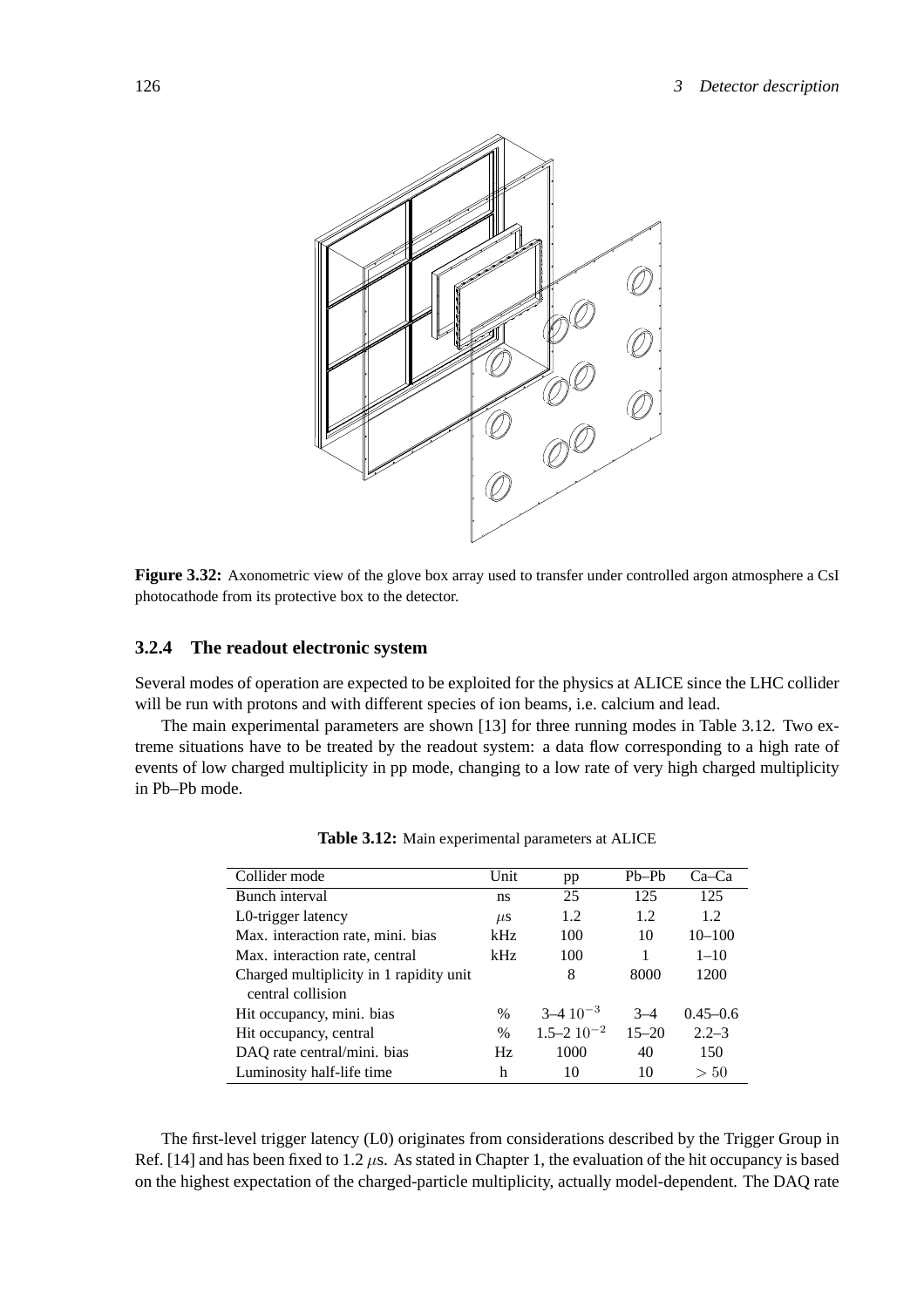**Figure 3.32:** Axonometric view of the glove box array used to transfer under controlled argon atmosphere a CsI photocathode from its protective box to the detector.

### 3.2.4 The readout electronic system

Several modes of operation are expected to be exploited for the physics at ALICE since the LHC collider will be run with protons and with different species of ion beams, i.e. calcium and lead.

The main experimental parameters are shown [13] for three running modes in Table 3.12. Two extreme situations have to be treated by the readout system: a data flow corresponding to a high rate of events of low charged multiplicity in pp mode, changing to a low rate of very high charged multiplicity in Pb–Pb mode.

**Table 3.12:** Main experimental parameters at ALICE

| Collider mode | Unit | pp | Pb–Pb | Ca–Ca |
|---|---|---|---|---|
| Bunch interval | ns | 25 | 125 | 125 |
| L0-trigger latency | $\mu$s | 1.2 | 1.2 | 1.2 |
| Max. interaction rate, mini. bias | kHz | 100 | 10 | 10–100 |
| Max. interaction rate, central | kHz | 100 | 1 | 1–10 |
| Charged multiplicity in 1 rapidity unit central collision | | 8 | 8000 | 1200 |
| Hit occupancy, mini. bias | % | $3–4\ 10^{-3}$ | 3–4 | 0.45–0.6 |
| Hit occupancy, central | % | $1.5–2\ 10^{-2}$ | 15–20 | 2.2–3 |
| DAQ rate central/mini. bias | Hz | 1000 | 40 | 150 |
| Luminosity half-life time | h | 10 | 10 | $> 50$ |

The first-level trigger latency (L0) originates from considerations described by the Trigger Group in Ref. [14] and has been fixed to 1.2 $\mu$s. As stated in Chapter 1, the evaluation of the hit occupancy is based on the highest expectation of the charged-particle multiplicity, actually model-dependent. The DAQ rate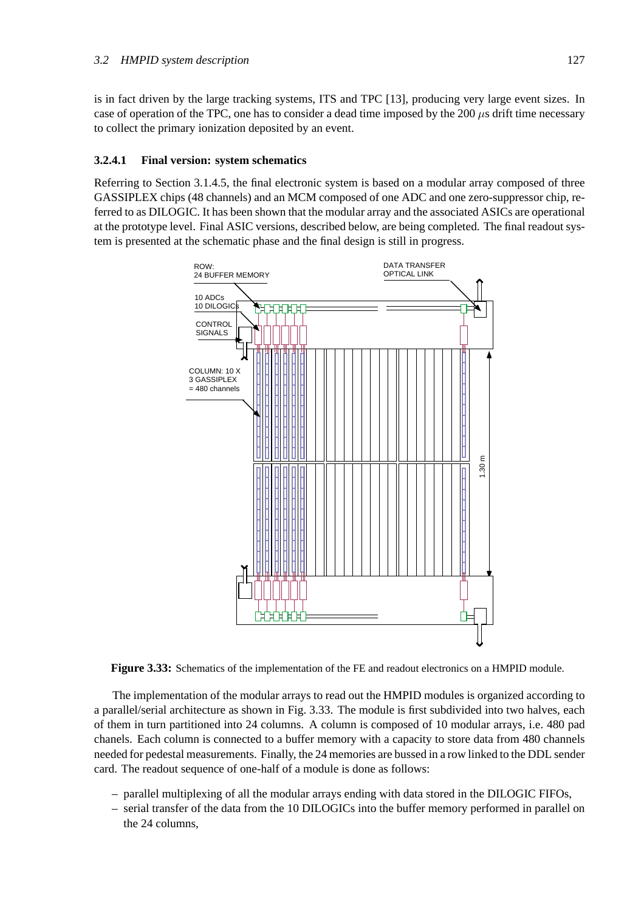is in fact driven by the large tracking systems, ITS and TPC [13], producing very large event sizes. In case of operation of the TPC, one has to consider a dead time imposed by the 200 $\mu$s drift time necessary to collect the primary ionization deposited by an event.

#### 3.2.4.1 Final version: system schematics

Referring to Section 3.1.4.5, the final electronic system is based on a modular array composed of three GASSIPLEX chips (48 channels) and an MCM composed of one ADC and one zero-suppressor chip, referred to as DILOGIC. It has been shown that the modular array and the associated ASICs are operational at the prototype level. Final ASIC versions, described below, are being completed. The final readout system is presented at the schematic phase and the final design is still in progress.

**Figure 3.33:** Schematics of the implementation of the FE and readout electronics on a HMPID module.

The implementation of the modular arrays to read out the HMPID modules is organized according to a parallel/serial architecture as shown in Fig. 3.33. The module is first subdivided into two halves, each of them in turn partitioned into 24 columns. A column is composed of 10 modular arrays, i.e. 480 pad chanels. Each column is connected to a buffer memory with a capacity to store data from 480 channels needed for pedestal measurements. Finally, the 24 memories are bussed in a row linked to the DDL sender card. The readout sequence of one-half of a module is done as follows:

- parallel multiplexing of all the modular arrays ending with data stored in the DILOGIC FIFOs,
- serial transfer of the data from the 10 DILOGICs into the buffer memory performed in parallel on the 24 columns,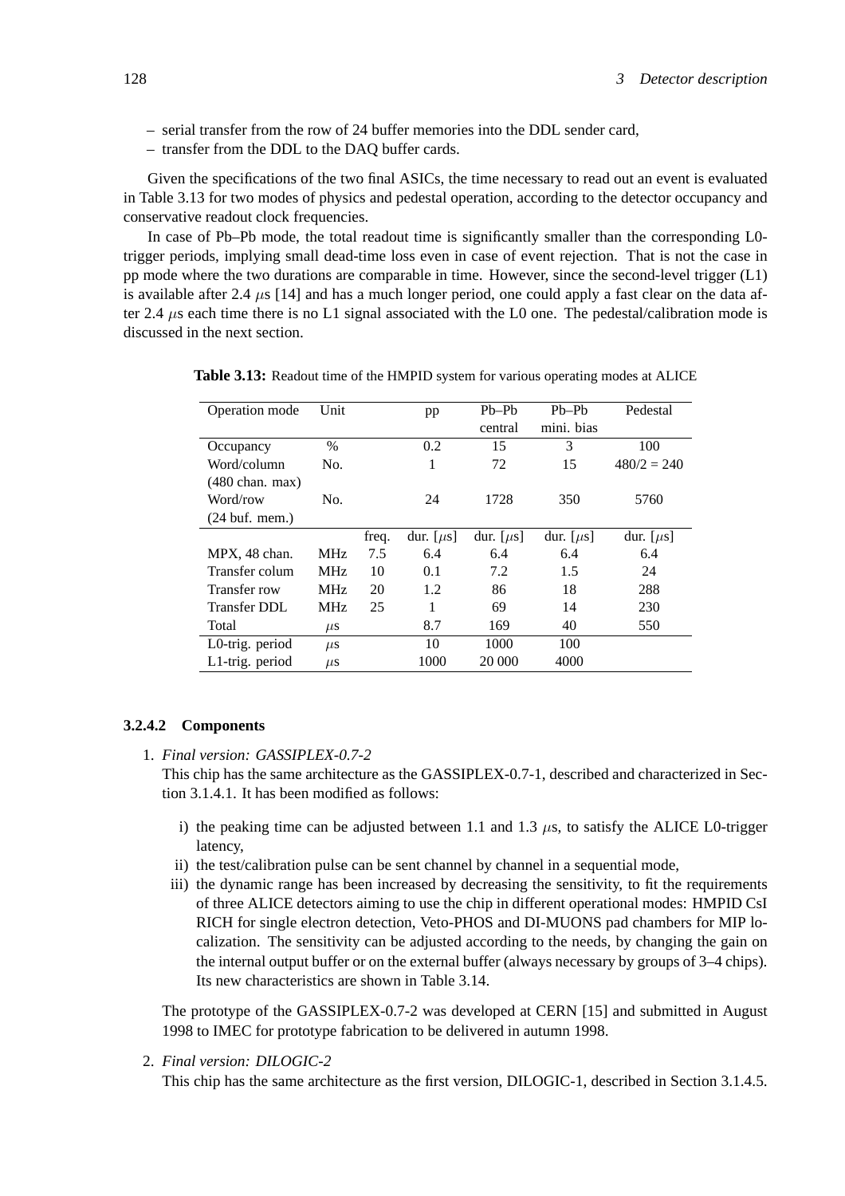– serial transfer from the row of 24 buffer memories into the DDL sender card,
– transfer from the DDL to the DAQ buffer cards.

Given the specifications of the two final ASICs, the time necessary to read out an event is evaluated in Table 3.13 for two modes of physics and pedestal operation, according to the detector occupancy and conservative readout clock frequencies.

In case of Pb–Pb mode, the total readout time is significantly smaller than the corresponding L0-trigger periods, implying small dead-time loss even in case of event rejection. That is not the case in pp mode where the two durations are comparable in time. However, since the second-level trigger (L1) is available after 2.4 $\mu$s [14] and has a much longer period, one could apply a fast clear on the data after 2.4 $\mu$s each time there is no L1 signal associated with the L0 one. The pedestal/calibration mode is discussed in the next section.

**Table 3.13:** Readout time of the HMPID system for various operating modes at ALICE

| Operation mode | Unit | | pp | Pb–Pb central | Pb–Pb mini. bias | Pedestal |
|---|---|---|---|---|---|---|
| Occupancy | % | | 0.2 | 15 | 3 | 100 |
| Word/column (480 chan. max) | No. | | 1 | 72 | 15 | 480/2 = 240 |
| Word/row (24 buf. mem.) | No. | | 24 | 1728 | 350 | 5760 |
| | | freq. | dur. [$\mu$s] | dur. [$\mu$s] | dur. [$\mu$s] | dur. [$\mu$s] |
| MPX, 48 chan. | MHz | 7.5 | 6.4 | 6.4 | 6.4 | 6.4 |
| Transfer colum | MHz | 10 | 0.1 | 7.2 | 1.5 | 24 |
| Transfer row | MHz | 20 | 1.2 | 86 | 18 | 288 |
| Transfer DDL | MHz | 25 | 1 | 69 | 14 | 230 |
| Total | $\mu$s | | 8.7 | 169 | 40 | 550 |
| L0-trig. period | $\mu$s | | 10 | 1000 | 100 | |
| L1-trig. period | $\mu$s | | 1000 | 20 000 | 4000 | |

#### 3.2.4.2 Components

1. *Final version: GASSIPLEX-0.7-2*

   This chip has the same architecture as the GASSIPLEX-0.7-1, described and characterized in Section 3.1.4.1. It has been modified as follows:

   i) the peaking time can be adjusted between 1.1 and 1.3 $\mu$s, to satisfy the ALICE L0-trigger latency,
   ii) the test/calibration pulse can be sent channel by channel in a sequential mode,
   iii) the dynamic range has been increased by decreasing the sensitivity, to fit the requirements of three ALICE detectors aiming to use the chip in different operational modes: HMPID CsI RICH for single electron detection, Veto-PHOS and DI-MUONS pad chambers for MIP localization. The sensitivity can be adjusted according to the needs, by changing the gain on the internal output buffer or on the external buffer (always necessary by groups of 3–4 chips). Its new characteristics are shown in Table 3.14.

   The prototype of the GASSIPLEX-0.7-2 was developed at CERN [15] and submitted in August 1998 to IMEC for prototype fabrication to be delivered in autumn 1998.

2. *Final version: DILOGIC-2*

   This chip has the same architecture as the first version, DILOGIC-1, described in Section 3.1.4.5.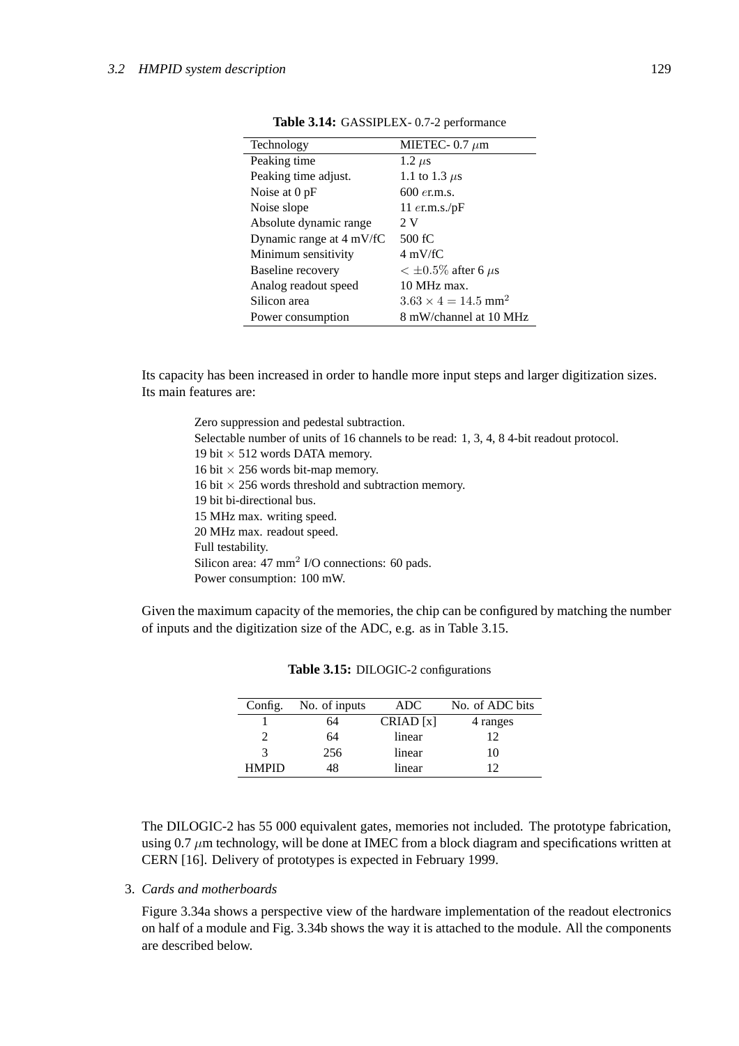**Table 3.14:** GASSIPLEX- 0.7-2 performance

| Technology | MIETEC- 0.7 $\mu$m |
|---|---|
| Peaking time | 1.2 $\mu$s |
| Peaking time adjust. | 1.1 to 1.3 $\mu$s |
| Noise at 0 pF | 600 $e$r.m.s. |
| Noise slope | 11 $e$r.m.s./pF |
| Absolute dynamic range | 2 V |
| Dynamic range at 4 mV/fC | 500 fC |
| Minimum sensitivity | 4 mV/fC |
| Baseline recovery | $< \pm 0.5\%$ after 6 $\mu$s |
| Analog readout speed | 10 MHz max. |
| Silicon area | $3.63 \times 4 = 14.5$ mm$^2$ |
| Power consumption | 8 mW/channel at 10 MHz |

Its capacity has been increased in order to handle more input steps and larger digitization sizes. Its main features are:

Zero suppression and pedestal subtraction.
Selectable number of units of 16 channels to be read: 1, 3, 4, 8 4-bit readout protocol.
19 bit $\times$ 512 words DATA memory.
16 bit $\times$ 256 words bit-map memory.
16 bit $\times$ 256 words threshold and subtraction memory.
19 bit bi-directional bus.
15 MHz max. writing speed.
20 MHz max. readout speed.
Full testability.
Silicon area: 47 mm$^2$ I/O connections: 60 pads.
Power consumption: 100 mW.

Given the maximum capacity of the memories, the chip can be configured by matching the number of inputs and the digitization size of the ADC, e.g. as in Table 3.15.

**Table 3.15:** DILOGIC-2 configurations

| Config. | No. of inputs | ADC | No. of ADC bits |
|---|---|---|---|
| 1 | 64 | CRIAD [x] | 4 ranges |
| 2 | 64 | linear | 12 |
| 3 | 256 | linear | 10 |
| HMPID | 48 | linear | 12 |

The DILOGIC-2 has 55 000 equivalent gates, memories not included. The prototype fabrication, using 0.7 $\mu$m technology, will be done at IMEC from a block diagram and specifications written at CERN [16]. Delivery of prototypes is expected in February 1999.

3. *Cards and motherboards*

Figure 3.34a shows a perspective view of the hardware implementation of the readout electronics on half of a module and Fig. 3.34b shows the way it is attached to the module. All the components are described below.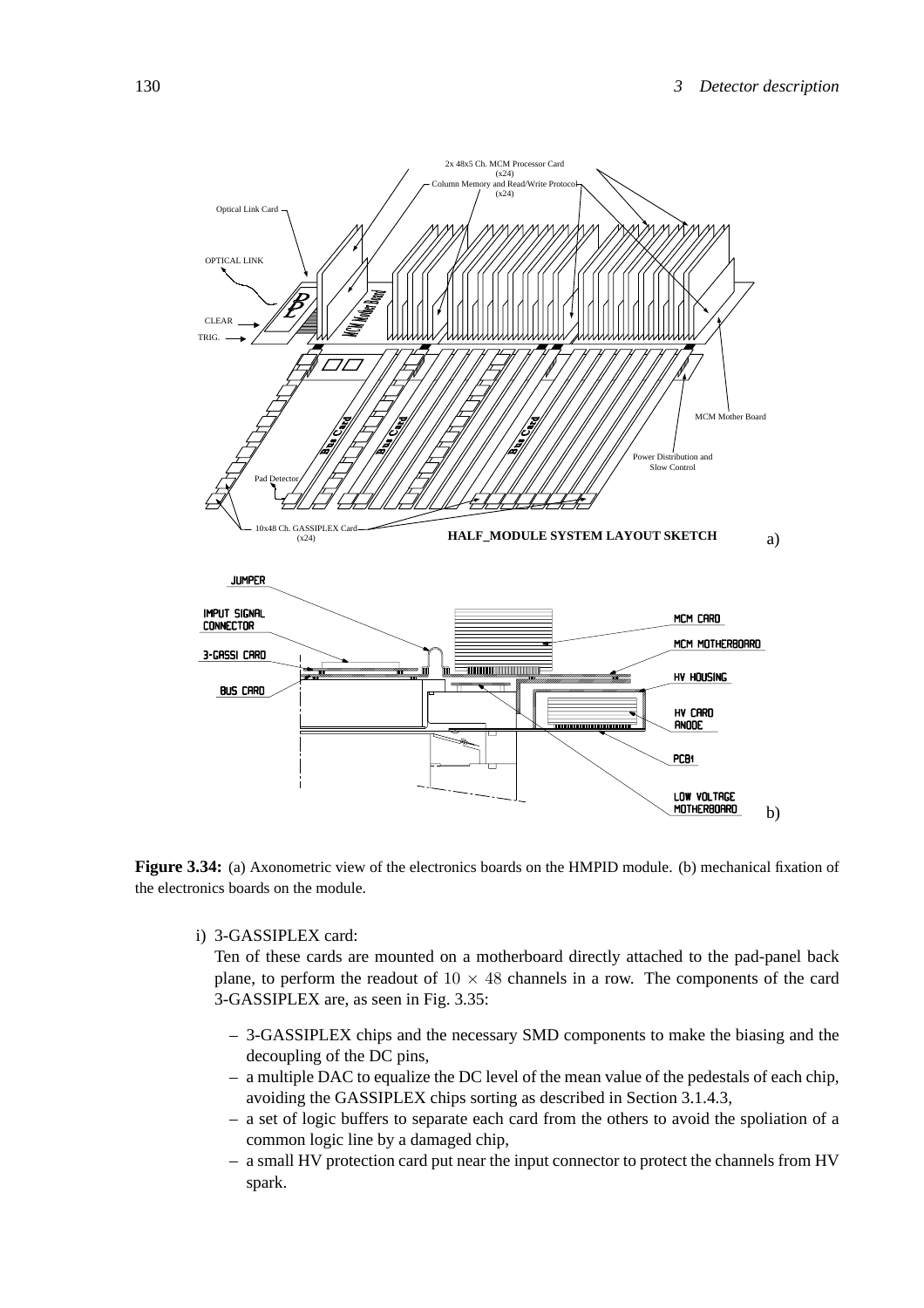**Figure 3.34:** (a) Axonometric view of the electronics boards on the HMPID module. (b) mechanical fixation of the electronics boards on the module.

i) 3-GASSIPLEX card:

Ten of these cards are mounted on a motherboard directly attached to the pad-panel back plane, to perform the readout of $10 \times 48$ channels in a row. The components of the card 3-GASSIPLEX are, as seen in Fig. 3.35:

- 3-GASSIPLEX chips and the necessary SMD components to make the biasing and the decoupling of the DC pins,
- a multiple DAC to equalize the DC level of the mean value of the pedestals of each chip, avoiding the GASSIPLEX chips sorting as described in Section 3.1.4.3,
- a set of logic buffers to separate each card from the others to avoid the spoliation of a common logic line by a damaged chip,
- a small HV protection card put near the input connector to protect the channels from HV spark.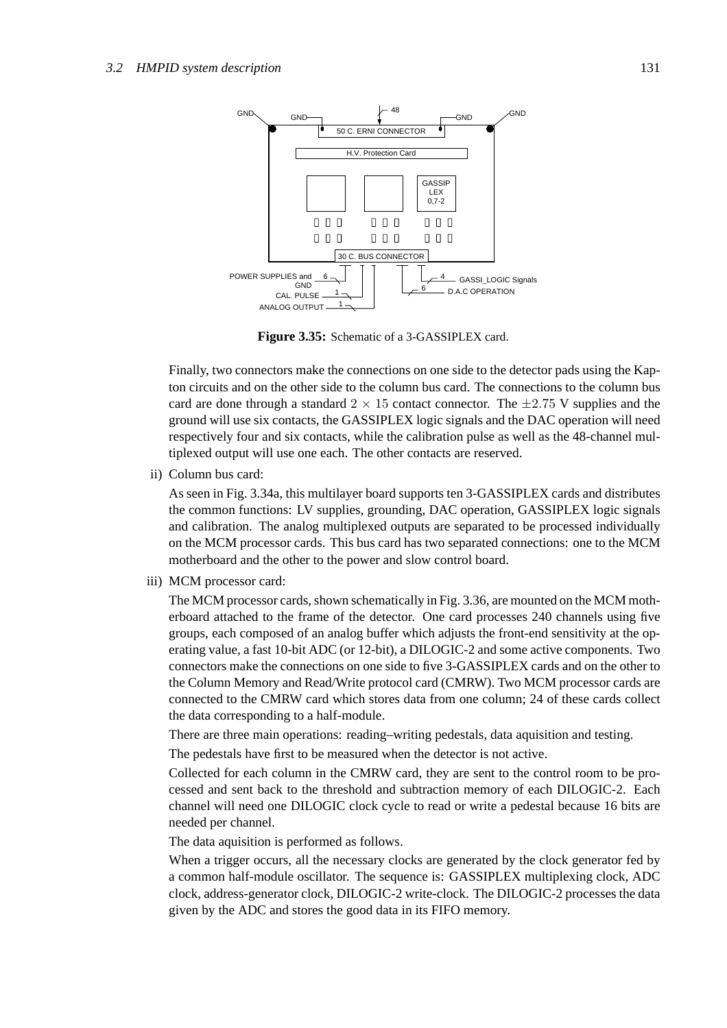**Figure 3.35:** Schematic of a 3-GASSIPLEX card.

Finally, two connectors make the connections on one side to the detector pads using the Kapton circuits and on the other side to the column bus card. The connections to the column bus card are done through a standard $2 \times 15$ contact connector. The $\pm 2.75$ V supplies and the ground will use six contacts, the GASSIPLEX logic signals and the DAC operation will need respectively four and six contacts, while the calibration pulse as well as the 48-channel multiplexed output will use one each. The other contacts are reserved.

ii) Column bus card:

As seen in Fig. 3.34a, this multilayer board supports ten 3-GASSIPLEX cards and distributes the common functions: LV supplies, grounding, DAC operation, GASSIPLEX logic signals and calibration. The analog multiplexed outputs are separated to be processed individually on the MCM processor cards. This bus card has two separated connections: one to the MCM motherboard and the other to the power and slow control board.

iii) MCM processor card:

The MCM processor cards, shown schematically in Fig. 3.36, are mounted on the MCM motherboard attached to the frame of the detector. One card processes 240 channels using five groups, each composed of an analog buffer which adjusts the front-end sensitivity at the operating value, a fast 10-bit ADC (or 12-bit), a DILOGIC-2 and some active components. Two connectors make the connections on one side to five 3-GASSIPLEX cards and on the other to the Column Memory and Read/Write protocol card (CMRW). Two MCM processor cards are connected to the CMRW card which stores data from one column; 24 of these cards collect the data corresponding to a half-module.

There are three main operations: reading–writing pedestals, data aquisition and testing.

The pedestals have first to be measured when the detector is not active.

Collected for each column in the CMRW card, they are sent to the control room to be processed and sent back to the threshold and subtraction memory of each DILOGIC-2. Each channel will need one DILOGIC clock cycle to read or write a pedestal because 16 bits are needed per channel.

The data aquisition is performed as follows.

When a trigger occurs, all the necessary clocks are generated by the clock generator fed by a common half-module oscillator. The sequence is: GASSIPLEX multiplexing clock, ADC clock, address-generator clock, DILOGIC-2 write-clock. The DILOGIC-2 processes the data given by the ADC and stores the good data in its FIFO memory.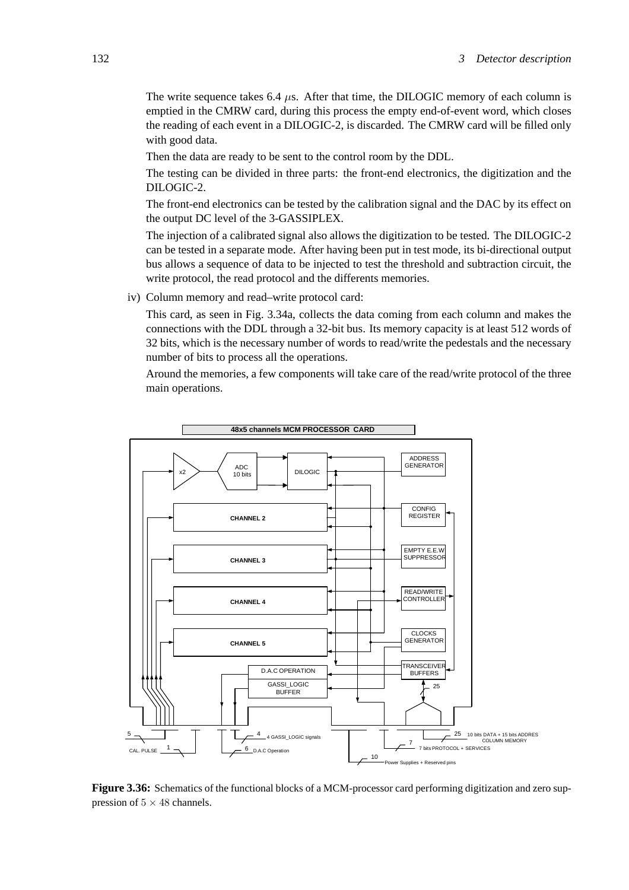The write sequence takes 6.4 $\mu$s. After that time, the DILOGIC memory of each column is emptied in the CMRW card, during this process the empty end-of-event word, which closes the reading of each event in a DILOGIC-2, is discarded. The CMRW card will be filled only with good data.

Then the data are ready to be sent to the control room by the DDL.

The testing can be divided in three parts: the front-end electronics, the digitization and the DILOGIC-2.

The front-end electronics can be tested by the calibration signal and the DAC by its effect on the output DC level of the 3-GASSIPLEX.

The injection of a calibrated signal also allows the digitization to be tested. The DILOGIC-2 can be tested in a separate mode. After having been put in test mode, its bi-directional output bus allows a sequence of data to be injected to test the threshold and subtraction circuit, the write protocol, the read protocol and the differents memories.

iv) Column memory and read–write protocol card:

This card, as seen in Fig. 3.34a, collects the data coming from each column and makes the connections with the DDL through a 32-bit bus. Its memory capacity is at least 512 words of 32 bits, which is the necessary number of words to read/write the pedestals and the necessary number of bits to process all the operations.

Around the memories, a few components will take care of the read/write protocol of the three main operations.

**Figure 3.36:** Schematics of the functional blocks of a MCM-processor card performing digitization and zero suppression of $5 \times 48$ channels.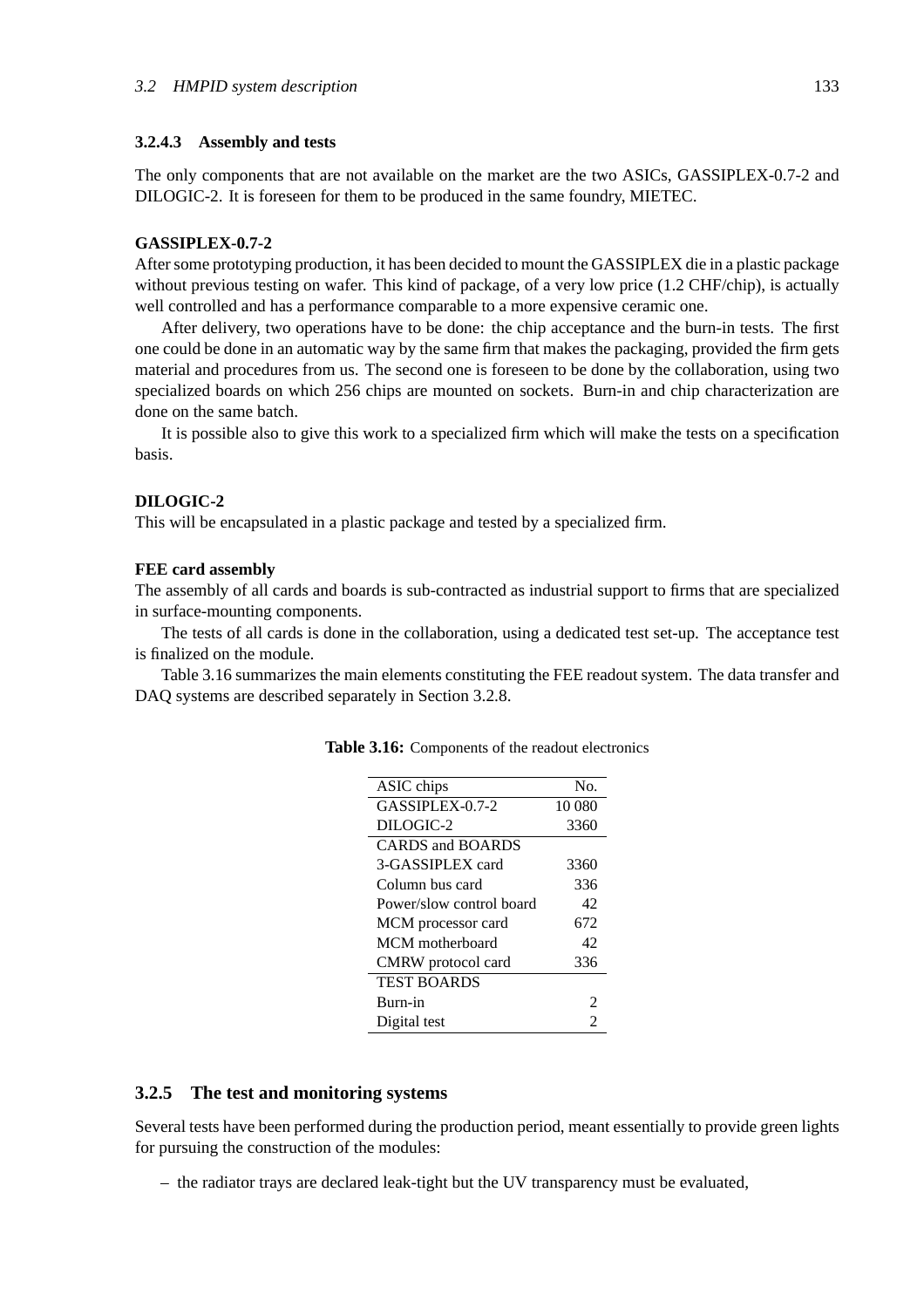#### 3.2.4.3 Assembly and tests

The only components that are not available on the market are the two ASICs, GASSIPLEX-0.7-2 and DILOGIC-2. It is foreseen for them to be produced in the same foundry, MIETEC.

**GASSIPLEX-0.7-2**

After some prototyping production, it has been decided to mount the GASSIPLEX die in a plastic package without previous testing on wafer. This kind of package, of a very low price (1.2 CHF/chip), is actually well controlled and has a performance comparable to a more expensive ceramic one.

After delivery, two operations have to be done: the chip acceptance and the burn-in tests. The first one could be done in an automatic way by the same firm that makes the packaging, provided the firm gets material and procedures from us. The second one is foreseen to be done by the collaboration, using two specialized boards on which 256 chips are mounted on sockets. Burn-in and chip characterization are done on the same batch.

It is possible also to give this work to a specialized firm which will make the tests on a specification basis.

**DILOGIC-2**

This will be encapsulated in a plastic package and tested by a specialized firm.

**FEE card assembly**

The assembly of all cards and boards is sub-contracted as industrial support to firms that are specialized in surface-mounting components.

The tests of all cards is done in the collaboration, using a dedicated test set-up. The acceptance test is finalized on the module.

Table 3.16 summarizes the main elements constituting the FEE readout system. The data transfer and DAQ systems are described separately in Section 3.2.8.

**Table 3.16:** Components of the readout electronics

| ASIC chips | No. |
|---|---|
| GASSIPLEX-0.7-2 | 10 080 |
| DILOGIC-2 | 3360 |
| CARDS and BOARDS | |
| 3-GASSIPLEX card | 3360 |
| Column bus card | 336 |
| Power/slow control board | 42 |
| MCM processor card | 672 |
| MCM motherboard | 42 |
| CMRW protocol card | 336 |
| TEST BOARDS | |
| Burn-in | 2 |
| Digital test | 2 |

### 3.2.5 The test and monitoring systems

Several tests have been performed during the production period, meant essentially to provide green lights for pursuing the construction of the modules:

– the radiator trays are declared leak-tight but the UV transparency must be evaluated,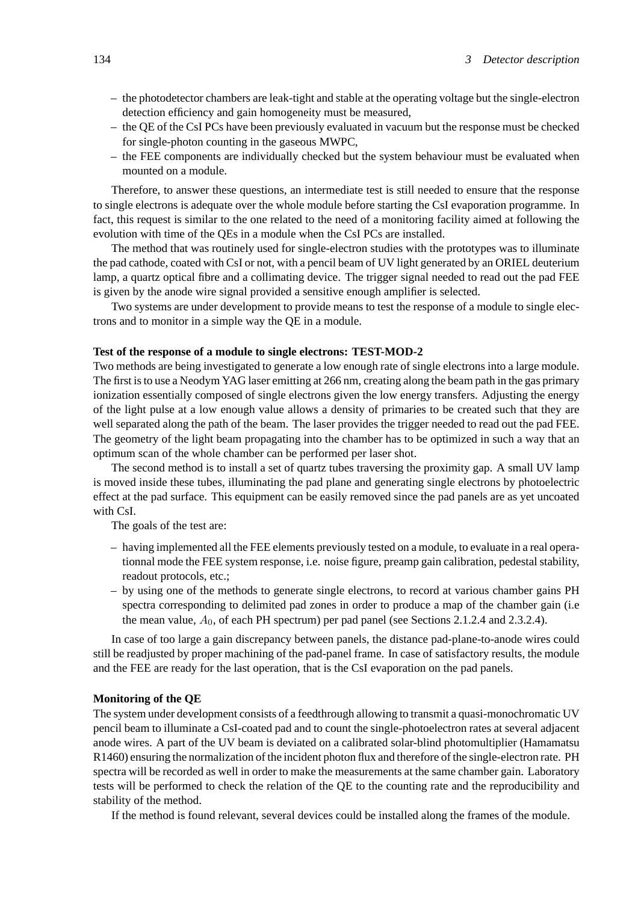– the photodetector chambers are leak-tight and stable at the operating voltage but the single-electron detection efficiency and gain homogeneity must be measured,
– the QE of the CsI PCs have been previously evaluated in vacuum but the response must be checked for single-photon counting in the gaseous MWPC,
– the FEE components are individually checked but the system behaviour must be evaluated when mounted on a module.

Therefore, to answer these questions, an intermediate test is still needed to ensure that the response to single electrons is adequate over the whole module before starting the CsI evaporation programme. In fact, this request is similar to the one related to the need of a monitoring facility aimed at following the evolution with time of the QEs in a module when the CsI PCs are installed.

The method that was routinely used for single-electron studies with the prototypes was to illuminate the pad cathode, coated with CsI or not, with a pencil beam of UV light generated by an ORIEL deuterium lamp, a quartz optical fibre and a collimating device. The trigger signal needed to read out the pad FEE is given by the anode wire signal provided a sensitive enough amplifier is selected.

Two systems are under development to provide means to test the response of a module to single electrons and to monitor in a simple way the QE in a module.

**Test of the response of a module to single electrons: TEST-MOD-2**

Two methods are being investigated to generate a low enough rate of single electrons into a large module. The first is to use a Neodym YAG laser emitting at 266 nm, creating along the beam path in the gas primary ionization essentially composed of single electrons given the low energy transfers. Adjusting the energy of the light pulse at a low enough value allows a density of primaries to be created such that they are well separated along the path of the beam. The laser provides the trigger needed to read out the pad FEE. The geometry of the light beam propagating into the chamber has to be optimized in such a way that an optimum scan of the whole chamber can be performed per laser shot.

The second method is to install a set of quartz tubes traversing the proximity gap. A small UV lamp is moved inside these tubes, illuminating the pad plane and generating single electrons by photoelectric effect at the pad surface. This equipment can be easily removed since the pad panels are as yet uncoated with CsI.

The goals of the test are:

– having implemented all the FEE elements previously tested on a module, to evaluate in a real operationnal mode the FEE system response, i.e. noise figure, preamp gain calibration, pedestal stability, readout protocols, etc.;
– by using one of the methods to generate single electrons, to record at various chamber gains PH spectra corresponding to delimited pad zones in order to produce a map of the chamber gain (i.e the mean value, $A_0$, of each PH spectrum) per pad panel (see Sections 2.1.2.4 and 2.3.2.4).

In case of too large a gain discrepancy between panels, the distance pad-plane-to-anode wires could still be readjusted by proper machining of the pad-panel frame. In case of satisfactory results, the module and the FEE are ready for the last operation, that is the CsI evaporation on the pad panels.

**Monitoring of the QE**

The system under development consists of a feedthrough allowing to transmit a quasi-monochromatic UV pencil beam to illuminate a CsI-coated pad and to count the single-photoelectron rates at several adjacent anode wires. A part of the UV beam is deviated on a calibrated solar-blind photomultiplier (Hamamatsu R1460) ensuring the normalization of the incident photon flux and therefore of the single-electron rate. PH spectra will be recorded as well in order to make the measurements at the same chamber gain. Laboratory tests will be performed to check the relation of the QE to the counting rate and the reproducibility and stability of the method.

If the method is found relevant, several devices could be installed along the frames of the module.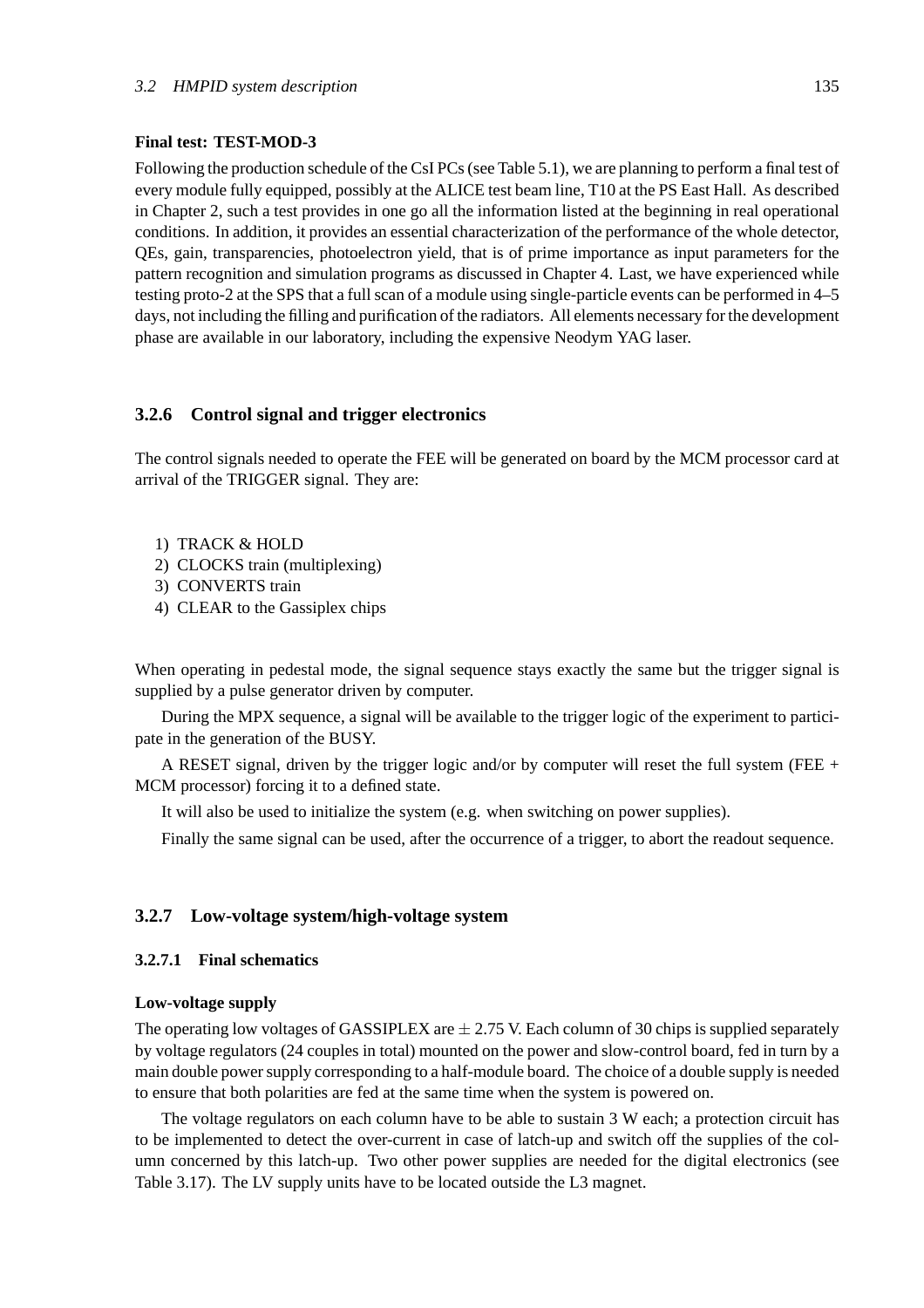**Final test: TEST-MOD-3**

Following the production schedule of the CsI PCs (see Table 5.1), we are planning to perform a final test of every module fully equipped, possibly at the ALICE test beam line, T10 at the PS East Hall. As described in Chapter 2, such a test provides in one go all the information listed at the beginning in real operational conditions. In addition, it provides an essential characterization of the performance of the whole detector, QEs, gain, transparencies, photoelectron yield, that is of prime importance as input parameters for the pattern recognition and simulation programs as discussed in Chapter 4. Last, we have experienced while testing proto-2 at the SPS that a full scan of a module using single-particle events can be performed in 4–5 days, not including the filling and purification of the radiators. All elements necessary for the development phase are available in our laboratory, including the expensive Neodym YAG laser.

### 3.2.6 Control signal and trigger electronics

The control signals needed to operate the FEE will be generated on board by the MCM processor card at arrival of the TRIGGER signal. They are:

1) TRACK & HOLD
2) CLOCKS train (multiplexing)
3) CONVERTS train
4) CLEAR to the Gassiplex chips

When operating in pedestal mode, the signal sequence stays exactly the same but the trigger signal is supplied by a pulse generator driven by computer.

During the MPX sequence, a signal will be available to the trigger logic of the experiment to participate in the generation of the BUSY.

A RESET signal, driven by the trigger logic and/or by computer will reset the full system (FEE + MCM processor) forcing it to a defined state.

It will also be used to initialize the system (e.g. when switching on power supplies).

Finally the same signal can be used, after the occurrence of a trigger, to abort the readout sequence.

### 3.2.7 Low-voltage system/high-voltage system

#### 3.2.7.1 Final schematics

**Low-voltage supply**

The operating low voltages of GASSIPLEX are $\pm$ 2.75 V. Each column of 30 chips is supplied separately by voltage regulators (24 couples in total) mounted on the power and slow-control board, fed in turn by a main double power supply corresponding to a half-module board. The choice of a double supply is needed to ensure that both polarities are fed at the same time when the system is powered on.

The voltage regulators on each column have to be able to sustain 3 W each; a protection circuit has to be implemented to detect the over-current in case of latch-up and switch off the supplies of the column concerned by this latch-up. Two other power supplies are needed for the digital electronics (see Table 3.17). The LV supply units have to be located outside the L3 magnet.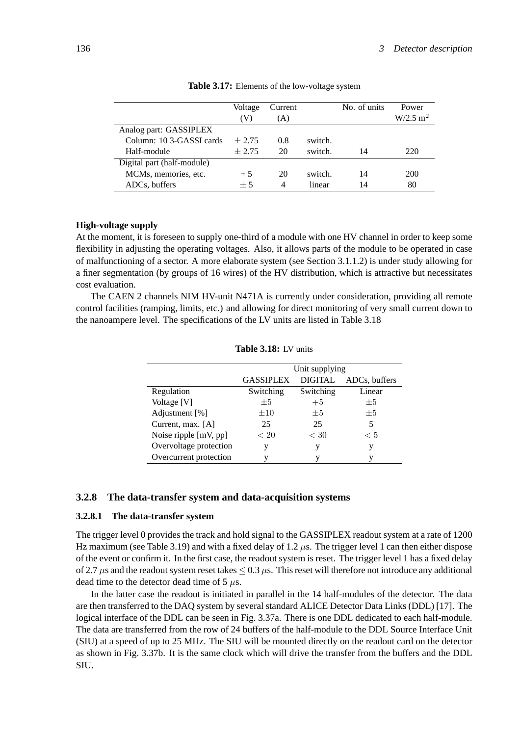**Table 3.17:** Elements of the low-voltage system

| | Voltage (V) | Current (A) | | No. of units | Power W/2.5 m$^2$ |
|---|---|---|---|---|---|
| Analog part: GASSIPLEX | | | | | |
| Column: 10 3-GASSI cards | ± 2.75 | 0.8 | switch. | | |
| Half-module | ± 2.75 | 20 | switch. | 14 | 220 |
| Digital part (half-module) | | | | | |
| MCMs, memories, etc. | + 5 | 20 | switch. | 14 | 200 |
| ADCs, buffers | ± 5 | 4 | linear | 14 | 80 |

**High-voltage supply**

At the moment, it is foreseen to supply one-third of a module with one HV channel in order to keep some flexibility in adjusting the operating voltages. Also, it allows parts of the module to be operated in case of malfunctioning of a sector. A more elaborate system (see Section 3.1.1.2) is under study allowing for a finer segmentation (by groups of 16 wires) of the HV distribution, which is attractive but necessitates cost evaluation.

The CAEN 2 channels NIM HV-unit N471A is currently under consideration, providing all remote control facilities (ramping, limits, etc.) and allowing for direct monitoring of very small current down to the nanoampere level. The specifications of the LV units are listed in Table 3.18

**Table 3.18:** LV units

| | Unit supplying | | |
|---|---|---|---|
| | GASSIPLEX | DIGITAL | ADCs, buffers |
| Regulation | Switching | Switching | Linear |
| Voltage [V] | $\pm 5$ | $+5$ | $\pm 5$ |
| Adjustment [%] | $\pm 10$ | $\pm 5$ | $\pm 5$ |
| Current, max. [A] | 25 | 25 | 5 |
| Noise ripple [mV, pp] | $< 20$ | $< 30$ | $< 5$ |
| Overvoltage protection | y | y | y |
| Overcurrent protection | y | y | y |

### 3.2.8 The data-transfer system and data-acquisition systems

#### 3.2.8.1 The data-transfer system

The trigger level 0 provides the track and hold signal to the GASSIPLEX readout system at a rate of 1200 Hz maximum (see Table 3.19) and with a fixed delay of 1.2 $\mu$s. The trigger level 1 can then either dispose of the event or confirm it. In the first case, the readout system is reset. The trigger level 1 has a fixed delay of 2.7 $\mu$s and the readout system reset takes $\leq 0.3$ $\mu$s. This reset will therefore not introduce any additional dead time to the detector dead time of 5 $\mu$s.

In the latter case the readout is initiated in parallel in the 14 half-modules of the detector. The data are then transferred to the DAQ system by several standard ALICE Detector Data Links (DDL) [17]. The logical interface of the DDL can be seen in Fig. 3.37a. There is one DDL dedicated to each half-module. The data are transferred from the row of 24 buffers of the half-module to the DDL Source Interface Unit (SIU) at a speed of up to 25 MHz. The SIU will be mounted directly on the readout card on the detector as shown in Fig. 3.37b. It is the same clock which will drive the transfer from the buffers and the DDL SIU.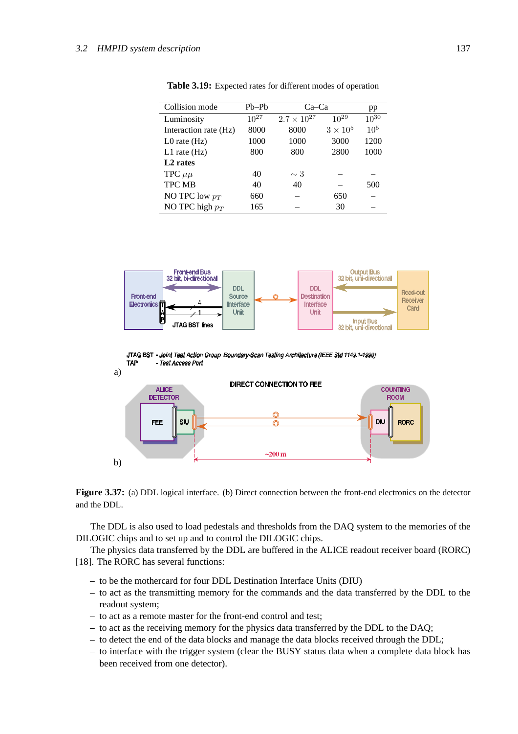**Table 3.19:** Expected rates for different modes of operation

| Collision mode | Pb–Pb | Ca–Ca | | pp |
|---|---|---|---|---|
| Luminosity | $10^{27}$ | $2.7 \times 10^{27}$ | $10^{29}$ | $10^{30}$ |
| Interaction rate (Hz) | 8000 | 8000 | $3 \times 10^{5}$ | $10^{5}$ |
| L0 rate (Hz) | 1000 | 1000 | 3000 | 1200 |
| L1 rate (Hz) | 800 | 800 | 2800 | 1000 |
| **L2 rates** | | | | |
| TPC $\mu\mu$ | 40 | $\sim 3$ | – | – |
| TPC MB | 40 | 40 | – | 500 |
| NO TPC low $p_T$ | 660 | – | 650 | – |
| NO TPC high $p_T$ | 165 | – | 30 | – |

**Figure 3.37:** (a) DDL logical interface. (b) Direct connection between the front-end electronics on the detector and the DDL.

The DDL is also used to load pedestals and thresholds from the DAQ system to the memories of the DILOGIC chips and to set up and to control the DILOGIC chips.

The physics data transferred by the DDL are buffered in the ALICE readout receiver board (RORC) [18]. The RORC has several functions:

- to be the mothercard for four DDL Destination Interface Units (DIU)
- to act as the transmitting memory for the commands and the data transferred by the DDL to the readout system;
- to act as a remote master for the front-end control and test;
- to act as the receiving memory for the physics data transferred by the DDL to the DAQ;
- to detect the end of the data blocks and manage the data blocks received through the DDL;
- to interface with the trigger system (clear the BUSY status data when a complete data block has been received from one detector).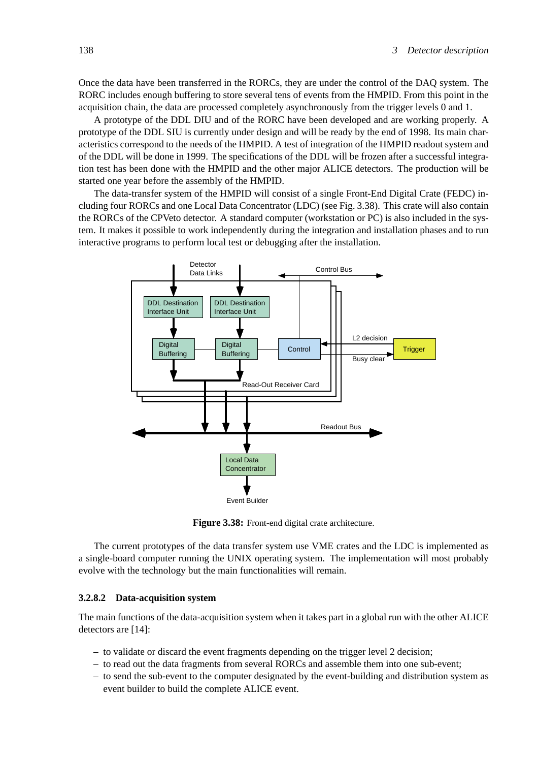Once the data have been transferred in the RORCs, they are under the control of the DAQ system. The RORC includes enough buffering to store several tens of events from the HMPID. From this point in the acquisition chain, the data are processed completely asynchronously from the trigger levels 0 and 1.

A prototype of the DDL DIU and of the RORC have been developed and are working properly. A prototype of the DDL SIU is currently under design and will be ready by the end of 1998. Its main characteristics correspond to the needs of the HMPID. A test of integration of the HMPID readout system and of the DDL will be done in 1999. The specifications of the DDL will be frozen after a successful integration test has been done with the HMPID and the other major ALICE detectors. The production will be started one year before the assembly of the HMPID.

The data-transfer system of the HMPID will consist of a single Front-End Digital Crate (FEDC) including four RORCs and one Local Data Concentrator (LDC) (see Fig. 3.38). This crate will also contain the RORCs of the CPVeto detector. A standard computer (workstation or PC) is also included in the system. It makes it possible to work independently during the integration and installation phases and to run interactive programs to perform local test or debugging after the installation.

**Figure 3.38:** Front-end digital crate architecture.

The current prototypes of the data transfer system use VME crates and the LDC is implemented as a single-board computer running the UNIX operating system. The implementation will most probably evolve with the technology but the main functionalities will remain.

#### 3.2.8.2 Data-acquisition system

The main functions of the data-acquisition system when it takes part in a global run with the other ALICE detectors are [14]:

- to validate or discard the event fragments depending on the trigger level 2 decision;
- to read out the data fragments from several RORCs and assemble them into one sub-event;
- to send the sub-event to the computer designated by the event-building and distribution system as event builder to build the complete ALICE event.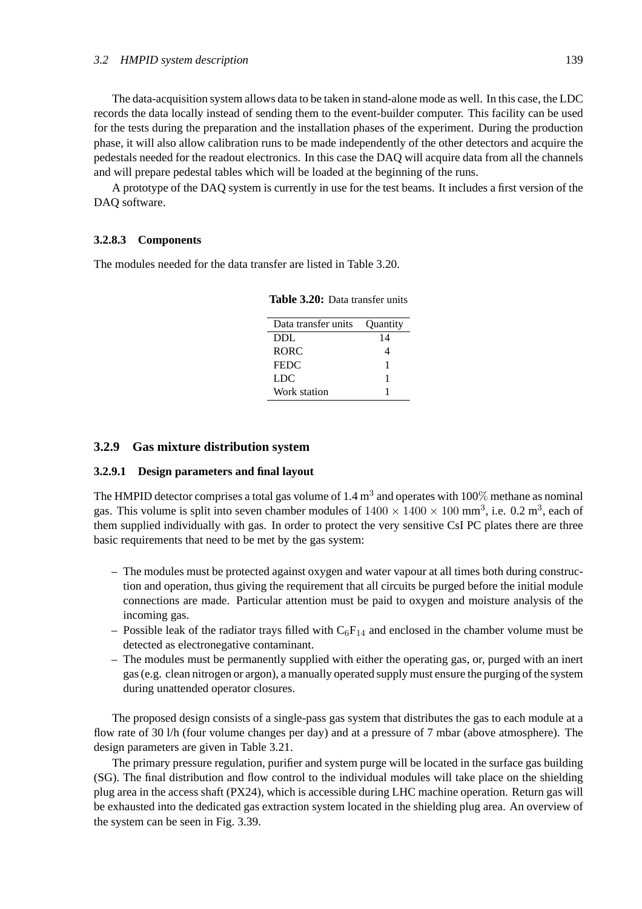The data-acquisition system allows data to be taken in stand-alone mode as well. In this case, the LDC records the data locally instead of sending them to the event-builder computer. This facility can be used for the tests during the preparation and the installation phases of the experiment. During the production phase, it will also allow calibration runs to be made independently of the other detectors and acquire the pedestals needed for the readout electronics. In this case the DAQ will acquire data from all the channels and will prepare pedestal tables which will be loaded at the beginning of the runs.

A prototype of the DAQ system is currently in use for the test beams. It includes a first version of the DAQ software.

#### 3.2.8.3 Components

The modules needed for the data transfer are listed in Table 3.20.

**Table 3.20:** Data transfer units

| Data transfer units | Quantity |
|---|---|
| DDL | 14 |
| RORC | 4 |
| FEDC | 1 |
| LDC | 1 |
| Work station | 1 |

### 3.2.9 Gas mixture distribution system

#### 3.2.9.1 Design parameters and final layout

The HMPID detector comprises a total gas volume of 1.4 $m^3$ and operates with $100\%$ methane as nominal gas. This volume is split into seven chamber modules of $1400 \times 1400 \times 100$ $mm^3$, i.e. 0.2 $m^3$, each of them supplied individually with gas. In order to protect the very sensitive CsI PC plates there are three basic requirements that need to be met by the gas system:

- The modules must be protected against oxygen and water vapour at all times both during construction and operation, thus giving the requirement that all circuits be purged before the initial module connections are made. Particular attention must be paid to oxygen and moisture analysis of the incoming gas.
- Possible leak of the radiator trays filled with $C_6F_{14}$ and enclosed in the chamber volume must be detected as electronegative contaminant.
- The modules must be permanently supplied with either the operating gas, or, purged with an inert gas (e.g. clean nitrogen or argon), a manually operated supply must ensure the purging of the system during unattended operator closures.

The proposed design consists of a single-pass gas system that distributes the gas to each module at a flow rate of 30 l/h (four volume changes per day) and at a pressure of 7 mbar (above atmosphere). The design parameters are given in Table 3.21.

The primary pressure regulation, purifier and system purge will be located in the surface gas building (SG). The final distribution and flow control to the individual modules will take place on the shielding plug area in the access shaft (PX24), which is accessible during LHC machine operation. Return gas will be exhausted into the dedicated gas extraction system located in the shielding plug area. An overview of the system can be seen in Fig. 3.39.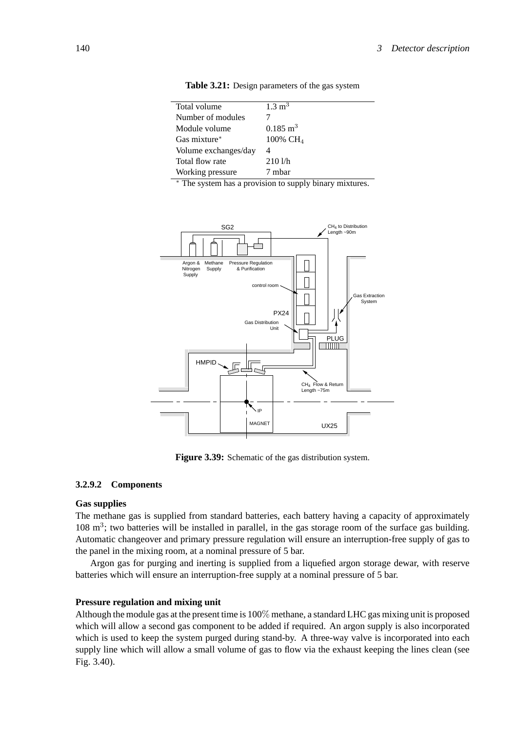**Table 3.21:** Design parameters of the gas system

| | |
|---|---|
| Total volume | 1.3 $m^3$ |
| Number of modules | 7 |
| Module volume | 0.185 $m^3$ |
| Gas mixture* | 100% $CH_4$ |
| Volume exchanges/day | 4 |
| Total flow rate | 210 l/h |
| Working pressure | 7 mbar |

* The system has a provision to supply binary mixtures.

**Figure 3.39:** Schematic of the gas distribution system.

#### 3.2.9.2 Components

**Gas supplies**

The methane gas is supplied from standard batteries, each battery having a capacity of approximately 108 $m^3$; two batteries will be installed in parallel, in the gas storage room of the surface gas building. Automatic changeover and primary pressure regulation will ensure an interruption-free supply of gas to the panel in the mixing room, at a nominal pressure of 5 bar.

Argon gas for purging and inerting is supplied from a liquefied argon storage dewar, with reserve batteries which will ensure an interruption-free supply at a nominal pressure of 5 bar.

**Pressure regulation and mixing unit**

Although the module gas at the present time is 100% methane, a standard LHC gas mixing unit is proposed which will allow a second gas component to be added if required. An argon supply is also incorporated which is used to keep the system purged during stand-by. A three-way valve is incorporated into each supply line which will allow a small volume of gas to flow via the exhaust keeping the lines clean (see Fig. 3.40).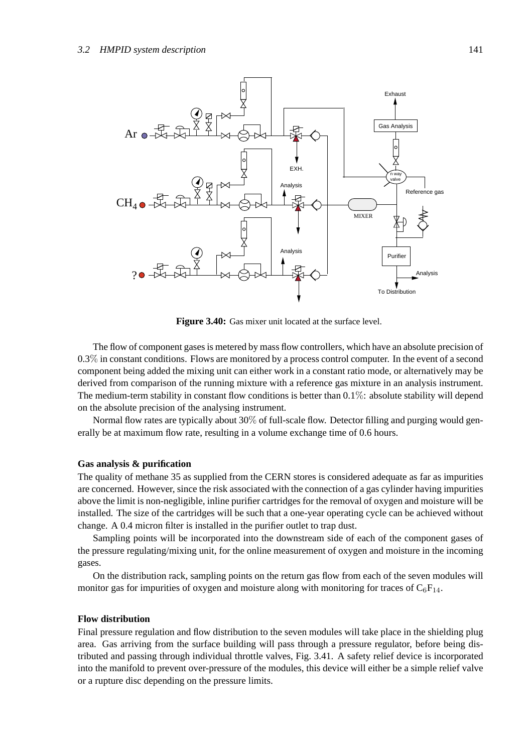**Figure 3.40:** Gas mixer unit located at the surface level.

The flow of component gases is metered by mass flow controllers, which have an absolute precision of 0.3% in constant conditions. Flows are monitored by a process control computer. In the event of a second component being added the mixing unit can either work in a constant ratio mode, or alternatively may be derived from comparison of the running mixture with a reference gas mixture in an analysis instrument. The medium-term stability in constant flow conditions is better than 0.1%: absolute stability will depend on the absolute precision of the analysing instrument.

Normal flow rates are typically about 30% of full-scale flow. Detector filling and purging would generally be at maximum flow rate, resulting in a volume exchange time of 0.6 hours.

### Gas analysis & purification

The quality of methane 35 as supplied from the CERN stores is considered adequate as far as impurities are concerned. However, since the risk associated with the connection of a gas cylinder having impurities above the limit is non-negligible, inline purifier cartridges for the removal of oxygen and moisture will be installed. The size of the cartridges will be such that a one-year operating cycle can be achieved without change. A 0.4 micron filter is installed in the purifier outlet to trap dust.

Sampling points will be incorporated into the downstream side of each of the component gases of the pressure regulating/mixing unit, for the online measurement of oxygen and moisture in the incoming gases.

On the distribution rack, sampling points on the return gas flow from each of the seven modules will monitor gas for impurities of oxygen and moisture along with monitoring for traces of $C_6F_{14}$.

### Flow distribution

Final pressure regulation and flow distribution to the seven modules will take place in the shielding plug area. Gas arriving from the surface building will pass through a pressure regulator, before being distributed and passing through individual throttle valves, Fig. 3.41. A safety relief device is incorporated into the manifold to prevent over-pressure of the modules, this device will either be a simple relief valve or a rupture disc depending on the pressure limits.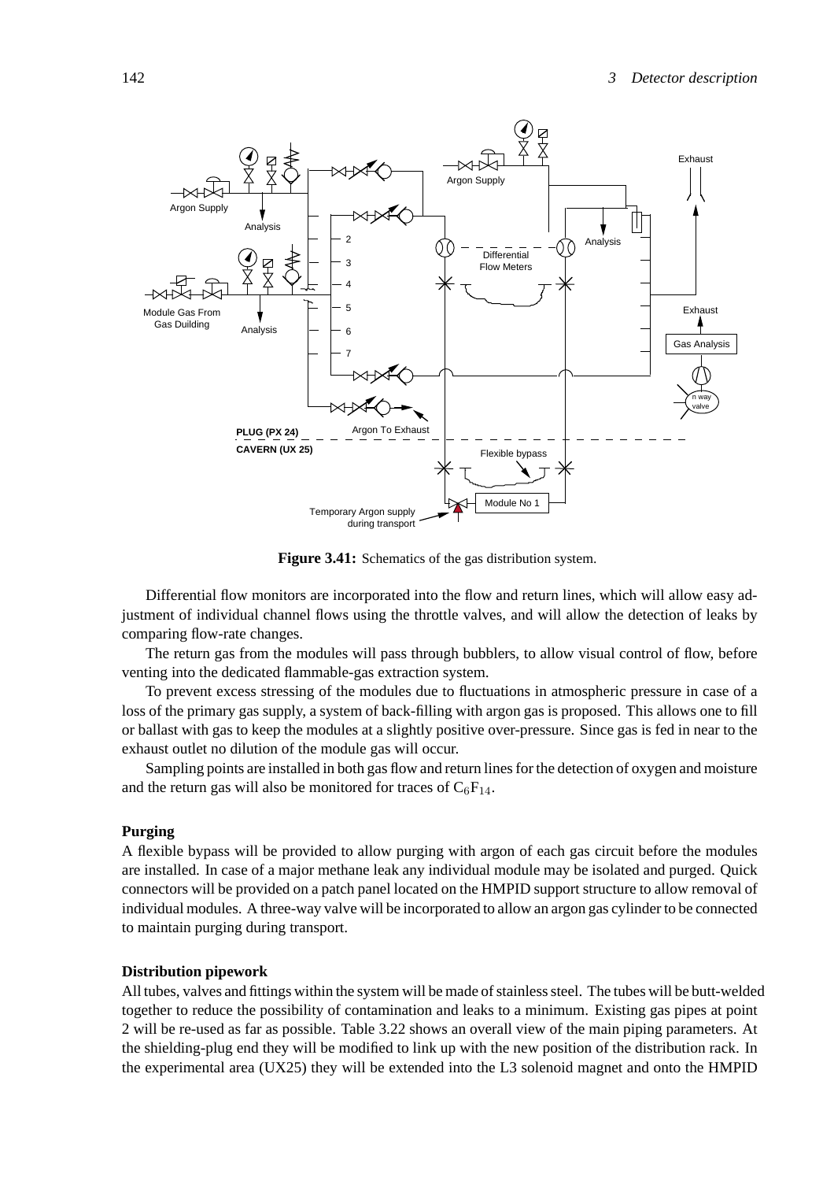**Figure 3.41:** Schematics of the gas distribution system.

Differential flow monitors are incorporated into the flow and return lines, which will allow easy adjustment of individual channel flows using the throttle valves, and will allow the detection of leaks by comparing flow-rate changes.

The return gas from the modules will pass through bubblers, to allow visual control of flow, before venting into the dedicated flammable-gas extraction system.

To prevent excess stressing of the modules due to fluctuations in atmospheric pressure in case of a loss of the primary gas supply, a system of back-filling with argon gas is proposed. This allows one to fill or ballast with gas to keep the modules at a slightly positive over-pressure. Since gas is fed in near to the exhaust outlet no dilution of the module gas will occur.

Sampling points are installed in both gas flow and return lines for the detection of oxygen and moisture and the return gas will also be monitored for traces of $C_6F_{14}$.

**Purging**

A flexible bypass will be provided to allow purging with argon of each gas circuit before the modules are installed. In case of a major methane leak any individual module may be isolated and purged. Quick connectors will be provided on a patch panel located on the HMPID support structure to allow removal of individual modules. A three-way valve will be incorporated to allow an argon gas cylinder to be connected to maintain purging during transport.

**Distribution pipework**

All tubes, valves and fittings within the system will be made of stainless steel. The tubes will be butt-welded together to reduce the possibility of contamination and leaks to a minimum. Existing gas pipes at point 2 will be re-used as far as possible. Table 3.22 shows an overall view of the main piping parameters. At the shielding-plug end they will be modified to link up with the new position of the distribution rack. In the experimental area (UX25) they will be extended into the L3 solenoid magnet and onto the HMPID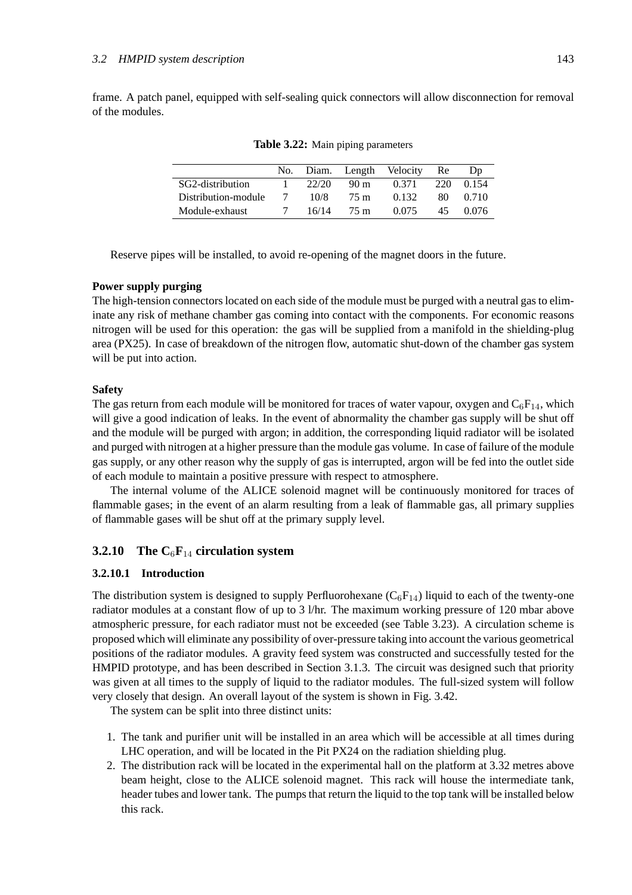frame. A patch panel, equipped with self-sealing quick connectors will allow disconnection for removal of the modules.

**Table 3.22:** Main piping parameters

| | No. | Diam. | Length | Velocity | Re | Dp |
|---|---|---|---|---|---|---|
| SG2-distribution | 1 | 22/20 | 90 m | 0.371 | 220 | 0.154 |
| Distribution-module | 7 | 10/8 | 75 m | 0.132 | 80 | 0.710 |
| Module-exhaust | 7 | 16/14 | 75 m | 0.075 | 45 | 0.076 |

Reserve pipes will be installed, to avoid re-opening of the magnet doors in the future.

**Power supply purging**

The high-tension connectors located on each side of the module must be purged with a neutral gas to eliminate any risk of methane chamber gas coming into contact with the components. For economic reasons nitrogen will be used for this operation: the gas will be supplied from a manifold in the shielding-plug area (PX25). In case of breakdown of the nitrogen flow, automatic shut-down of the chamber gas system will be put into action.

**Safety**

The gas return from each module will be monitored for traces of water vapour, oxygen and $C_6F_{14}$, which will give a good indication of leaks. In the event of abnormality the chamber gas supply will be shut off and the module will be purged with argon; in addition, the corresponding liquid radiator will be isolated and purged with nitrogen at a higher pressure than the module gas volume. In case of failure of the module gas supply, or any other reason why the supply of gas is interrupted, argon will be fed into the outlet side of each module to maintain a positive pressure with respect to atmosphere.

The internal volume of the ALICE solenoid magnet will be continuously monitored for traces of flammable gases; in the event of an alarm resulting from a leak of flammable gas, all primary supplies of flammable gases will be shut off at the primary supply level.

### 3.2.10 The $C_6F_{14}$ circulation system

#### 3.2.10.1 Introduction

The distribution system is designed to supply Perfluorohexane ($C_6F_{14}$) liquid to each of the twenty-one radiator modules at a constant flow of up to 3 l/hr. The maximum working pressure of 120 mbar above atmospheric pressure, for each radiator must not be exceeded (see Table 3.23). A circulation scheme is proposed which will eliminate any possibility of over-pressure taking into account the various geometrical positions of the radiator modules. A gravity feed system was constructed and successfully tested for the HMPID prototype, and has been described in Section 3.1.3. The circuit was designed such that priority was given at all times to the supply of liquid to the radiator modules. The full-sized system will follow very closely that design. An overall layout of the system is shown in Fig. 3.42.

The system can be split into three distinct units:

1. The tank and purifier unit will be installed in an area which will be accessible at all times during LHC operation, and will be located in the Pit PX24 on the radiation shielding plug.
2. The distribution rack will be located in the experimental hall on the platform at 3.32 metres above beam height, close to the ALICE solenoid magnet. This rack will house the intermediate tank, header tubes and lower tank. The pumps that return the liquid to the top tank will be installed below this rack.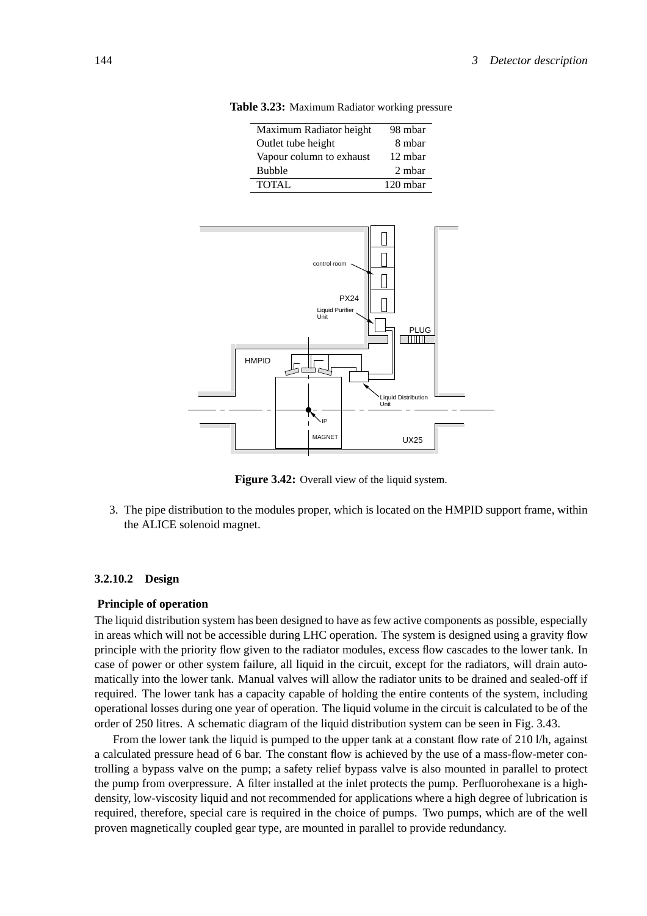**Table 3.23:** Maximum Radiator working pressure

| | |
|---|---|
| Maximum Radiator height | 98 mbar |
| Outlet tube height | 8 mbar |
| Vapour column to exhaust | 12 mbar |
| Bubble | 2 mbar |
| TOTAL | 120 mbar |

**Figure 3.42:** Overall view of the liquid system.

3. The pipe distribution to the modules proper, which is located on the HMPID support frame, within the ALICE solenoid magnet.

### 3.2.10.2 Design

#### Principle of operation

The liquid distribution system has been designed to have as few active components as possible, especially in areas which will not be accessible during LHC operation. The system is designed using a gravity flow principle with the priority flow given to the radiator modules, excess flow cascades to the lower tank. In case of power or other system failure, all liquid in the circuit, except for the radiators, will drain automatically into the lower tank. Manual valves will allow the radiator units to be drained and sealed-off if required. The lower tank has a capacity capable of holding the entire contents of the system, including operational losses during one year of operation. The liquid volume in the circuit is calculated to be of the order of 250 litres. A schematic diagram of the liquid distribution system can be seen in Fig. 3.43.

From the lower tank the liquid is pumped to the upper tank at a constant flow rate of 210 l/h, against a calculated pressure head of 6 bar. The constant flow is achieved by the use of a mass-flow-meter controlling a bypass valve on the pump; a safety relief bypass valve is also mounted in parallel to protect the pump from overpressure. A filter installed at the inlet protects the pump. Perfluorohexane is a high-density, low-viscosity liquid and not recommended for applications where a high degree of lubrication is required, therefore, special care is required in the choice of pumps. Two pumps, which are of the well proven magnetically coupled gear type, are mounted in parallel to provide redundancy.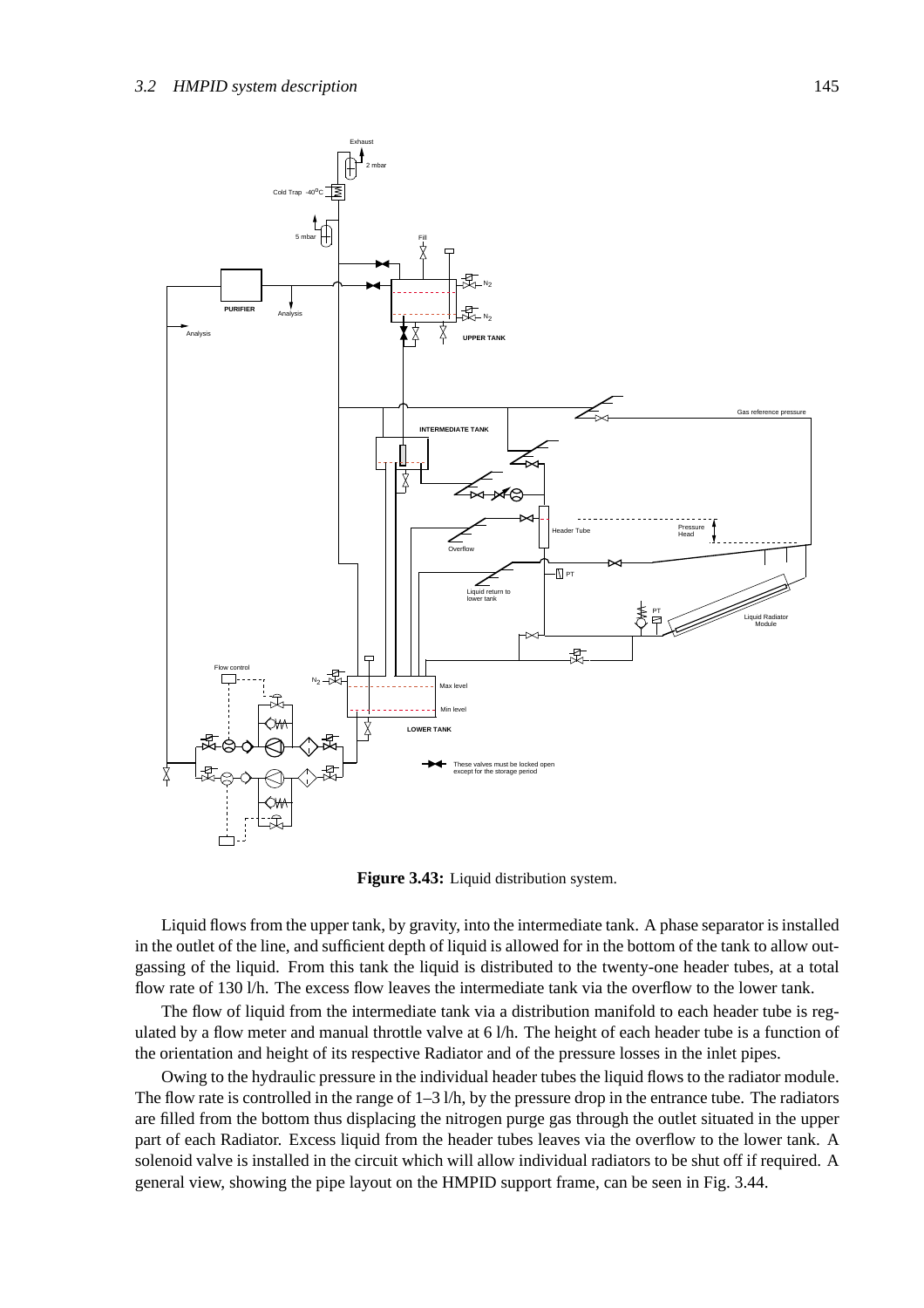**Figure 3.43:** Liquid distribution system.

Liquid flows from the upper tank, by gravity, into the intermediate tank. A phase separator is installed in the outlet of the line, and sufficient depth of liquid is allowed for in the bottom of the tank to allow outgassing of the liquid. From this tank the liquid is distributed to the twenty-one header tubes, at a total flow rate of 130 l/h. The excess flow leaves the intermediate tank via the overflow to the lower tank.

The flow of liquid from the intermediate tank via a distribution manifold to each header tube is regulated by a flow meter and manual throttle valve at 6 l/h. The height of each header tube is a function of the orientation and height of its respective Radiator and of the pressure losses in the inlet pipes.

Owing to the hydraulic pressure in the individual header tubes the liquid flows to the radiator module. The flow rate is controlled in the range of 1–3 l/h, by the pressure drop in the entrance tube. The radiators are filled from the bottom thus displacing the nitrogen purge gas through the outlet situated in the upper part of each Radiator. Excess liquid from the header tubes leaves via the overflow to the lower tank. A solenoid valve is installed in the circuit which will allow individual radiators to be shut off if required. A general view, showing the pipe layout on the HMPID support frame, can be seen in Fig. 3.44.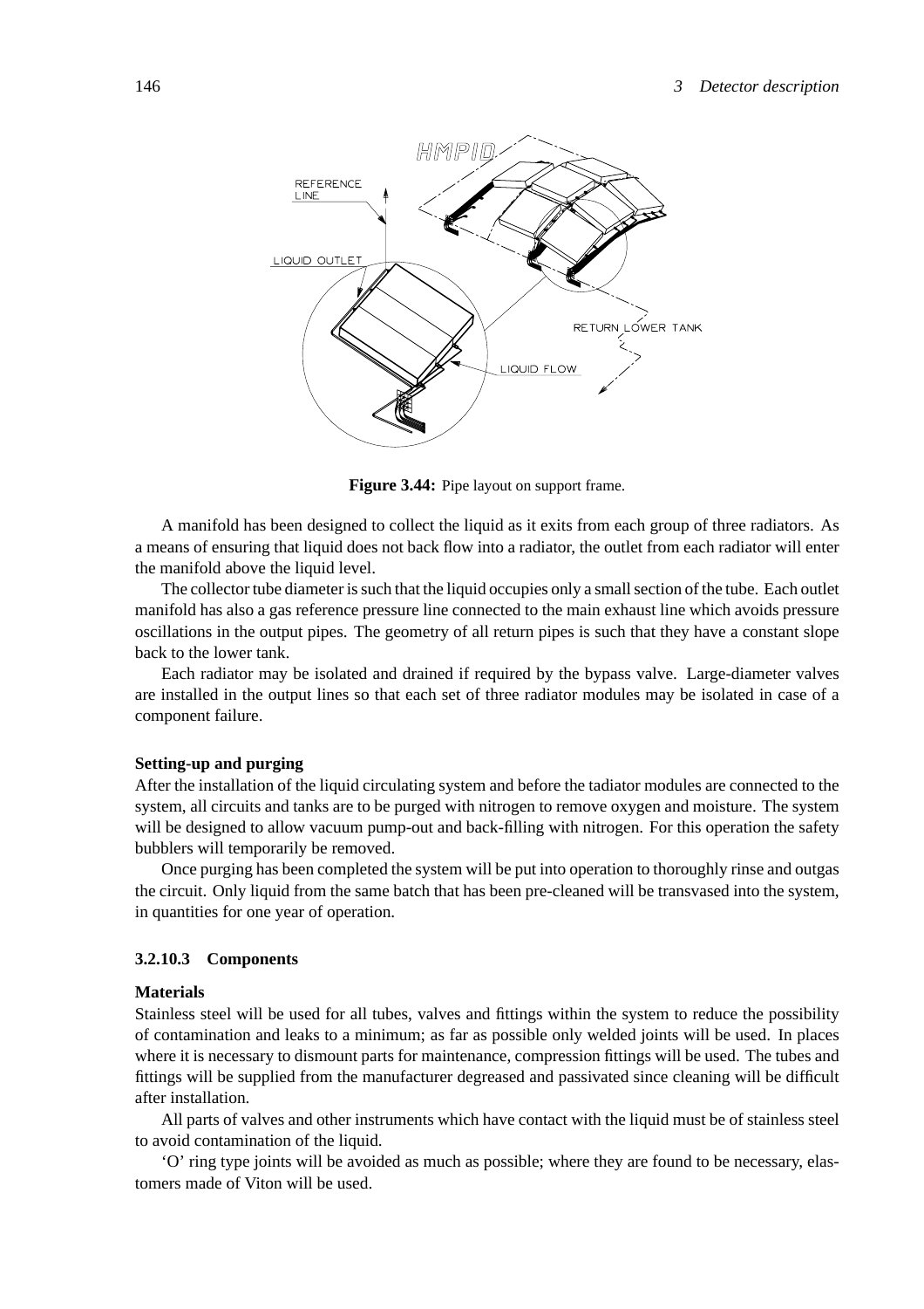**Figure 3.44:** Pipe layout on support frame.

A manifold has been designed to collect the liquid as it exits from each group of three radiators. As a means of ensuring that liquid does not back flow into a radiator, the outlet from each radiator will enter the manifold above the liquid level.

The collector tube diameter is such that the liquid occupies only a small section of the tube. Each outlet manifold has also a gas reference pressure line connected to the main exhaust line which avoids pressure oscillations in the output pipes. The geometry of all return pipes is such that they have a constant slope back to the lower tank.

Each radiator may be isolated and drained if required by the bypass valve. Large-diameter valves are installed in the output lines so that each set of three radiator modules may be isolated in case of a component failure.

**Setting-up and purging**

After the installation of the liquid circulating system and before the tadiator modules are connected to the system, all circuits and tanks are to be purged with nitrogen to remove oxygen and moisture. The system will be designed to allow vacuum pump-out and back-filling with nitrogen. For this operation the safety bubblers will temporarily be removed.

Once purging has been completed the system will be put into operation to thoroughly rinse and outgas the circuit. Only liquid from the same batch that has been pre-cleaned will be transvased into the system, in quantities for one year of operation.

### 3.2.10.3 Components

**Materials**

Stainless steel will be used for all tubes, valves and fittings within the system to reduce the possibility of contamination and leaks to a minimum; as far as possible only welded joints will be used. In places where it is necessary to dismount parts for maintenance, compression fittings will be used. The tubes and fittings will be supplied from the manufacturer degreased and passivated since cleaning will be difficult after installation.

All parts of valves and other instruments which have contact with the liquid must be of stainless steel to avoid contamination of the liquid.

'O' ring type joints will be avoided as much as possible; where they are found to be necessary, elastomers made of Viton will be used.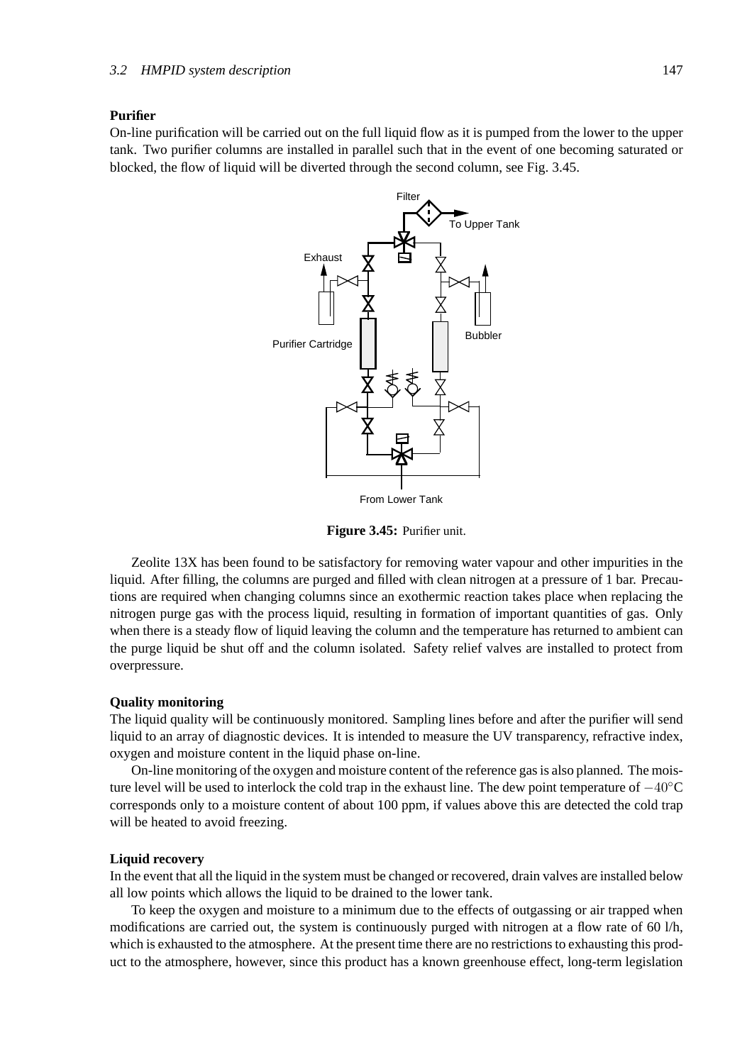**Purifier**

On-line purification will be carried out on the full liquid flow as it is pumped from the lower to the upper tank. Two purifier columns are installed in parallel such that in the event of one becoming saturated or blocked, the flow of liquid will be diverted through the second column, see Fig. 3.45.

**Figure 3.45:** Purifier unit.

Zeolite 13X has been found to be satisfactory for removing water vapour and other impurities in the liquid. After filling, the columns are purged and filled with clean nitrogen at a pressure of 1 bar. Precautions are required when changing columns since an exothermic reaction takes place when replacing the nitrogen purge gas with the process liquid, resulting in formation of important quantities of gas. Only when there is a steady flow of liquid leaving the column and the temperature has returned to ambient can the purge liquid be shut off and the column isolated. Safety relief valves are installed to protect from overpressure.

**Quality monitoring**

The liquid quality will be continuously monitored. Sampling lines before and after the purifier will send liquid to an array of diagnostic devices. It is intended to measure the UV transparency, refractive index, oxygen and moisture content in the liquid phase on-line.

On-line monitoring of the oxygen and moisture content of the reference gas is also planned. The moisture level will be used to interlock the cold trap in the exhaust line. The dew point temperature of $-40^{\circ}\mathrm{C}$ corresponds only to a moisture content of about 100 ppm, if values above this are detected the cold trap will be heated to avoid freezing.

**Liquid recovery**

In the event that all the liquid in the system must be changed or recovered, drain valves are installed below all low points which allows the liquid to be drained to the lower tank.

To keep the oxygen and moisture to a minimum due to the effects of outgassing or air trapped when modifications are carried out, the system is continuously purged with nitrogen at a flow rate of 60 l/h, which is exhausted to the atmosphere. At the present time there are no restrictions to exhausting this product to the atmosphere, however, since this product has a known greenhouse effect, long-term legislation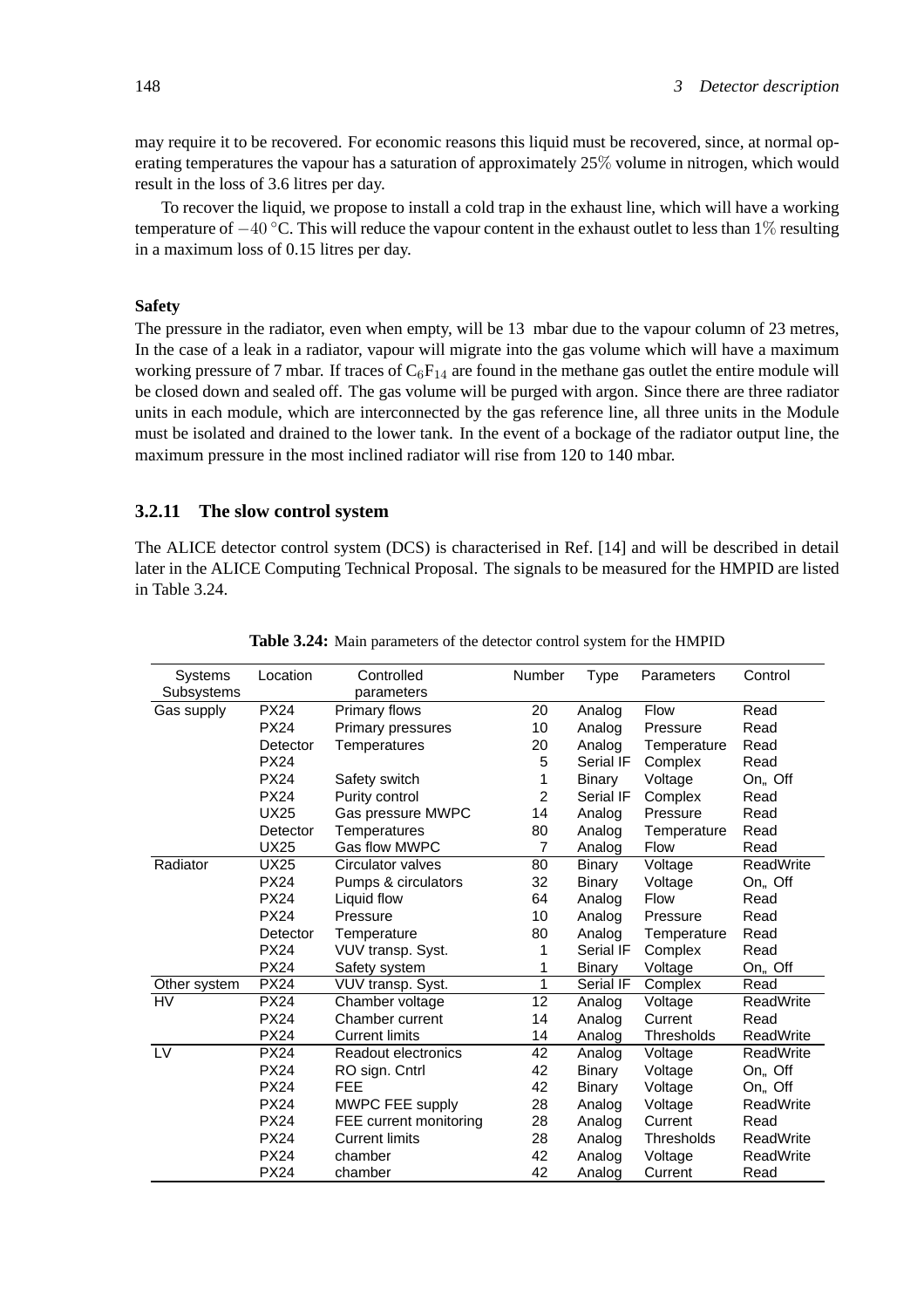may require it to be recovered. For economic reasons this liquid must be recovered, since, at normal operating temperatures the vapour has a saturation of approximately 25% volume in nitrogen, which would result in the loss of 3.6 litres per day.

To recover the liquid, we propose to install a cold trap in the exhaust line, which will have a working temperature of $-40\,^{\circ}$C. This will reduce the vapour content in the exhaust outlet to less than 1% resulting in a maximum loss of 0.15 litres per day.

**Safety**

The pressure in the radiator, even when empty, will be 13 mbar due to the vapour column of 23 metres, In the case of a leak in a radiator, vapour will migrate into the gas volume which will have a maximum working pressure of 7 mbar. If traces of $C_6F_{14}$ are found in the methane gas outlet the entire module will be closed down and sealed off. The gas volume will be purged with argon. Since there are three radiator units in each module, which are interconnected by the gas reference line, all three units in the Module must be isolated and drained to the lower tank. In the event of a bockage of the radiator output line, the maximum pressure in the most inclined radiator will rise from 120 to 140 mbar.

### 3.2.11 The slow control system

The ALICE detector control system (DCS) is characterised in Ref. [14] and will be described in detail later in the ALICE Computing Technical Proposal. The signals to be measured for the HMPID are listed in Table 3.24.

**Table 3.24:** Main parameters of the detector control system for the HMPID

| Systems Subsystems | Location | Controlled parameters | Number | Type | Parameters | Control |
|---|---|---|---|---|---|---|
| Gas supply | PX24 | Primary flows | 20 | Analog | Flow | Read |
| | PX24 | Primary pressures | 10 | Analog | Pressure | Read |
| | Detector | Temperatures | 20 | Analog | Temperature | Read |
| | PX24 | | 5 | Serial IF | Complex | Read |
| | PX24 | Safety switch | 1 | Binary | Voltage | On,, Off |
| | PX24 | Purity control | 2 | Serial IF | Complex | Read |
| | UX25 | Gas pressure MWPC | 14 | Analog | Pressure | Read |
| | Detector | Temperatures | 80 | Analog | Temperature | Read |
| | UX25 | Gas flow MWPC | 7 | Analog | Flow | Read |
| Radiator | UX25 | Circulator valves | 80 | Binary | Voltage | ReadWrite |
| | PX24 | Pumps & circulators | 32 | Binary | Voltage | On,, Off |
| | PX24 | Liquid flow | 64 | Analog | Flow | Read |
| | PX24 | Pressure | 10 | Analog | Pressure | Read |
| | Detector | Temperature | 80 | Analog | Temperature | Read |
| | PX24 | VUV transp. Syst. | 1 | Serial IF | Complex | Read |
| | PX24 | Safety system | 1 | Binary | Voltage | On,, Off |
| Other system | PX24 | VUV transp. Syst. | 1 | Serial IF | Complex | Read |
| HV | PX24 | Chamber voltage | 12 | Analog | Voltage | ReadWrite |
| | PX24 | Chamber current | 14 | Analog | Current | Read |
| | PX24 | Current limits | 14 | Analog | Thresholds | ReadWrite |
| LV | PX24 | Readout electronics | 42 | Analog | Voltage | ReadWrite |
| | PX24 | RO sign. Cntrl | 42 | Binary | Voltage | On,, Off |
| | PX24 | FEE | 42 | Binary | Voltage | On,, Off |
| | PX24 | MWPC FEE supply | 28 | Analog | Voltage | ReadWrite |
| | PX24 | FEE current monitoring | 28 | Analog | Current | Read |
| | PX24 | Current limits | 28 | Analog | Thresholds | ReadWrite |
| | PX24 | chamber | 42 | Analog | Voltage | ReadWrite |
| | PX24 | chamber | 42 | Analog | Current | Read |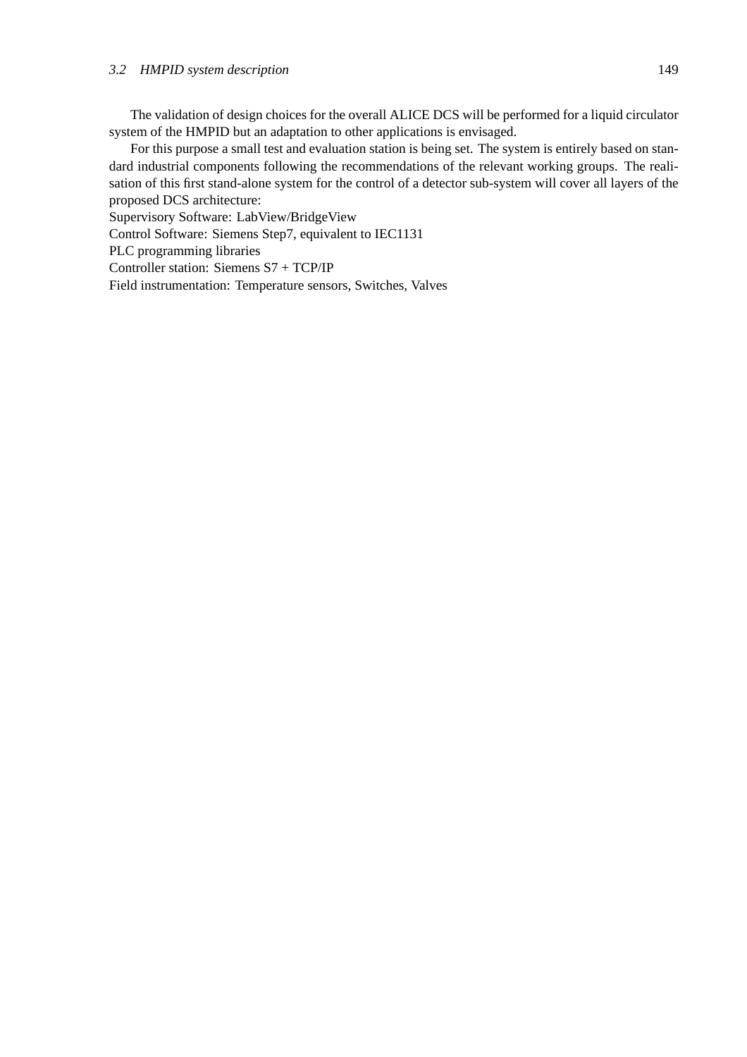The validation of design choices for the overall ALICE DCS will be performed for a liquid circulator system of the HMPID but an adaptation to other applications is envisaged.

For this purpose a small test and evaluation station is being set. The system is entirely based on standard industrial components following the recommendations of the relevant working groups. The realisation of this first stand-alone system for the control of a detector sub-system will cover all layers of the proposed DCS architecture:

Supervisory Software: LabView/BridgeView  
Control Software: Siemens Step7, equivalent to IEC1131  
PLC programming libraries  
Controller station: Siemens S7 + TCP/IP  
Field instrumentation: Temperature sensors, Switches, Valves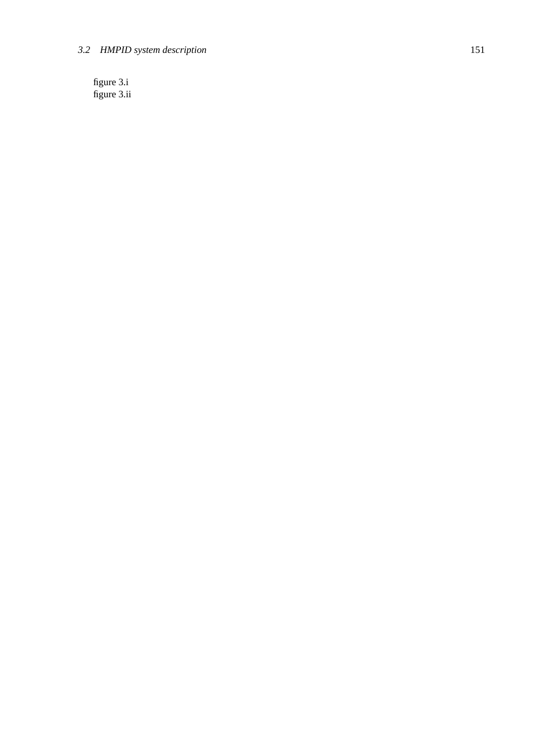figure 3.i
figure 3.ii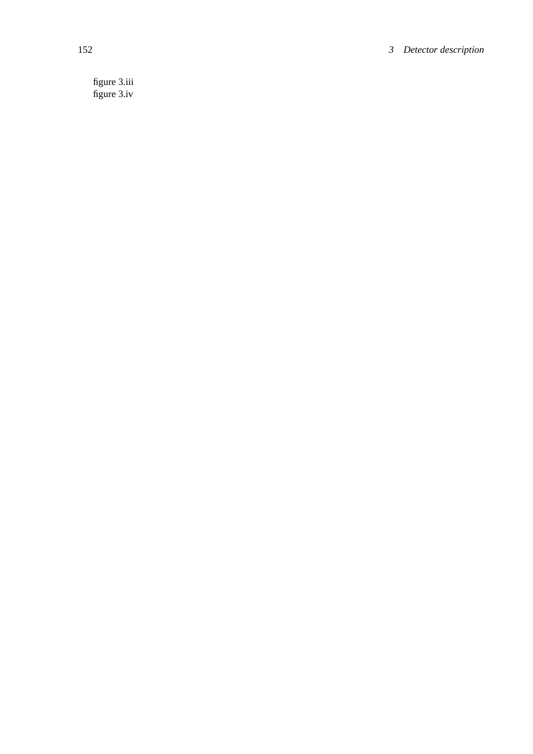figure 3.iii
figure 3.iv